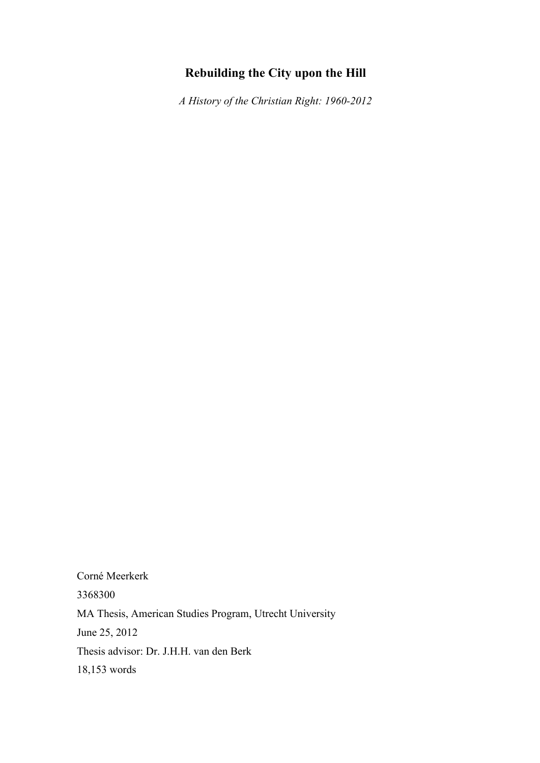# Rebuilding the City upon the Hill

*A History of the Christian Right: 1960-2012*

Corné Meerkerk

3368300

MA Thesis, American Studies Program, Utrecht University

June 25, 2012

Thesis advisor: Dr. J.H.H. van den Berk

18,153 words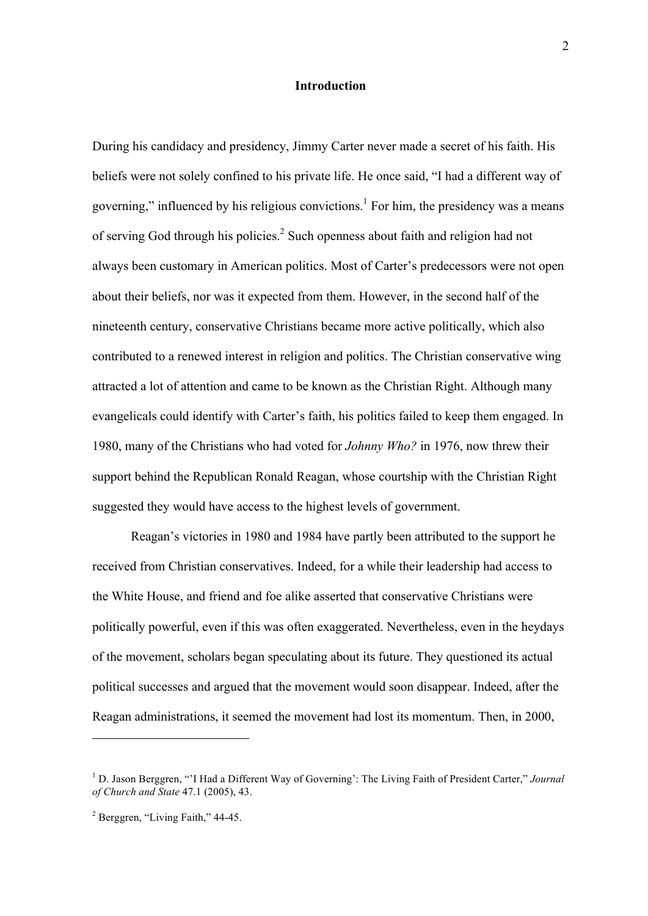## Introduction

During his candidacy and presidency, Jimmy Carter never made a secret of his faith. His beliefs were not solely confined to his private life. He once said, "I had a different way of governing," influenced by his religious convictions.[1] For him, the presidency was a means of serving God through his policies.[2] Such openness about faith and religion had not always been customary in American politics. Most of Carter's predecessors were not open about their beliefs, nor was it expected from them. However, in the second half of the nineteenth century, conservative Christians became more active politically, which also contributed to a renewed interest in religion and politics. The Christian conservative wing attracted a lot of attention and came to be known as the Christian Right. Although many evangelicals could identify with Carter's faith, his politics failed to keep them engaged. In 1980, many of the Christians who had voted for *Johnny Who?* in 1976, now threw their support behind the Republican Ronald Reagan, whose courtship with the Christian Right suggested they would have access to the highest levels of government.

Reagan's victories in 1980 and 1984 have partly been attributed to the support he received from Christian conservatives. Indeed, for a while their leadership had access to the White House, and friend and foe alike asserted that conservative Christians were politically powerful, even if this was often exaggerated. Nevertheless, even in the heydays of the movement, scholars began speculating about its future. They questioned its actual political successes and argued that the movement would soon disappear. Indeed, after the Reagan administrations, it seemed the movement had lost its momentum. Then, in 2000,

---

[1] D. Jason Berggren, "'I Had a Different Way of Governing': The Living Faith of President Carter," *Journal of Church and State* 47.1 (2005), 43.

[2] Berggren, "Living Faith," 44-45.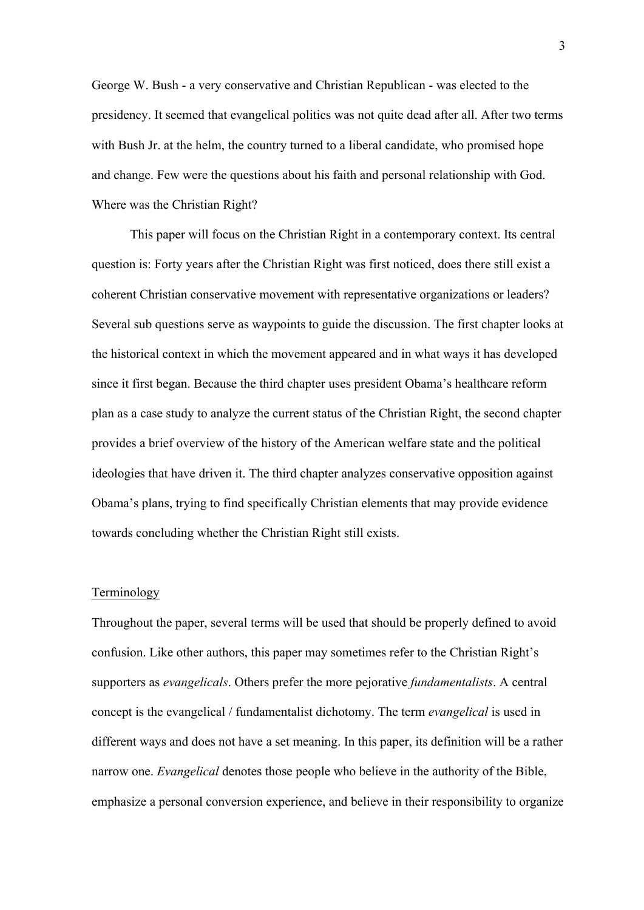George W. Bush - a very conservative and Christian Republican - was elected to the presidency. It seemed that evangelical politics was not quite dead after all. After two terms with Bush Jr. at the helm, the country turned to a liberal candidate, who promised hope and change. Few were the questions about his faith and personal relationship with God. Where was the Christian Right?

This paper will focus on the Christian Right in a contemporary context. Its central question is: Forty years after the Christian Right was first noticed, does there still exist a coherent Christian conservative movement with representative organizations or leaders? Several sub questions serve as waypoints to guide the discussion. The first chapter looks at the historical context in which the movement appeared and in what ways it has developed since it first began. Because the third chapter uses president Obama's healthcare reform plan as a case study to analyze the current status of the Christian Right, the second chapter provides a brief overview of the history of the American welfare state and the political ideologies that have driven it. The third chapter analyzes conservative opposition against Obama's plans, trying to find specifically Christian elements that may provide evidence towards concluding whether the Christian Right still exists.

## Terminology

Throughout the paper, several terms will be used that should be properly defined to avoid confusion. Like other authors, this paper may sometimes refer to the Christian Right's supporters as *evangelicals*. Others prefer the more pejorative *fundamentalists*. A central concept is the evangelical / fundamentalist dichotomy. The term *evangelical* is used in different ways and does not have a set meaning. In this paper, its definition will be a rather narrow one. *Evangelical* denotes those people who believe in the authority of the Bible, emphasize a personal conversion experience, and believe in their responsibility to organize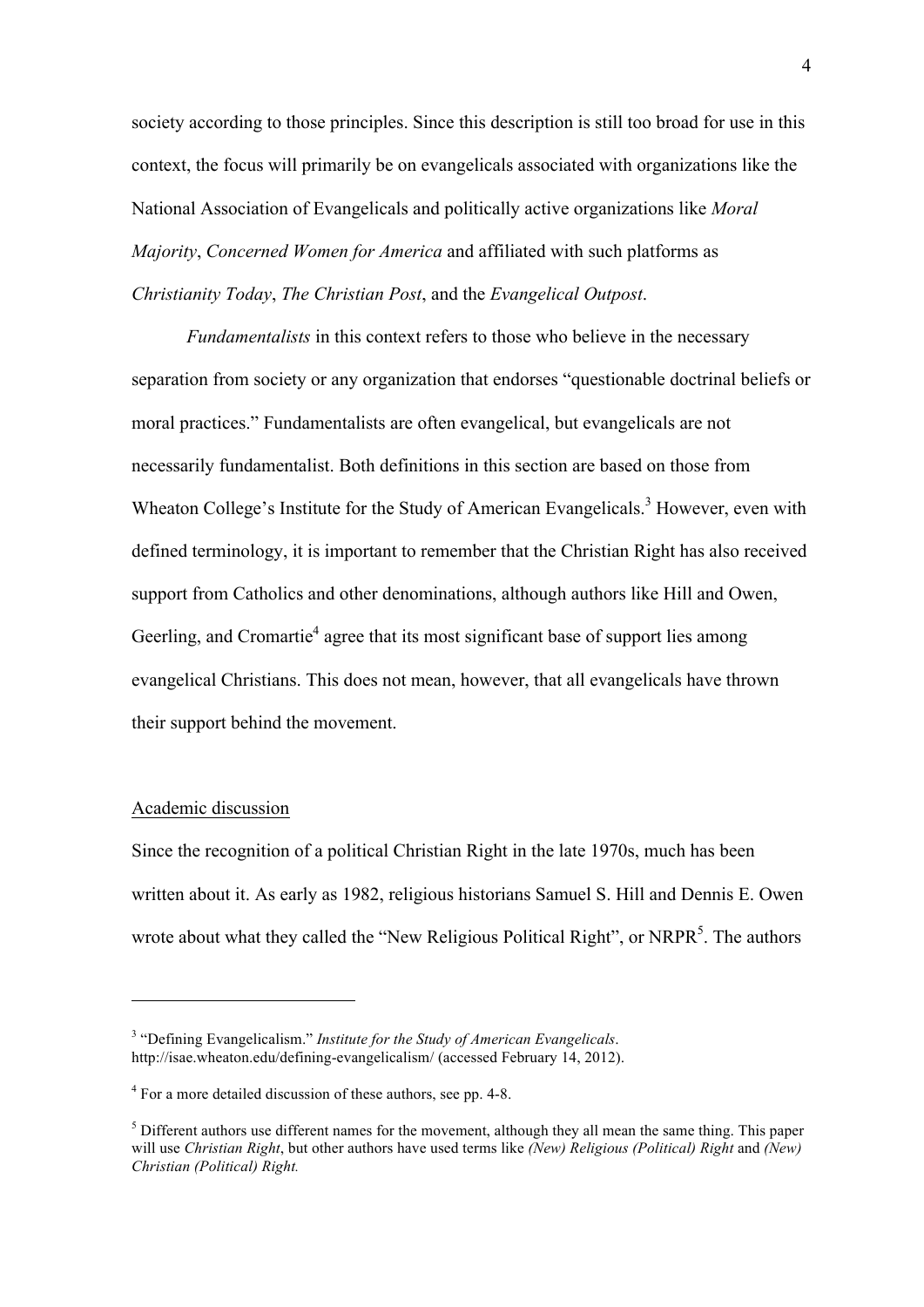society according to those principles. Since this description is still too broad for use in this context, the focus will primarily be on evangelicals associated with organizations like the National Association of Evangelicals and politically active organizations like *Moral Majority*, *Concerned Women for America* and affiliated with such platforms as *Christianity Today*, *The Christian Post*, and the *Evangelical Outpost*.

*Fundamentalists* in this context refers to those who believe in the necessary separation from society or any organization that endorses "questionable doctrinal beliefs or moral practices." Fundamentalists are often evangelical, but evangelicals are not necessarily fundamentalist. Both definitions in this section are based on those from Wheaton College's Institute for the Study of American Evangelicals.[3] However, even with defined terminology, it is important to remember that the Christian Right has also received support from Catholics and other denominations, although authors like Hill and Owen, Geerling, and Cromartie[4] agree that its most significant base of support lies among evangelical Christians. This does not mean, however, that all evangelicals have thrown their support behind the movement.

## Academic discussion

Since the recognition of a political Christian Right in the late 1970s, much has been written about it. As early as 1982, religious historians Samuel S. Hill and Dennis E. Owen wrote about what they called the "New Religious Political Right", or NRPR[5]. The authors

---

[3] "Defining Evangelicalism." *Institute for the Study of American Evangelicals*. http://isae.wheaton.edu/defining-evangelicalism/ (accessed February 14, 2012).

[4] For a more detailed discussion of these authors, see pp. 4-8.

[5] Different authors use different names for the movement, although they all mean the same thing. This paper will use *Christian Right*, but other authors have used terms like *(New) Religious (Political) Right* and *(New) Christian (Political) Right.*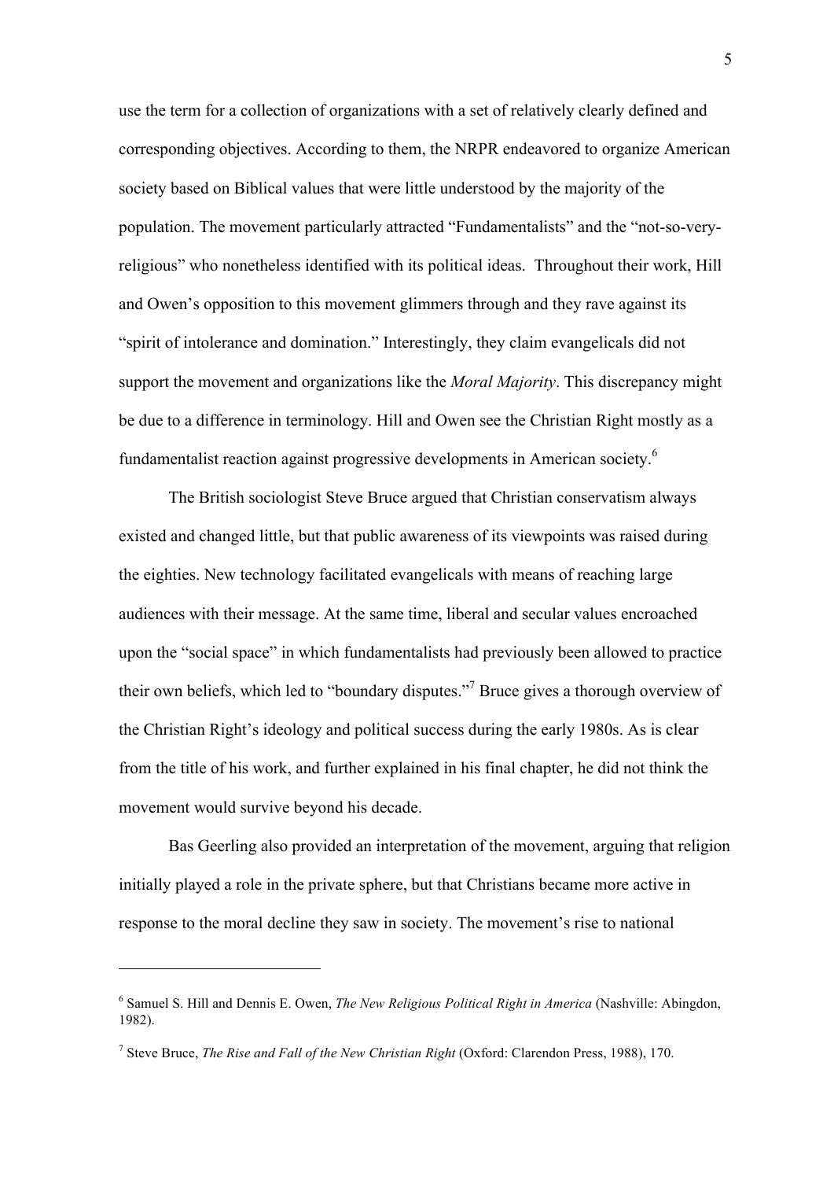use the term for a collection of organizations with a set of relatively clearly defined and corresponding objectives. According to them, the NRPR endeavored to organize American society based on Biblical values that were little understood by the majority of the population. The movement particularly attracted "Fundamentalists" and the "not-so-very-religious" who nonetheless identified with its political ideas. Throughout their work, Hill and Owen's opposition to this movement glimmers through and they rave against its "spirit of intolerance and domination." Interestingly, they claim evangelicals did not support the movement and organizations like the *Moral Majority*. This discrepancy might be due to a difference in terminology. Hill and Owen see the Christian Right mostly as a fundamentalist reaction against progressive developments in American society.[6]

The British sociologist Steve Bruce argued that Christian conservatism always existed and changed little, but that public awareness of its viewpoints was raised during the eighties. New technology facilitated evangelicals with means of reaching large audiences with their message. At the same time, liberal and secular values encroached upon the "social space" in which fundamentalists had previously been allowed to practice their own beliefs, which led to "boundary disputes."[7] Bruce gives a thorough overview of the Christian Right's ideology and political success during the early 1980s. As is clear from the title of his work, and further explained in his final chapter, he did not think the movement would survive beyond his decade.

Bas Geerling also provided an interpretation of the movement, arguing that religion initially played a role in the private sphere, but that Christians became more active in response to the moral decline they saw in society. The movement's rise to national

---

[6] Samuel S. Hill and Dennis E. Owen, *The New Religious Political Right in America* (Nashville: Abingdon, 1982).

[7] Steve Bruce, *The Rise and Fall of the New Christian Right* (Oxford: Clarendon Press, 1988), 170.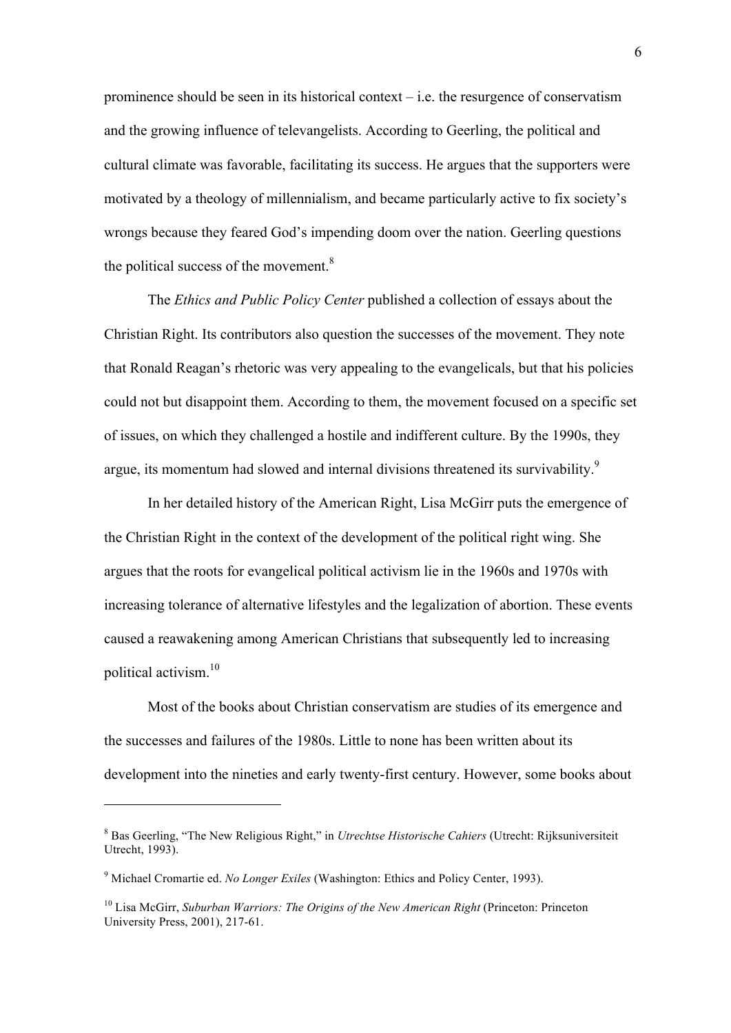prominence should be seen in its historical context – i.e. the resurgence of conservatism and the growing influence of televangelists. According to Geerling, the political and cultural climate was favorable, facilitating its success. He argues that the supporters were motivated by a theology of millennialism, and became particularly active to fix society's wrongs because they feared God's impending doom over the nation. Geerling questions the political success of the movement.[8]

The *Ethics and Public Policy Center* published a collection of essays about the Christian Right. Its contributors also question the successes of the movement. They note that Ronald Reagan's rhetoric was very appealing to the evangelicals, but that his policies could not but disappoint them. According to them, the movement focused on a specific set of issues, on which they challenged a hostile and indifferent culture. By the 1990s, they argue, its momentum had slowed and internal divisions threatened its survivability.[9]

In her detailed history of the American Right, Lisa McGirr puts the emergence of the Christian Right in the context of the development of the political right wing. She argues that the roots for evangelical political activism lie in the 1960s and 1970s with increasing tolerance of alternative lifestyles and the legalization of abortion. These events caused a reawakening among American Christians that subsequently led to increasing political activism.[10]

Most of the books about Christian conservatism are studies of its emergence and the successes and failures of the 1980s. Little to none has been written about its development into the nineties and early twenty-first century. However, some books about

---

[8] Bas Geerling, "The New Religious Right," in *Utrechtse Historische Cahiers* (Utrecht: Rijksuniversiteit Utrecht, 1993).

[9] Michael Cromartie ed. *No Longer Exiles* (Washington: Ethics and Policy Center, 1993).

[10] Lisa McGirr, *Suburban Warriors: The Origins of the New American Right* (Princeton: Princeton University Press, 2001), 217-61.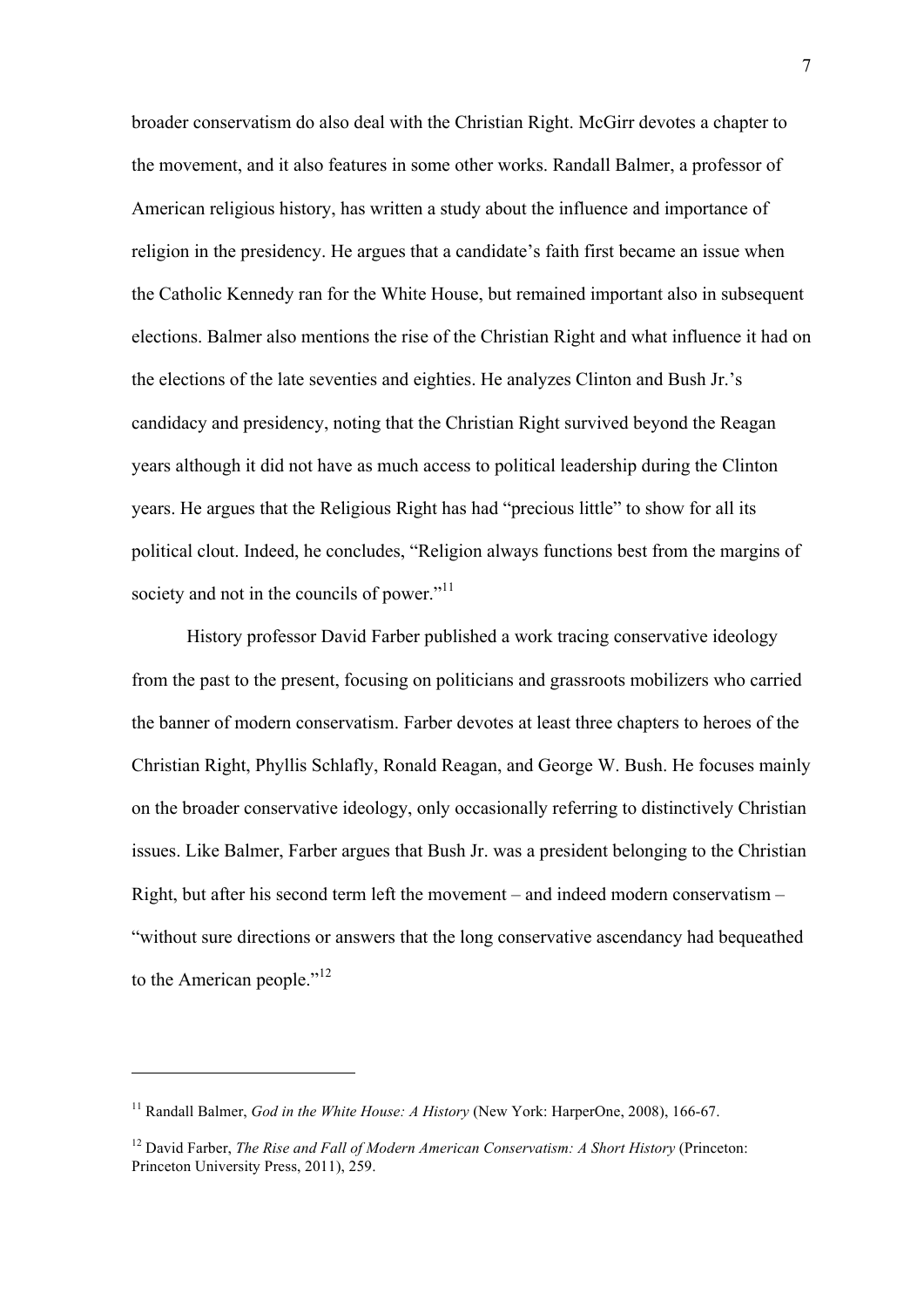broader conservatism do also deal with the Christian Right. McGirr devotes a chapter to the movement, and it also features in some other works. Randall Balmer, a professor of American religious history, has written a study about the influence and importance of religion in the presidency. He argues that a candidate's faith first became an issue when the Catholic Kennedy ran for the White House, but remained important also in subsequent elections. Balmer also mentions the rise of the Christian Right and what influence it had on the elections of the late seventies and eighties. He analyzes Clinton and Bush Jr.'s candidacy and presidency, noting that the Christian Right survived beyond the Reagan years although it did not have as much access to political leadership during the Clinton years. He argues that the Religious Right has had "precious little" to show for all its political clout. Indeed, he concludes, "Religion always functions best from the margins of society and not in the councils of power."[11]

History professor David Farber published a work tracing conservative ideology from the past to the present, focusing on politicians and grassroots mobilizers who carried the banner of modern conservatism. Farber devotes at least three chapters to heroes of the Christian Right, Phyllis Schlafly, Ronald Reagan, and George W. Bush. He focuses mainly on the broader conservative ideology, only occasionally referring to distinctively Christian issues. Like Balmer, Farber argues that Bush Jr. was a president belonging to the Christian Right, but after his second term left the movement – and indeed modern conservatism – "without sure directions or answers that the long conservative ascendancy had bequeathed to the American people."[12]

---

[11] Randall Balmer, *God in the White House: A History* (New York: HarperOne, 2008), 166-67.

[12] David Farber, *The Rise and Fall of Modern American Conservatism: A Short History* (Princeton: Princeton University Press, 2011), 259.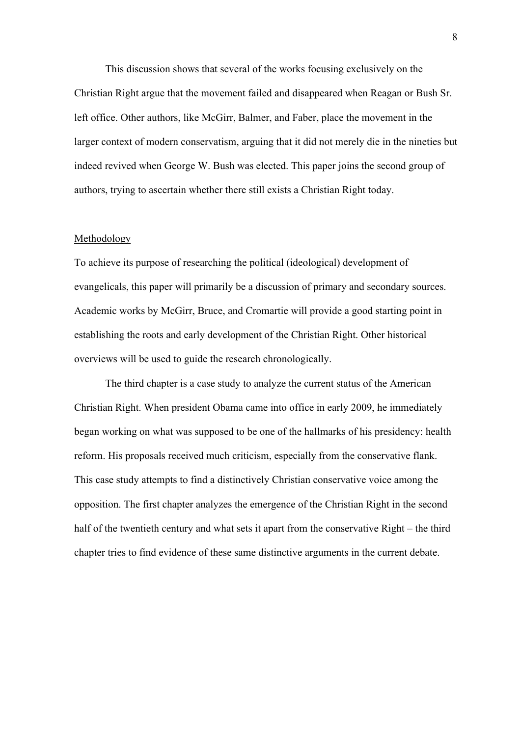This discussion shows that several of the works focusing exclusively on the Christian Right argue that the movement failed and disappeared when Reagan or Bush Sr. left office. Other authors, like McGirr, Balmer, and Faber, place the movement in the larger context of modern conservatism, arguing that it did not merely die in the nineties but indeed revived when George W. Bush was elected. This paper joins the second group of authors, trying to ascertain whether there still exists a Christian Right today.

## Methodology

To achieve its purpose of researching the political (ideological) development of evangelicals, this paper will primarily be a discussion of primary and secondary sources. Academic works by McGirr, Bruce, and Cromartie will provide a good starting point in establishing the roots and early development of the Christian Right. Other historical overviews will be used to guide the research chronologically.

The third chapter is a case study to analyze the current status of the American Christian Right. When president Obama came into office in early 2009, he immediately began working on what was supposed to be one of the hallmarks of his presidency: health reform. His proposals received much criticism, especially from the conservative flank. This case study attempts to find a distinctively Christian conservative voice among the opposition. The first chapter analyzes the emergence of the Christian Right in the second half of the twentieth century and what sets it apart from the conservative Right – the third chapter tries to find evidence of these same distinctive arguments in the current debate.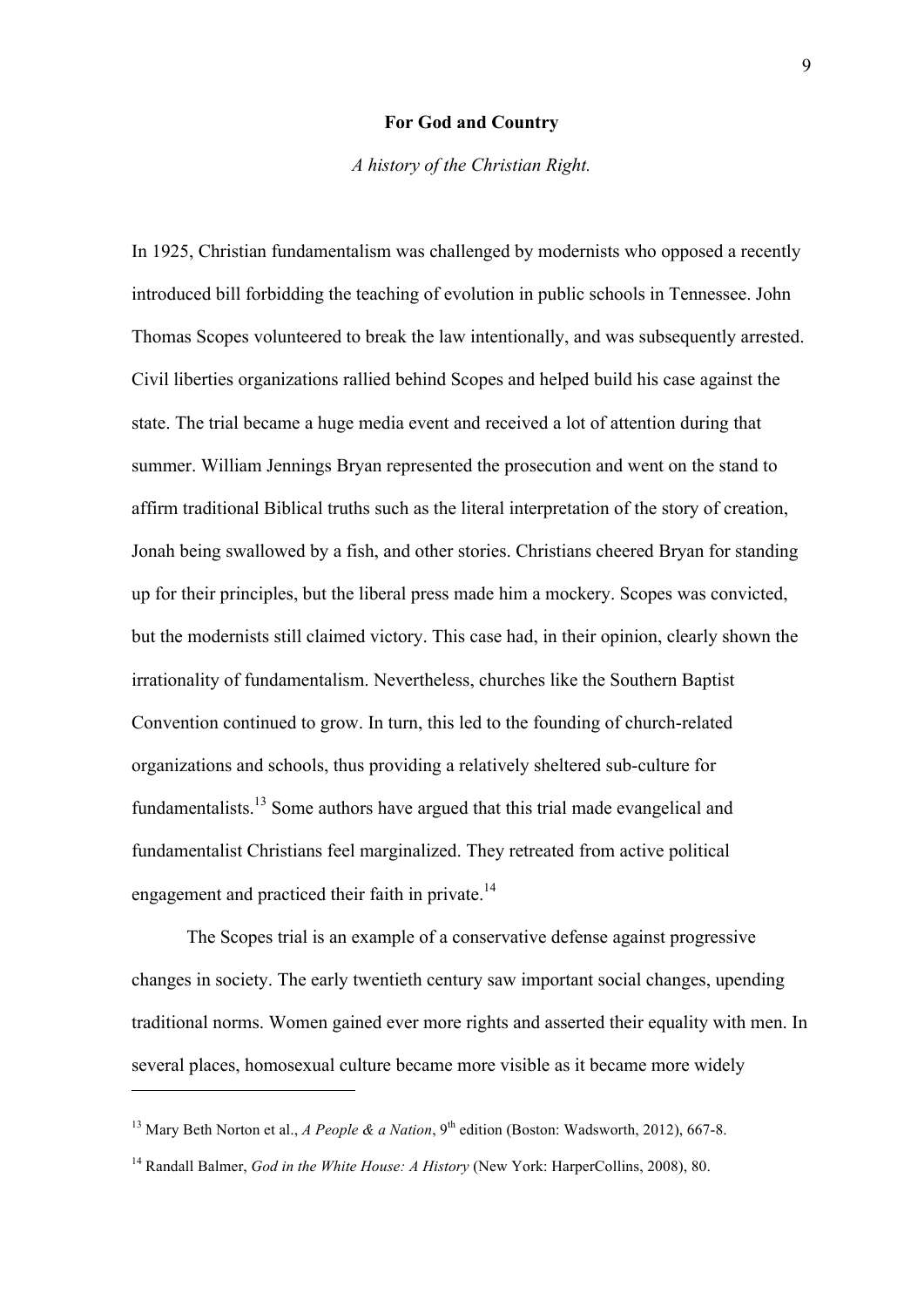**For God and Country**

*A history of the Christian Right.*

In 1925, Christian fundamentalism was challenged by modernists who opposed a recently introduced bill forbidding the teaching of evolution in public schools in Tennessee. John Thomas Scopes volunteered to break the law intentionally, and was subsequently arrested. Civil liberties organizations rallied behind Scopes and helped build his case against the state. The trial became a huge media event and received a lot of attention during that summer. William Jennings Bryan represented the prosecution and went on the stand to affirm traditional Biblical truths such as the literal interpretation of the story of creation, Jonah being swallowed by a fish, and other stories. Christians cheered Bryan for standing up for their principles, but the liberal press made him a mockery. Scopes was convicted, but the modernists still claimed victory. This case had, in their opinion, clearly shown the irrationality of fundamentalism. Nevertheless, churches like the Southern Baptist Convention continued to grow. In turn, this led to the founding of church-related organizations and schools, thus providing a relatively sheltered sub-culture for fundamentalists.[13] Some authors have argued that this trial made evangelical and fundamentalist Christians feel marginalized. They retreated from active political engagement and practiced their faith in private.[14]

The Scopes trial is an example of a conservative defense against progressive changes in society. The early twentieth century saw important social changes, upending traditional norms. Women gained ever more rights and asserted their equality with men. In several places, homosexual culture became more visible as it became more widely

---

[13] Mary Beth Norton et al., *A People & a Nation*, 9th edition (Boston: Wadsworth, 2012), 667-8.

[14] Randall Balmer, *God in the White House: A History* (New York: HarperCollins, 2008), 80.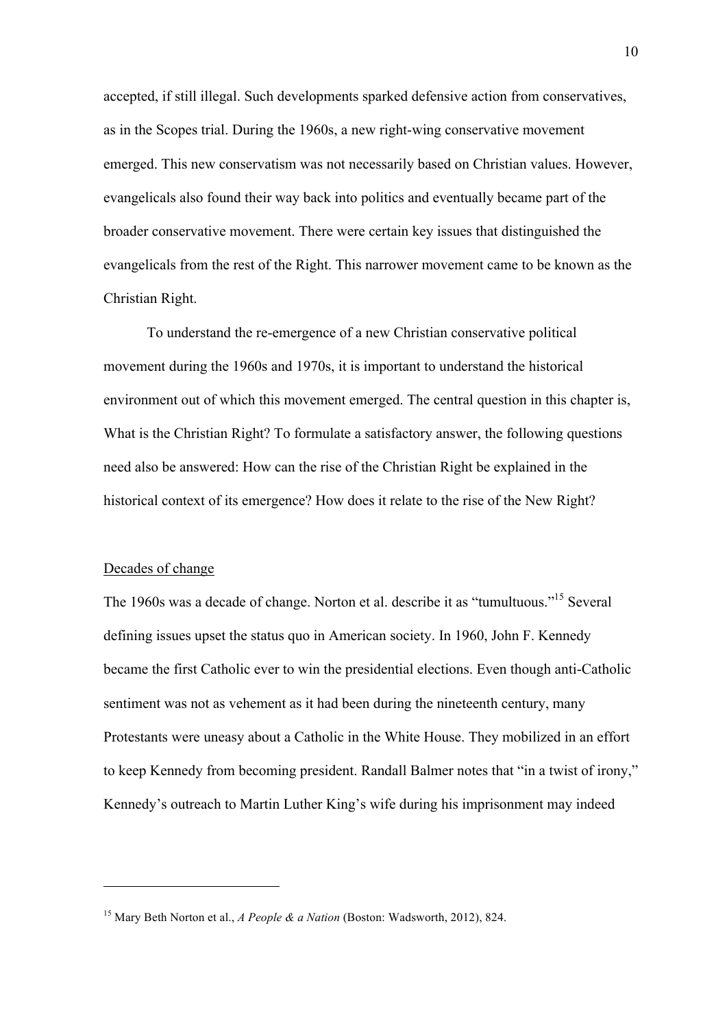accepted, if still illegal. Such developments sparked defensive action from conservatives, as in the Scopes trial. During the 1960s, a new right-wing conservative movement emerged. This new conservatism was not necessarily based on Christian values. However, evangelicals also found their way back into politics and eventually became part of the broader conservative movement. There were certain key issues that distinguished the evangelicals from the rest of the Right. This narrower movement came to be known as the Christian Right.

To understand the re-emergence of a new Christian conservative political movement during the 1960s and 1970s, it is important to understand the historical environment out of which this movement emerged. The central question in this chapter is, What is the Christian Right? To formulate a satisfactory answer, the following questions need also be answered: How can the rise of the Christian Right be explained in the historical context of its emergence? How does it relate to the rise of the New Right?

## Decades of change

The 1960s was a decade of change. Norton et al. describe it as "tumultuous."[15] Several defining issues upset the status quo in American society. In 1960, John F. Kennedy became the first Catholic ever to win the presidential elections. Even though anti-Catholic sentiment was not as vehement as it had been during the nineteenth century, many Protestants were uneasy about a Catholic in the White House. They mobilized in an effort to keep Kennedy from becoming president. Randall Balmer notes that "in a twist of irony," Kennedy's outreach to Martin Luther King's wife during his imprisonment may indeed

---

[15] Mary Beth Norton et al., *A People & a Nation* (Boston: Wadsworth, 2012), 824.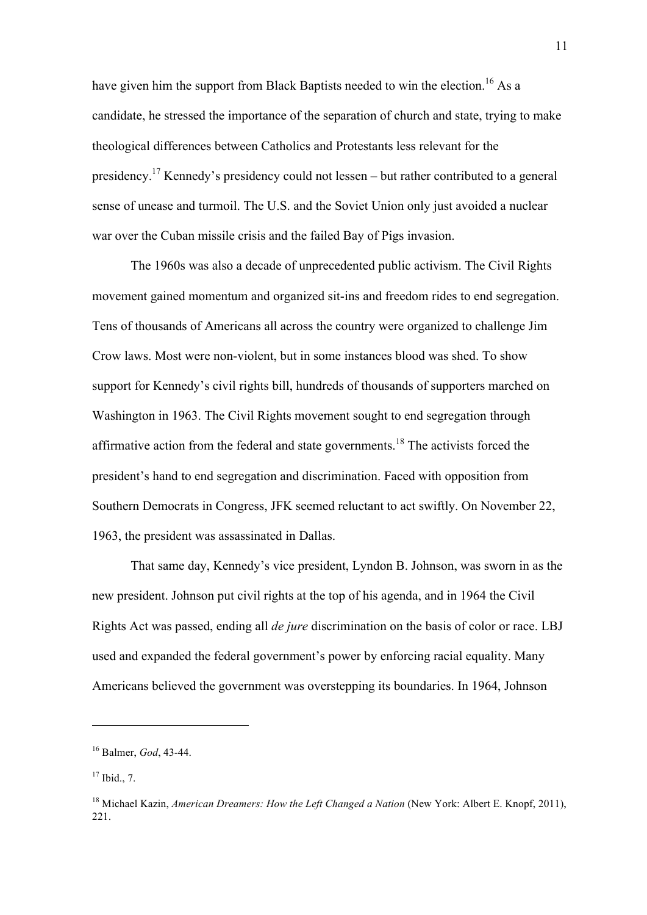have given him the support from Black Baptists needed to win the election.[16] As a candidate, he stressed the importance of the separation of church and state, trying to make theological differences between Catholics and Protestants less relevant for the presidency.[17] Kennedy's presidency could not lessen – but rather contributed to a general sense of unease and turmoil. The U.S. and the Soviet Union only just avoided a nuclear war over the Cuban missile crisis and the failed Bay of Pigs invasion.

The 1960s was also a decade of unprecedented public activism. The Civil Rights movement gained momentum and organized sit-ins and freedom rides to end segregation. Tens of thousands of Americans all across the country were organized to challenge Jim Crow laws. Most were non-violent, but in some instances blood was shed. To show support for Kennedy's civil rights bill, hundreds of thousands of supporters marched on Washington in 1963. The Civil Rights movement sought to end segregation through affirmative action from the federal and state governments.[18] The activists forced the president's hand to end segregation and discrimination. Faced with opposition from Southern Democrats in Congress, JFK seemed reluctant to act swiftly. On November 22, 1963, the president was assassinated in Dallas.

That same day, Kennedy's vice president, Lyndon B. Johnson, was sworn in as the new president. Johnson put civil rights at the top of his agenda, and in 1964 the Civil Rights Act was passed, ending all *de jure* discrimination on the basis of color or race. LBJ used and expanded the federal government's power by enforcing racial equality. Many Americans believed the government was overstepping its boundaries. In 1964, Johnson

---

[16] Balmer, *God*, 43-44.

[17] Ibid., 7.

[18] Michael Kazin, *American Dreamers: How the Left Changed a Nation* (New York: Albert E. Knopf, 2011), 221.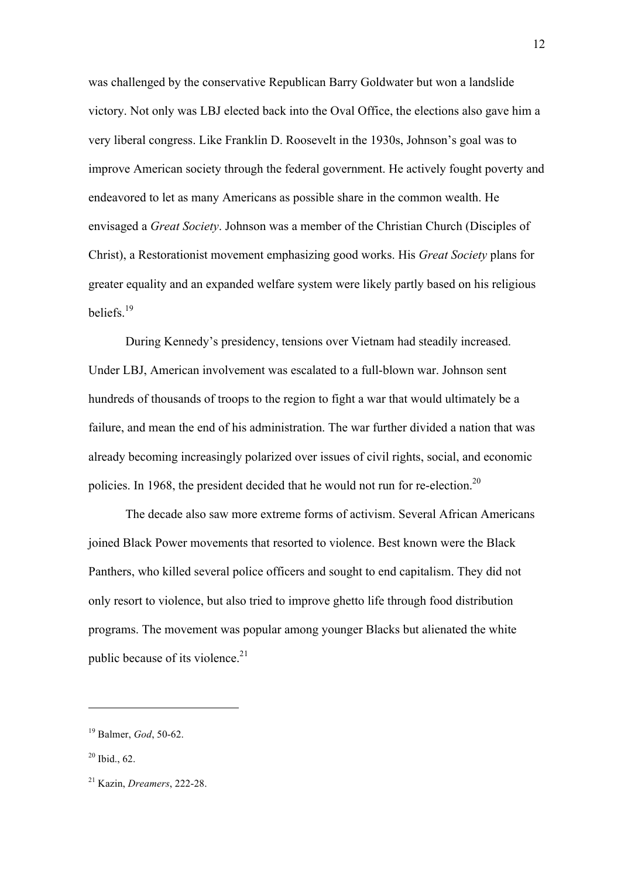was challenged by the conservative Republican Barry Goldwater but won a landslide victory. Not only was LBJ elected back into the Oval Office, the elections also gave him a very liberal congress. Like Franklin D. Roosevelt in the 1930s, Johnson's goal was to improve American society through the federal government. He actively fought poverty and endeavored to let as many Americans as possible share in the common wealth. He envisaged a *Great Society*. Johnson was a member of the Christian Church (Disciples of Christ), a Restorationist movement emphasizing good works. His *Great Society* plans for greater equality and an expanded welfare system were likely partly based on his religious beliefs.[19]

During Kennedy's presidency, tensions over Vietnam had steadily increased. Under LBJ, American involvement was escalated to a full-blown war. Johnson sent hundreds of thousands of troops to the region to fight a war that would ultimately be a failure, and mean the end of his administration. The war further divided a nation that was already becoming increasingly polarized over issues of civil rights, social, and economic policies. In 1968, the president decided that he would not run for re-election.[20]

The decade also saw more extreme forms of activism. Several African Americans joined Black Power movements that resorted to violence. Best known were the Black Panthers, who killed several police officers and sought to end capitalism. They did not only resort to violence, but also tried to improve ghetto life through food distribution programs. The movement was popular among younger Blacks but alienated the white public because of its violence.[21]

---

[19] Balmer, *God*, 50-62.

[20] Ibid., 62.

[21] Kazin, *Dreamers*, 222-28.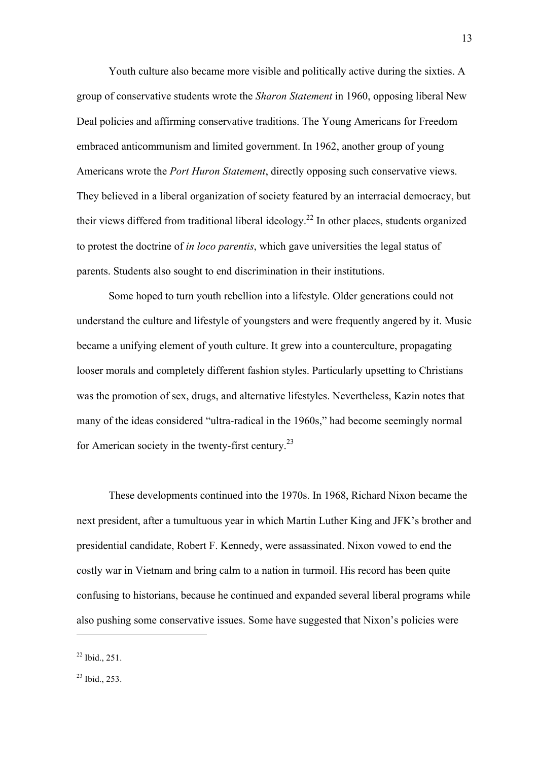Youth culture also became more visible and politically active during the sixties. A group of conservative students wrote the *Sharon Statement* in 1960, opposing liberal New Deal policies and affirming conservative traditions. The Young Americans for Freedom embraced anticommunism and limited government. In 1962, another group of young Americans wrote the *Port Huron Statement*, directly opposing such conservative views. They believed in a liberal organization of society featured by an interracial democracy, but their views differed from traditional liberal ideology.[22] In other places, students organized to protest the doctrine of *in loco parentis*, which gave universities the legal status of parents. Students also sought to end discrimination in their institutions.

Some hoped to turn youth rebellion into a lifestyle. Older generations could not understand the culture and lifestyle of youngsters and were frequently angered by it. Music became a unifying element of youth culture. It grew into a counterculture, propagating looser morals and completely different fashion styles. Particularly upsetting to Christians was the promotion of sex, drugs, and alternative lifestyles. Nevertheless, Kazin notes that many of the ideas considered "ultra-radical in the 1960s," had become seemingly normal for American society in the twenty-first century.[23]

These developments continued into the 1970s. In 1968, Richard Nixon became the next president, after a tumultuous year in which Martin Luther King and JFK's brother and presidential candidate, Robert F. Kennedy, were assassinated. Nixon vowed to end the costly war in Vietnam and bring calm to a nation in turmoil. His record has been quite confusing to historians, because he continued and expanded several liberal programs while also pushing some conservative issues. Some have suggested that Nixon's policies were

---

[22] Ibid., 251.

[23] Ibid., 253.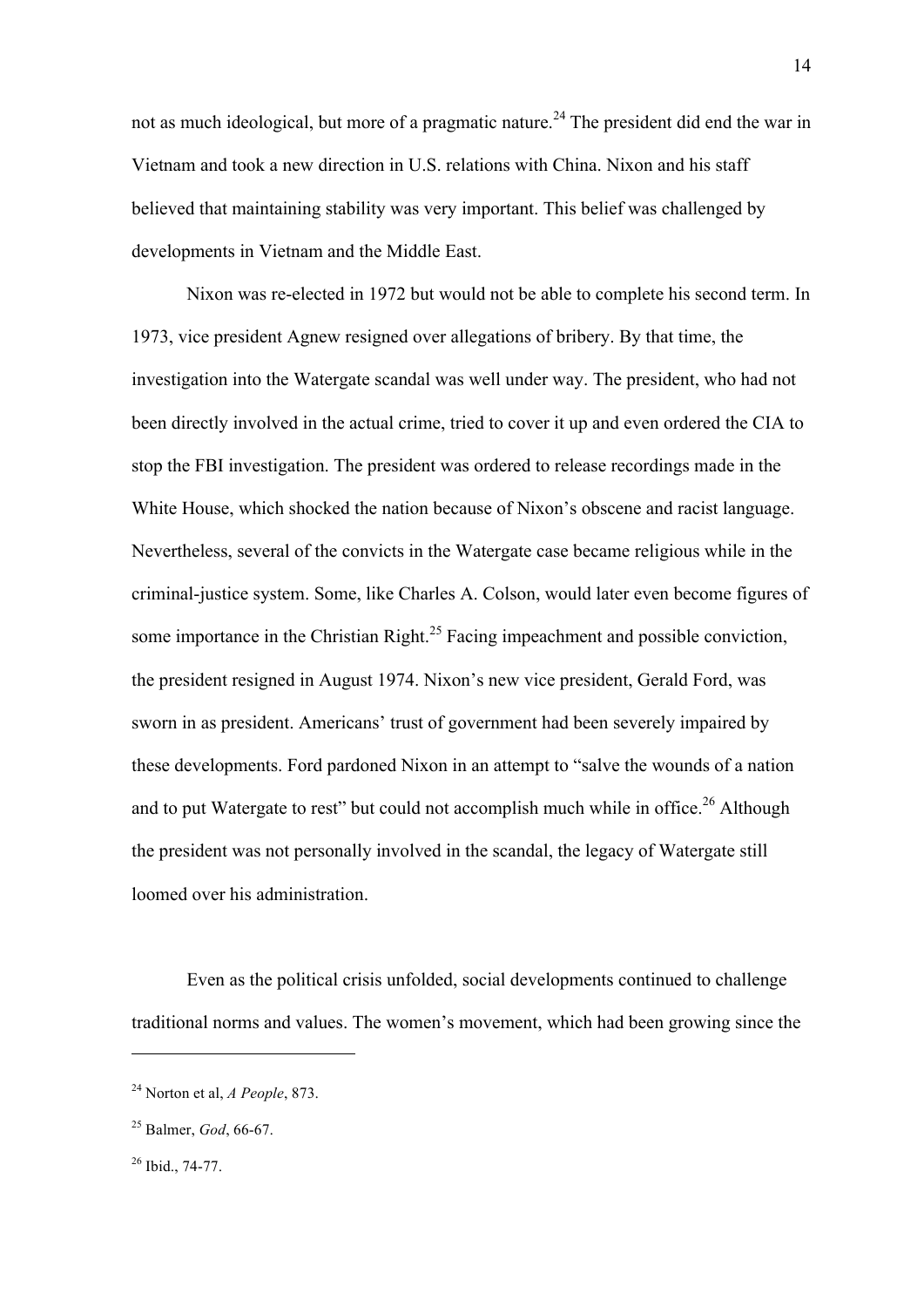not as much ideological, but more of a pragmatic nature.[24] The president did end the war in Vietnam and took a new direction in U.S. relations with China. Nixon and his staff believed that maintaining stability was very important. This belief was challenged by developments in Vietnam and the Middle East.

Nixon was re-elected in 1972 but would not be able to complete his second term. In 1973, vice president Agnew resigned over allegations of bribery. By that time, the investigation into the Watergate scandal was well under way. The president, who had not been directly involved in the actual crime, tried to cover it up and even ordered the CIA to stop the FBI investigation. The president was ordered to release recordings made in the White House, which shocked the nation because of Nixon's obscene and racist language. Nevertheless, several of the convicts in the Watergate case became religious while in the criminal-justice system. Some, like Charles A. Colson, would later even become figures of some importance in the Christian Right.[25] Facing impeachment and possible conviction, the president resigned in August 1974. Nixon's new vice president, Gerald Ford, was sworn in as president. Americans' trust of government had been severely impaired by these developments. Ford pardoned Nixon in an attempt to "salve the wounds of a nation and to put Watergate to rest" but could not accomplish much while in office.[26] Although the president was not personally involved in the scandal, the legacy of Watergate still loomed over his administration.

Even as the political crisis unfolded, social developments continued to challenge traditional norms and values. The women's movement, which had been growing since the

---

[24] Norton et al, *A People*, 873.

[25] Balmer, *God*, 66-67.

[26] Ibid., 74-77.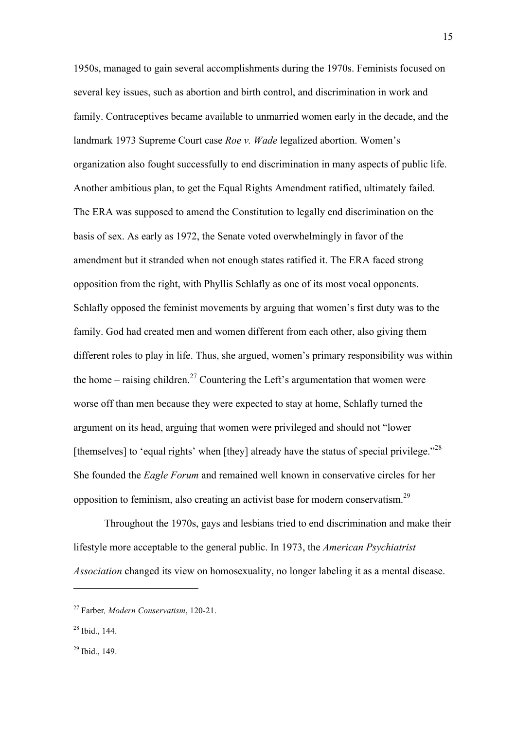1950s, managed to gain several accomplishments during the 1970s. Feminists focused on several key issues, such as abortion and birth control, and discrimination in work and family. Contraceptives became available to unmarried women early in the decade, and the landmark 1973 Supreme Court case *Roe v. Wade* legalized abortion. Women's organization also fought successfully to end discrimination in many aspects of public life. Another ambitious plan, to get the Equal Rights Amendment ratified, ultimately failed. The ERA was supposed to amend the Constitution to legally end discrimination on the basis of sex. As early as 1972, the Senate voted overwhelmingly in favor of the amendment but it stranded when not enough states ratified it. The ERA faced strong opposition from the right, with Phyllis Schlafly as one of its most vocal opponents. Schlafly opposed the feminist movements by arguing that women's first duty was to the family. God had created men and women different from each other, also giving them different roles to play in life. Thus, she argued, women's primary responsibility was within the home – raising children.[27] Countering the Left's argumentation that women were worse off than men because they were expected to stay at home, Schlafly turned the argument on its head, arguing that women were privileged and should not "lower [themselves] to 'equal rights' when [they] already have the status of special privilege."[28] She founded the *Eagle Forum* and remained well known in conservative circles for her opposition to feminism, also creating an activist base for modern conservatism.[29]

Throughout the 1970s, gays and lesbians tried to end discrimination and make their lifestyle more acceptable to the general public. In 1973, the *American Psychiatrist Association* changed its view on homosexuality, no longer labeling it as a mental disease.

---

[27] Farber*, Modern Conservatism*, 120-21.

[28] Ibid., 144.

[29] Ibid., 149.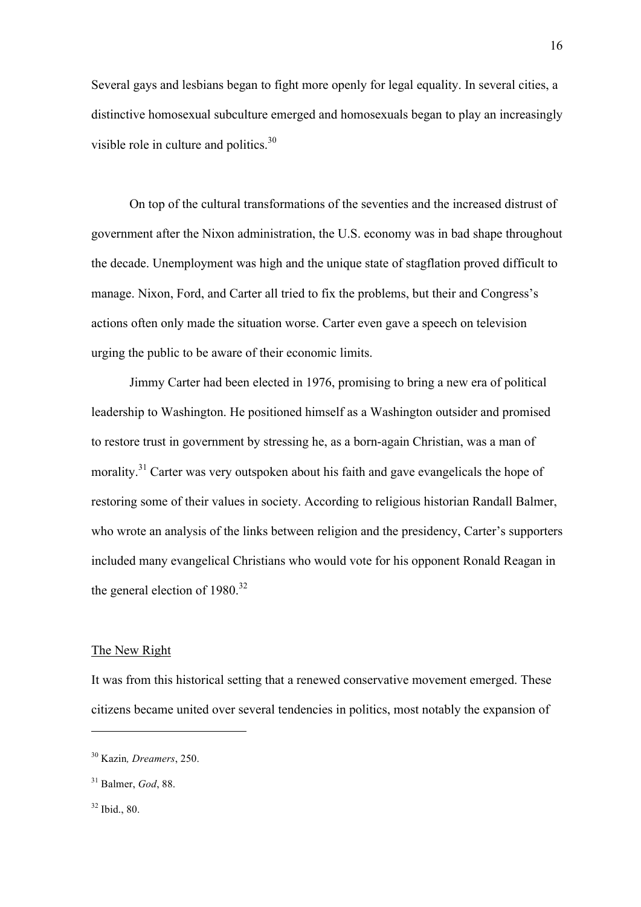Several gays and lesbians began to fight more openly for legal equality. In several cities, a distinctive homosexual subculture emerged and homosexuals began to play an increasingly visible role in culture and politics.[30]

On top of the cultural transformations of the seventies and the increased distrust of government after the Nixon administration, the U.S. economy was in bad shape throughout the decade. Unemployment was high and the unique state of stagflation proved difficult to manage. Nixon, Ford, and Carter all tried to fix the problems, but their and Congress's actions often only made the situation worse. Carter even gave a speech on television urging the public to be aware of their economic limits.

Jimmy Carter had been elected in 1976, promising to bring a new era of political leadership to Washington. He positioned himself as a Washington outsider and promised to restore trust in government by stressing he, as a born-again Christian, was a man of morality.[31] Carter was very outspoken about his faith and gave evangelicals the hope of restoring some of their values in society. According to religious historian Randall Balmer, who wrote an analysis of the links between religion and the presidency, Carter's supporters included many evangelical Christians who would vote for his opponent Ronald Reagan in the general election of 1980.[32]

## The New Right

It was from this historical setting that a renewed conservative movement emerged. These citizens became united over several tendencies in politics, most notably the expansion of

---

[30] Kazin*, Dreamers*, 250.

[31] Balmer, *God*, 88.

[32] Ibid., 80.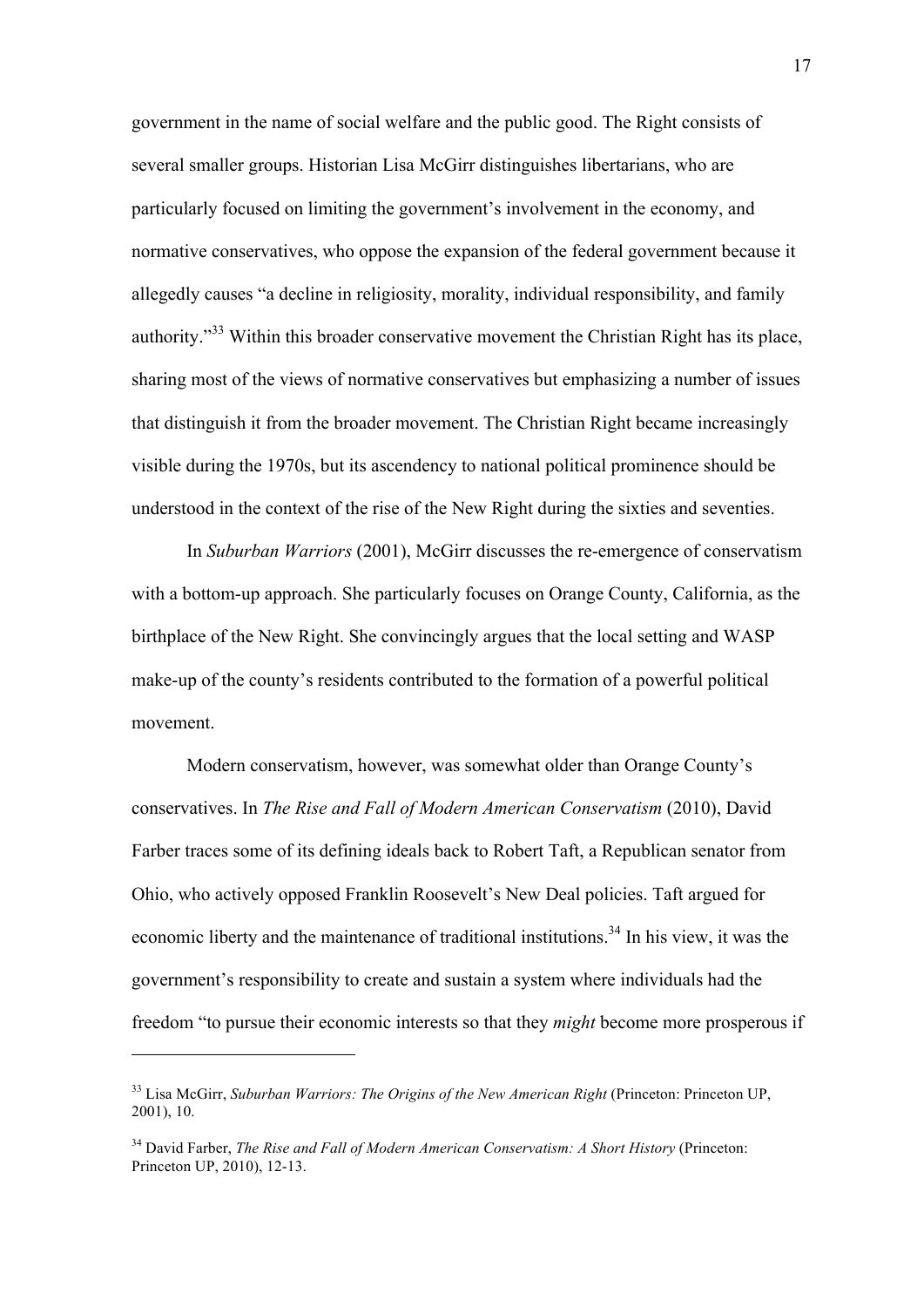government in the name of social welfare and the public good. The Right consists of several smaller groups. Historian Lisa McGirr distinguishes libertarians, who are particularly focused on limiting the government's involvement in the economy, and normative conservatives, who oppose the expansion of the federal government because it allegedly causes "a decline in religiosity, morality, individual responsibility, and family authority."[33] Within this broader conservative movement the Christian Right has its place, sharing most of the views of normative conservatives but emphasizing a number of issues that distinguish it from the broader movement. The Christian Right became increasingly visible during the 1970s, but its ascendency to national political prominence should be understood in the context of the rise of the New Right during the sixties and seventies.

In *Suburban Warriors* (2001), McGirr discusses the re-emergence of conservatism with a bottom-up approach. She particularly focuses on Orange County, California, as the birthplace of the New Right. She convincingly argues that the local setting and WASP make-up of the county's residents contributed to the formation of a powerful political movement.

Modern conservatism, however, was somewhat older than Orange County's conservatives. In *The Rise and Fall of Modern American Conservatism* (2010), David Farber traces some of its defining ideals back to Robert Taft, a Republican senator from Ohio, who actively opposed Franklin Roosevelt's New Deal policies. Taft argued for economic liberty and the maintenance of traditional institutions.[34] In his view, it was the government's responsibility to create and sustain a system where individuals had the freedom "to pursue their economic interests so that they *might* become more prosperous if

---

[33] Lisa McGirr, *Suburban Warriors: The Origins of the New American Right* (Princeton: Princeton UP, 2001), 10.

[34] David Farber, *The Rise and Fall of Modern American Conservatism: A Short History* (Princeton: Princeton UP, 2010), 12-13.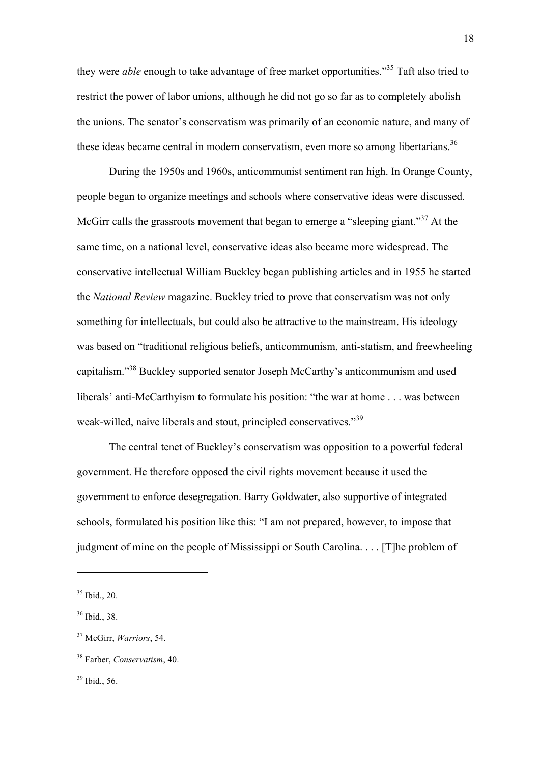they were *able* enough to take advantage of free market opportunities."[35] Taft also tried to restrict the power of labor unions, although he did not go so far as to completely abolish the unions. The senator's conservatism was primarily of an economic nature, and many of these ideas became central in modern conservatism, even more so among libertarians.[36]

During the 1950s and 1960s, anticommunist sentiment ran high. In Orange County, people began to organize meetings and schools where conservative ideas were discussed. McGirr calls the grassroots movement that began to emerge a "sleeping giant."[37] At the same time, on a national level, conservative ideas also became more widespread. The conservative intellectual William Buckley began publishing articles and in 1955 he started the *National Review* magazine. Buckley tried to prove that conservatism was not only something for intellectuals, but could also be attractive to the mainstream. His ideology was based on "traditional religious beliefs, anticommunism, anti-statism, and freewheeling capitalism."[38] Buckley supported senator Joseph McCarthy's anticommunism and used liberals' anti-McCarthyism to formulate his position: "the war at home . . . was between weak-willed, naive liberals and stout, principled conservatives."[39]

The central tenet of Buckley's conservatism was opposition to a powerful federal government. He therefore opposed the civil rights movement because it used the government to enforce desegregation. Barry Goldwater, also supportive of integrated schools, formulated his position like this: "I am not prepared, however, to impose that judgment of mine on the people of Mississippi or South Carolina. . . . [T]he problem of

---

[35] Ibid., 20.

[36] Ibid., 38.

[37] McGirr, *Warriors*, 54.

[38] Farber, *Conservatism*, 40.

[39] Ibid., 56.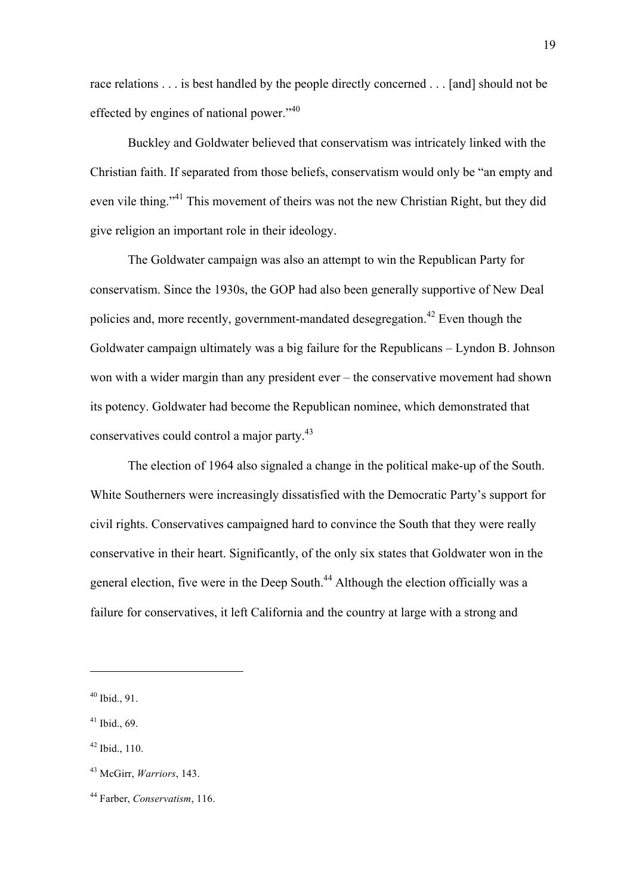race relations . . . is best handled by the people directly concerned . . . [and] should not be effected by engines of national power."[40]

Buckley and Goldwater believed that conservatism was intricately linked with the Christian faith. If separated from those beliefs, conservatism would only be "an empty and even vile thing."[41] This movement of theirs was not the new Christian Right, but they did give religion an important role in their ideology.

The Goldwater campaign was also an attempt to win the Republican Party for conservatism. Since the 1930s, the GOP had also been generally supportive of New Deal policies and, more recently, government-mandated desegregation.[42] Even though the Goldwater campaign ultimately was a big failure for the Republicans – Lyndon B. Johnson won with a wider margin than any president ever – the conservative movement had shown its potency. Goldwater had become the Republican nominee, which demonstrated that conservatives could control a major party.[43]

The election of 1964 also signaled a change in the political make-up of the South. White Southerners were increasingly dissatisfied with the Democratic Party's support for civil rights. Conservatives campaigned hard to convince the South that they were really conservative in their heart. Significantly, of the only six states that Goldwater won in the general election, five were in the Deep South.[44] Although the election officially was a failure for conservatives, it left California and the country at large with a strong and

---

[40] Ibid., 91.

[41] Ibid., 69.

[42] Ibid., 110.

[43] McGirr, *Warriors*, 143.

[44] Farber, *Conservatism*, 116.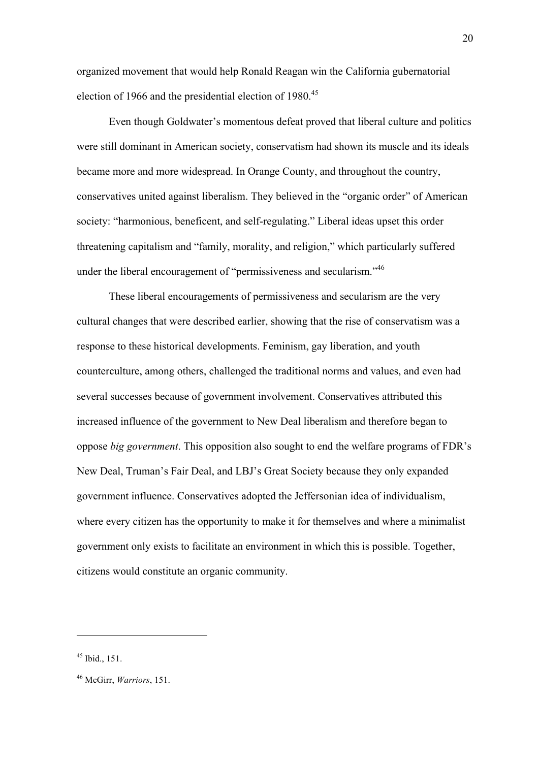organized movement that would help Ronald Reagan win the California gubernatorial election of 1966 and the presidential election of 1980.[45]

Even though Goldwater's momentous defeat proved that liberal culture and politics were still dominant in American society, conservatism had shown its muscle and its ideals became more and more widespread. In Orange County, and throughout the country, conservatives united against liberalism. They believed in the "organic order" of American society: "harmonious, beneficent, and self-regulating." Liberal ideas upset this order threatening capitalism and "family, morality, and religion," which particularly suffered under the liberal encouragement of "permissiveness and secularism."[46]

These liberal encouragements of permissiveness and secularism are the very cultural changes that were described earlier, showing that the rise of conservatism was a response to these historical developments. Feminism, gay liberation, and youth counterculture, among others, challenged the traditional norms and values, and even had several successes because of government involvement. Conservatives attributed this increased influence of the government to New Deal liberalism and therefore began to oppose *big government*. This opposition also sought to end the welfare programs of FDR's New Deal, Truman's Fair Deal, and LBJ's Great Society because they only expanded government influence. Conservatives adopted the Jeffersonian idea of individualism, where every citizen has the opportunity to make it for themselves and where a minimalist government only exists to facilitate an environment in which this is possible. Together, citizens would constitute an organic community.

---

[45] Ibid., 151.

[46] McGirr, *Warriors*, 151.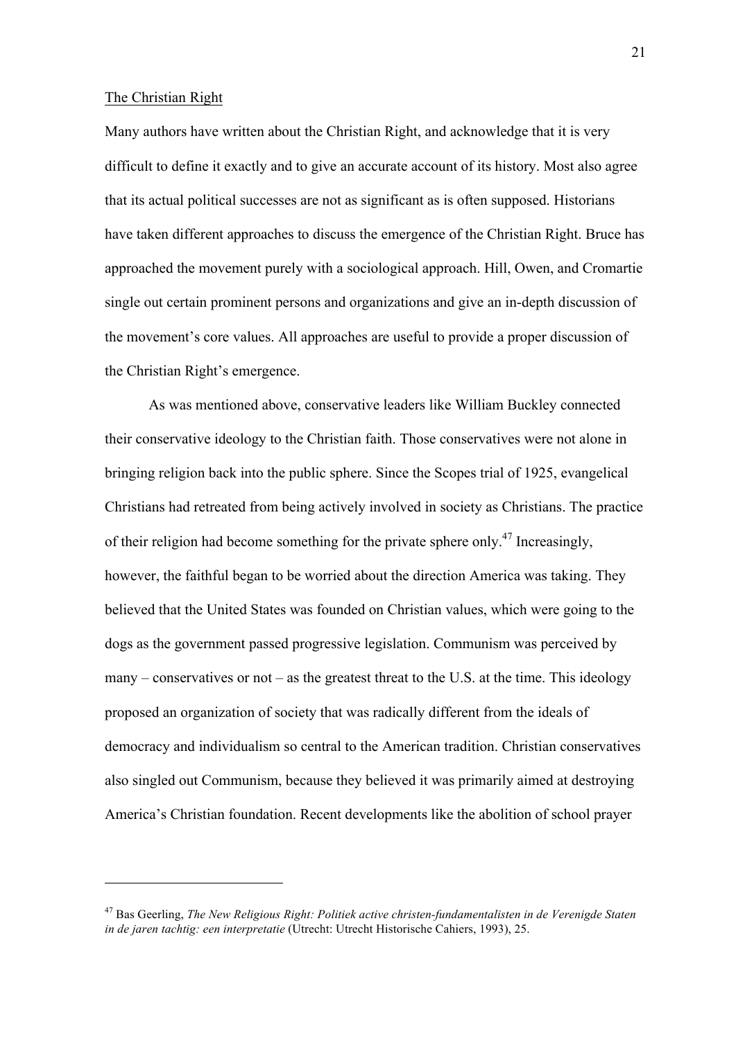The Christian Right

Many authors have written about the Christian Right, and acknowledge that it is very difficult to define it exactly and to give an accurate account of its history. Most also agree that its actual political successes are not as significant as is often supposed. Historians have taken different approaches to discuss the emergence of the Christian Right. Bruce has approached the movement purely with a sociological approach. Hill, Owen, and Cromartie single out certain prominent persons and organizations and give an in-depth discussion of the movement's core values. All approaches are useful to provide a proper discussion of the Christian Right's emergence.

As was mentioned above, conservative leaders like William Buckley connected their conservative ideology to the Christian faith. Those conservatives were not alone in bringing religion back into the public sphere. Since the Scopes trial of 1925, evangelical Christians had retreated from being actively involved in society as Christians. The practice of their religion had become something for the private sphere only.[47] Increasingly, however, the faithful began to be worried about the direction America was taking. They believed that the United States was founded on Christian values, which were going to the dogs as the government passed progressive legislation. Communism was perceived by many – conservatives or not – as the greatest threat to the U.S. at the time. This ideology proposed an organization of society that was radically different from the ideals of democracy and individualism so central to the American tradition. Christian conservatives also singled out Communism, because they believed it was primarily aimed at destroying America's Christian foundation. Recent developments like the abolition of school prayer

[47] Bas Geerling, *The New Religious Right: Politiek active christen-fundamentalisten in de Verenigde Staten in de jaren tachtig: een interpretatie* (Utrecht: Utrecht Historische Cahiers, 1993), 25.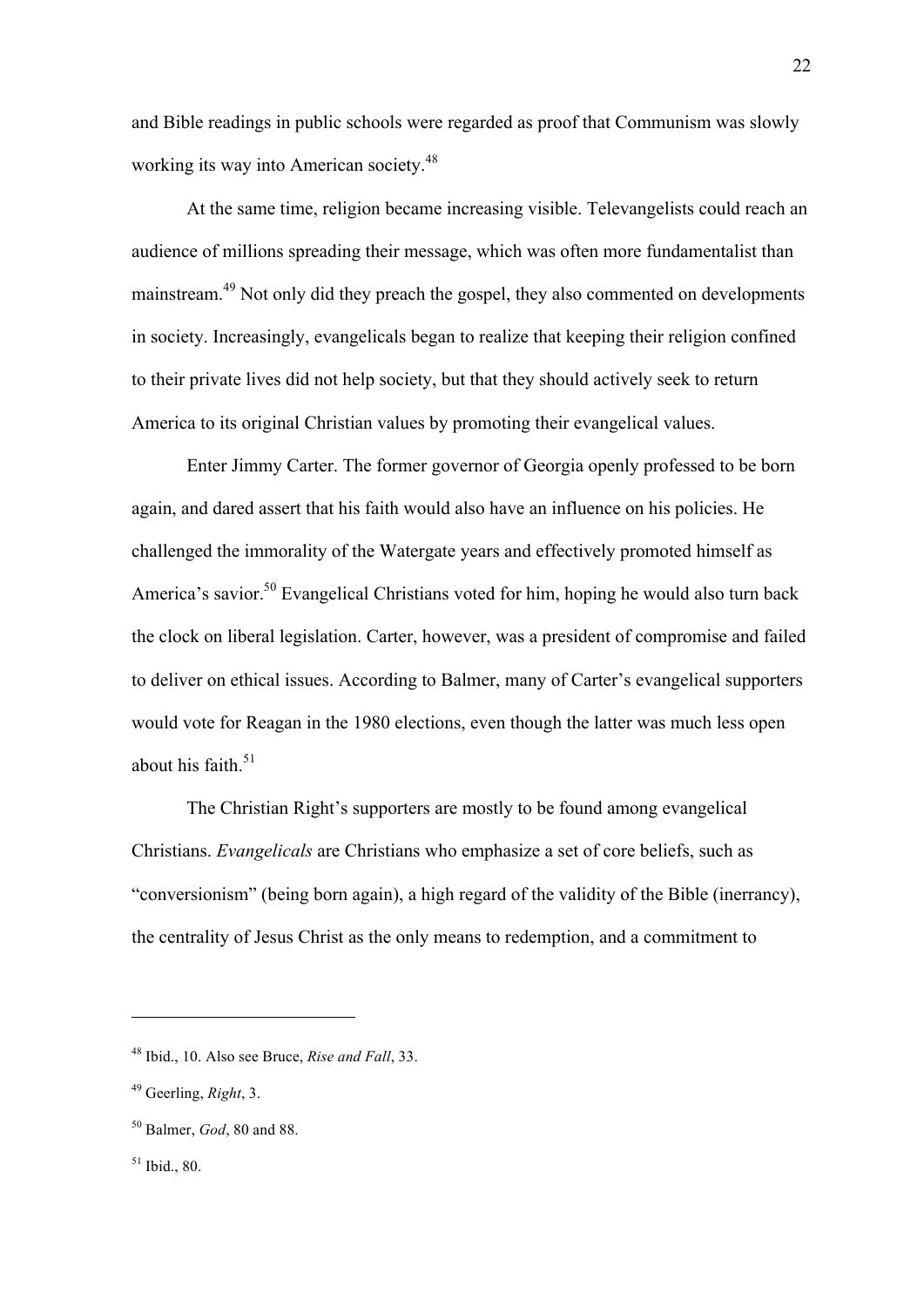and Bible readings in public schools were regarded as proof that Communism was slowly working its way into American society.[48]

At the same time, religion became increasing visible. Televangelists could reach an audience of millions spreading their message, which was often more fundamentalist than mainstream.[49] Not only did they preach the gospel, they also commented on developments in society. Increasingly, evangelicals began to realize that keeping their religion confined to their private lives did not help society, but that they should actively seek to return America to its original Christian values by promoting their evangelical values.

Enter Jimmy Carter. The former governor of Georgia openly professed to be born again, and dared assert that his faith would also have an influence on his policies. He challenged the immorality of the Watergate years and effectively promoted himself as America's savior.[50] Evangelical Christians voted for him, hoping he would also turn back the clock on liberal legislation. Carter, however, was a president of compromise and failed to deliver on ethical issues. According to Balmer, many of Carter's evangelical supporters would vote for Reagan in the 1980 elections, even though the latter was much less open about his faith.[51]

The Christian Right's supporters are mostly to be found among evangelical Christians. *Evangelicals* are Christians who emphasize a set of core beliefs, such as "conversionism" (being born again), a high regard of the validity of the Bible (inerrancy), the centrality of Jesus Christ as the only means to redemption, and a commitment to

---

[48] Ibid., 10. Also see Bruce, *Rise and Fall*, 33.

[49] Geerling, *Right*, 3.

[50] Balmer, *God*, 80 and 88.

[51] Ibid., 80.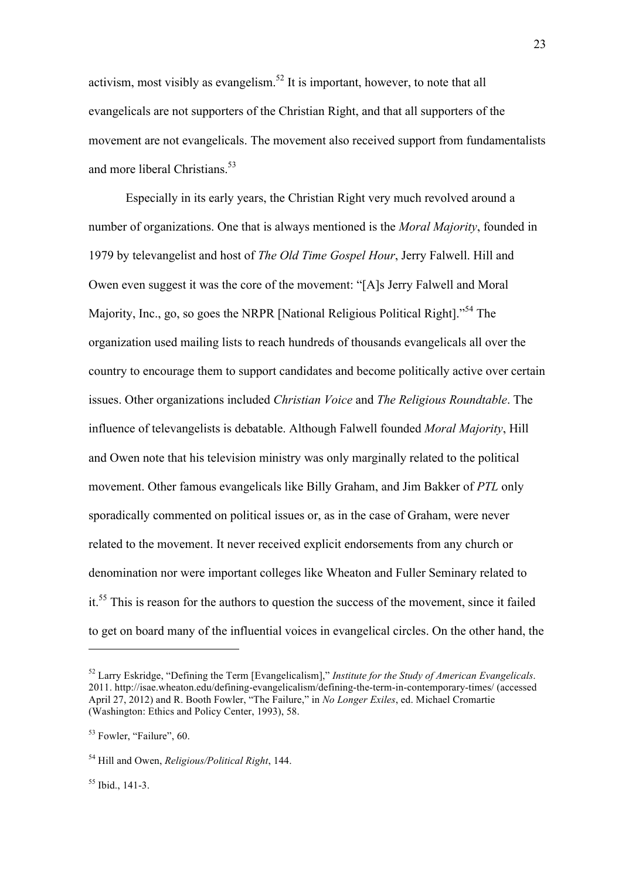activism, most visibly as evangelism.[52] It is important, however, to note that all evangelicals are not supporters of the Christian Right, and that all supporters of the movement are not evangelicals. The movement also received support from fundamentalists and more liberal Christians.[53]

Especially in its early years, the Christian Right very much revolved around a number of organizations. One that is always mentioned is the *Moral Majority*, founded in 1979 by televangelist and host of *The Old Time Gospel Hour*, Jerry Falwell. Hill and Owen even suggest it was the core of the movement: "[A]s Jerry Falwell and Moral Majority, Inc., go, so goes the NRPR [National Religious Political Right]."[54] The organization used mailing lists to reach hundreds of thousands evangelicals all over the country to encourage them to support candidates and become politically active over certain issues. Other organizations included *Christian Voice* and *The Religious Roundtable*. The influence of televangelists is debatable. Although Falwell founded *Moral Majority*, Hill and Owen note that his television ministry was only marginally related to the political movement. Other famous evangelicals like Billy Graham, and Jim Bakker of *PTL* only sporadically commented on political issues or, as in the case of Graham, were never related to the movement. It never received explicit endorsements from any church or denomination nor were important colleges like Wheaton and Fuller Seminary related to it.[55] This is reason for the authors to question the success of the movement, since it failed to get on board many of the influential voices in evangelical circles. On the other hand, the

---

[52] Larry Eskridge, "Defining the Term [Evangelicalism]," *Institute for the Study of American Evangelicals*. 2011. http://isae.wheaton.edu/defining-evangelicalism/defining-the-term-in-contemporary-times/ (accessed April 27, 2012) and R. Booth Fowler, "The Failure," in *No Longer Exiles*, ed. Michael Cromartie (Washington: Ethics and Policy Center, 1993), 58.

[53] Fowler, "Failure", 60.

[54] Hill and Owen, *Religious/Political Right*, 144.

[55] Ibid., 141-3.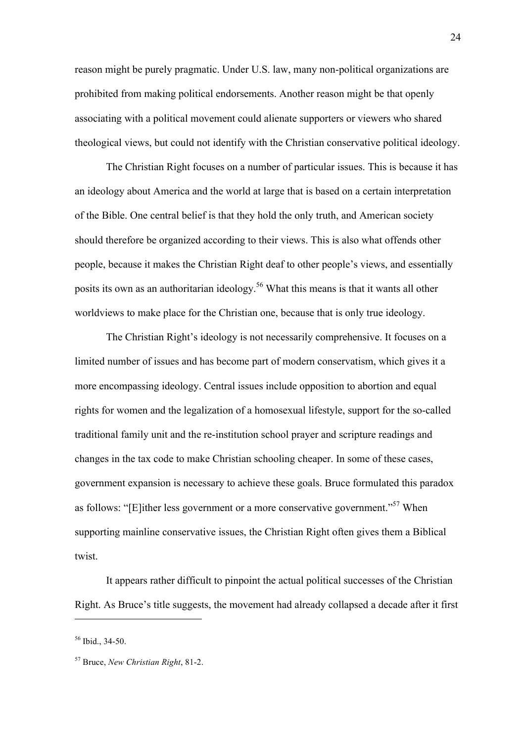reason might be purely pragmatic. Under U.S. law, many non-political organizations are prohibited from making political endorsements. Another reason might be that openly associating with a political movement could alienate supporters or viewers who shared theological views, but could not identify with the Christian conservative political ideology.

The Christian Right focuses on a number of particular issues. This is because it has an ideology about America and the world at large that is based on a certain interpretation of the Bible. One central belief is that they hold the only truth, and American society should therefore be organized according to their views. This is also what offends other people, because it makes the Christian Right deaf to other people's views, and essentially posits its own as an authoritarian ideology.[56] What this means is that it wants all other worldviews to make place for the Christian one, because that is only true ideology.

The Christian Right's ideology is not necessarily comprehensive. It focuses on a limited number of issues and has become part of modern conservatism, which gives it a more encompassing ideology. Central issues include opposition to abortion and equal rights for women and the legalization of a homosexual lifestyle, support for the so-called traditional family unit and the re-institution school prayer and scripture readings and changes in the tax code to make Christian schooling cheaper. In some of these cases, government expansion is necessary to achieve these goals. Bruce formulated this paradox as follows: "[E]ither less government or a more conservative government."[57] When supporting mainline conservative issues, the Christian Right often gives them a Biblical twist.

It appears rather difficult to pinpoint the actual political successes of the Christian Right. As Bruce's title suggests, the movement had already collapsed a decade after it first

---

[56] Ibid., 34-50.

[57] Bruce, *New Christian Right*, 81-2.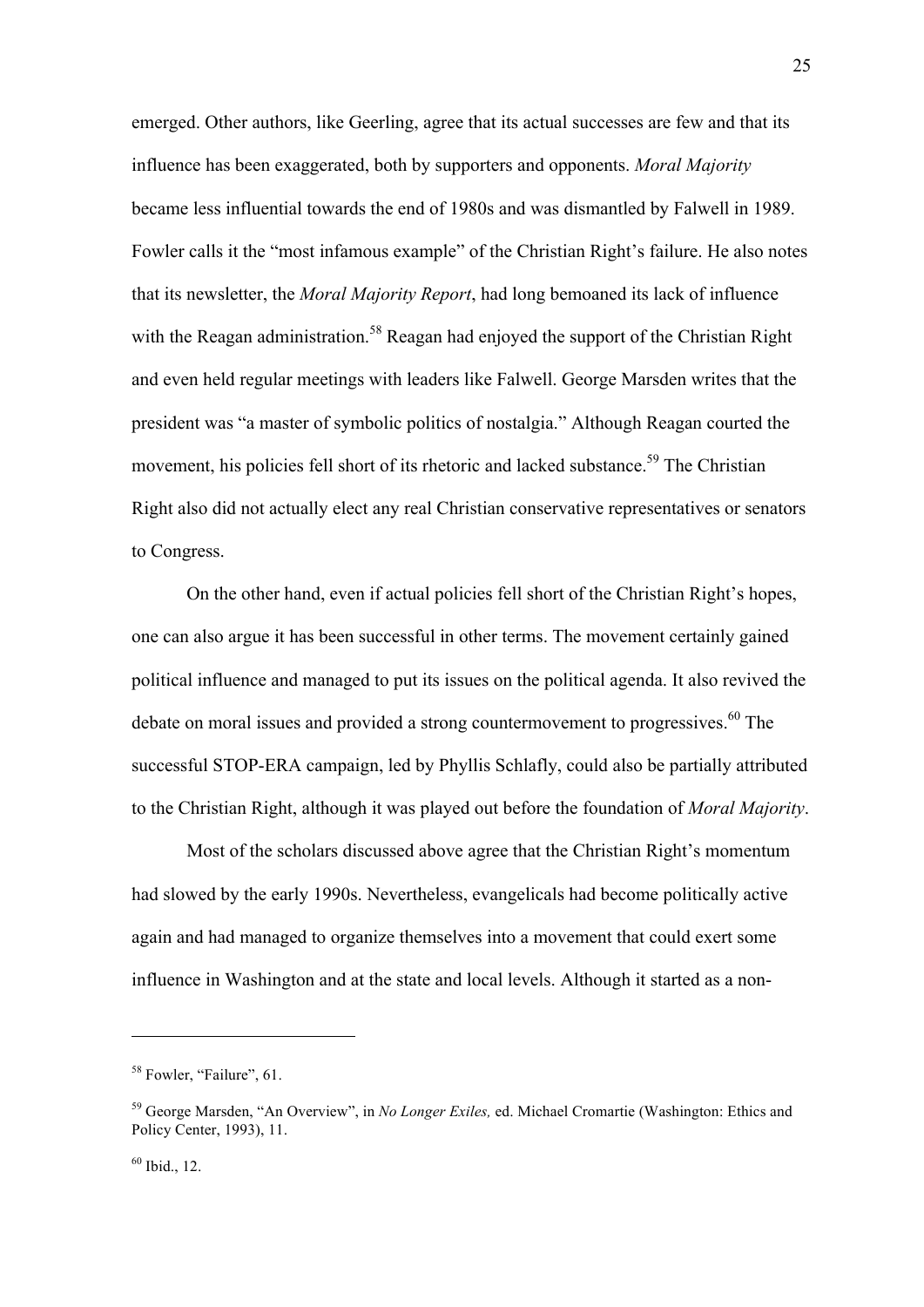emerged. Other authors, like Geerling, agree that its actual successes are few and that its influence has been exaggerated, both by supporters and opponents. *Moral Majority* became less influential towards the end of 1980s and was dismantled by Falwell in 1989. Fowler calls it the "most infamous example" of the Christian Right's failure. He also notes that its newsletter, the *Moral Majority Report*, had long bemoaned its lack of influence with the Reagan administration.[58] Reagan had enjoyed the support of the Christian Right and even held regular meetings with leaders like Falwell. George Marsden writes that the president was "a master of symbolic politics of nostalgia." Although Reagan courted the movement, his policies fell short of its rhetoric and lacked substance.[59] The Christian Right also did not actually elect any real Christian conservative representatives or senators to Congress.

On the other hand, even if actual policies fell short of the Christian Right's hopes, one can also argue it has been successful in other terms. The movement certainly gained political influence and managed to put its issues on the political agenda. It also revived the debate on moral issues and provided a strong countermovement to progressives.[60] The successful STOP-ERA campaign, led by Phyllis Schlafly, could also be partially attributed to the Christian Right, although it was played out before the foundation of *Moral Majority*.

Most of the scholars discussed above agree that the Christian Right's momentum had slowed by the early 1990s. Nevertheless, evangelicals had become politically active again and had managed to organize themselves into a movement that could exert some influence in Washington and at the state and local levels. Although it started as a non-

---

[58] Fowler, "Failure", 61.

[59] George Marsden, "An Overview", in *No Longer Exiles,* ed. Michael Cromartie (Washington: Ethics and Policy Center, 1993), 11.

[60] Ibid., 12.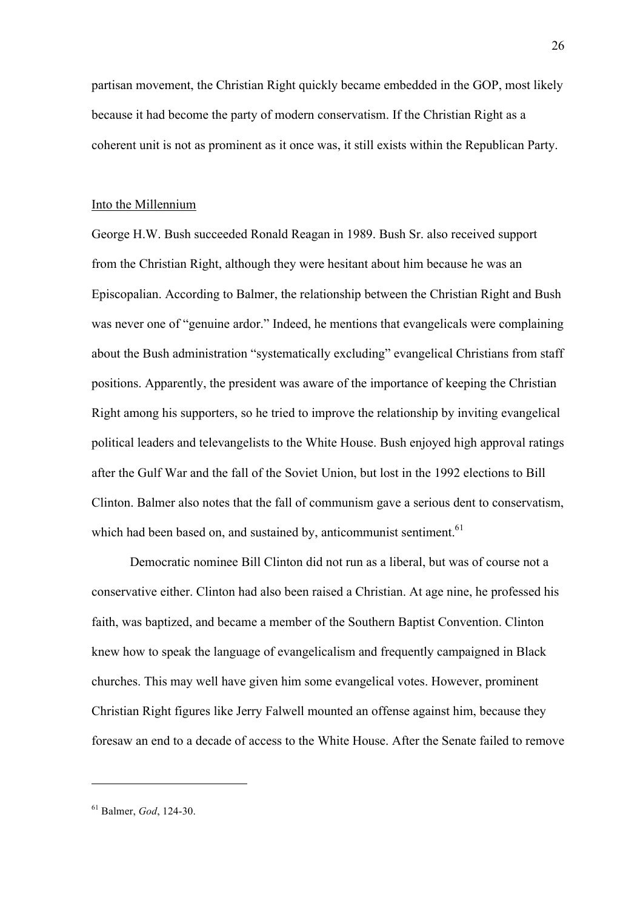partisan movement, the Christian Right quickly became embedded in the GOP, most likely because it had become the party of modern conservatism. If the Christian Right as a coherent unit is not as prominent as it once was, it still exists within the Republican Party.

## Into the Millennium

George H.W. Bush succeeded Ronald Reagan in 1989. Bush Sr. also received support from the Christian Right, although they were hesitant about him because he was an Episcopalian. According to Balmer, the relationship between the Christian Right and Bush was never one of "genuine ardor." Indeed, he mentions that evangelicals were complaining about the Bush administration "systematically excluding" evangelical Christians from staff positions. Apparently, the president was aware of the importance of keeping the Christian Right among his supporters, so he tried to improve the relationship by inviting evangelical political leaders and televangelists to the White House. Bush enjoyed high approval ratings after the Gulf War and the fall of the Soviet Union, but lost in the 1992 elections to Bill Clinton. Balmer also notes that the fall of communism gave a serious dent to conservatism, which had been based on, and sustained by, anticommunist sentiment.[61]

Democratic nominee Bill Clinton did not run as a liberal, but was of course not a conservative either. Clinton had also been raised a Christian. At age nine, he professed his faith, was baptized, and became a member of the Southern Baptist Convention. Clinton knew how to speak the language of evangelicalism and frequently campaigned in Black churches. This may well have given him some evangelical votes. However, prominent Christian Right figures like Jerry Falwell mounted an offense against him, because they foresaw an end to a decade of access to the White House. After the Senate failed to remove

---

[61] Balmer, *God*, 124-30.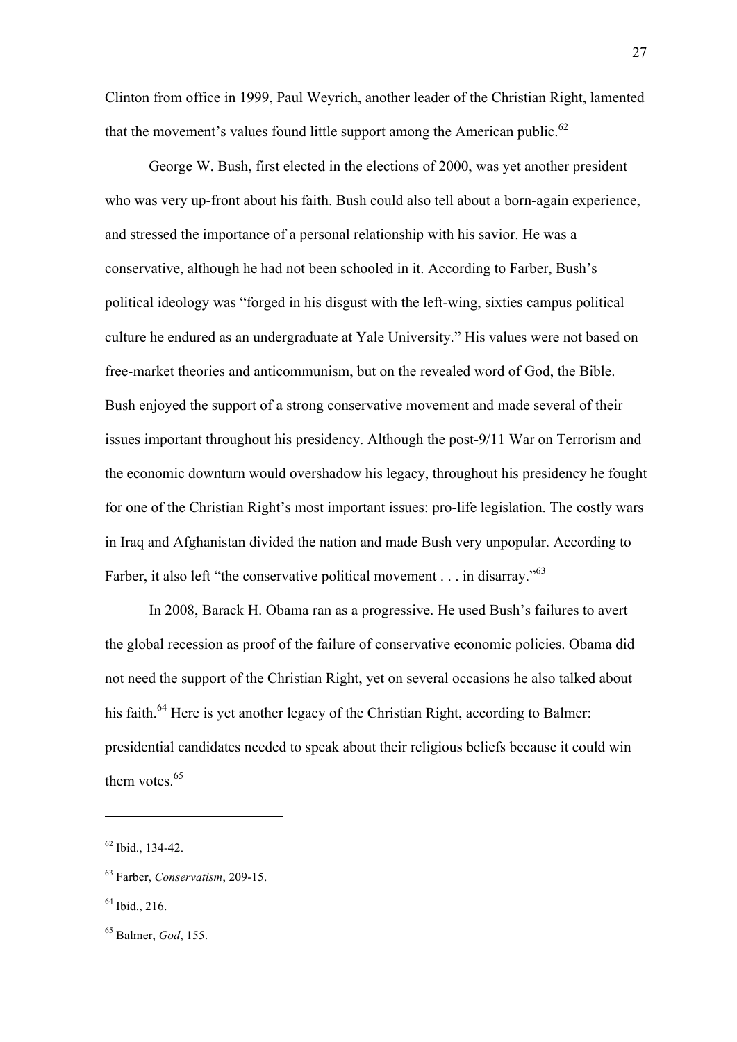Clinton from office in 1999, Paul Weyrich, another leader of the Christian Right, lamented that the movement's values found little support among the American public.[62]

George W. Bush, first elected in the elections of 2000, was yet another president who was very up-front about his faith. Bush could also tell about a born-again experience, and stressed the importance of a personal relationship with his savior. He was a conservative, although he had not been schooled in it. According to Farber, Bush's political ideology was "forged in his disgust with the left-wing, sixties campus political culture he endured as an undergraduate at Yale University." His values were not based on free-market theories and anticommunism, but on the revealed word of God, the Bible. Bush enjoyed the support of a strong conservative movement and made several of their issues important throughout his presidency. Although the post-9/11 War on Terrorism and the economic downturn would overshadow his legacy, throughout his presidency he fought for one of the Christian Right's most important issues: pro-life legislation. The costly wars in Iraq and Afghanistan divided the nation and made Bush very unpopular. According to Farber, it also left "the conservative political movement . . . in disarray."[63]

In 2008, Barack H. Obama ran as a progressive. He used Bush's failures to avert the global recession as proof of the failure of conservative economic policies. Obama did not need the support of the Christian Right, yet on several occasions he also talked about his faith.[64] Here is yet another legacy of the Christian Right, according to Balmer: presidential candidates needed to speak about their religious beliefs because it could win them votes.[65]

---

[62] Ibid., 134-42.

[63] Farber, *Conservatism*, 209-15.

[64] Ibid., 216.

[65] Balmer, *God*, 155.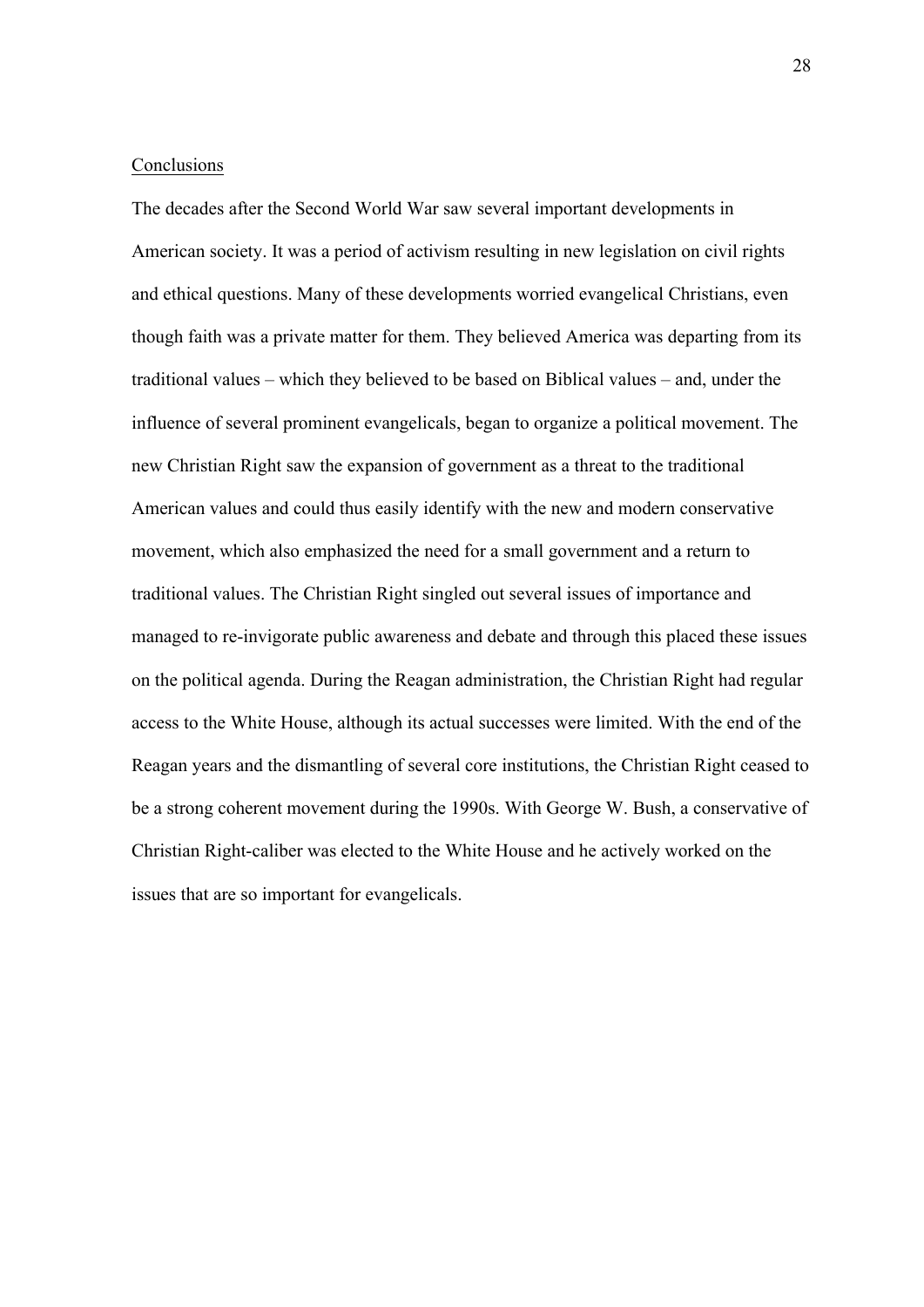## Conclusions

The decades after the Second World War saw several important developments in American society. It was a period of activism resulting in new legislation on civil rights and ethical questions. Many of these developments worried evangelical Christians, even though faith was a private matter for them. They believed America was departing from its traditional values – which they believed to be based on Biblical values – and, under the influence of several prominent evangelicals, began to organize a political movement. The new Christian Right saw the expansion of government as a threat to the traditional American values and could thus easily identify with the new and modern conservative movement, which also emphasized the need for a small government and a return to traditional values. The Christian Right singled out several issues of importance and managed to re-invigorate public awareness and debate and through this placed these issues on the political agenda. During the Reagan administration, the Christian Right had regular access to the White House, although its actual successes were limited. With the end of the Reagan years and the dismantling of several core institutions, the Christian Right ceased to be a strong coherent movement during the 1990s. With George W. Bush, a conservative of Christian Right-caliber was elected to the White House and he actively worked on the issues that are so important for evangelicals.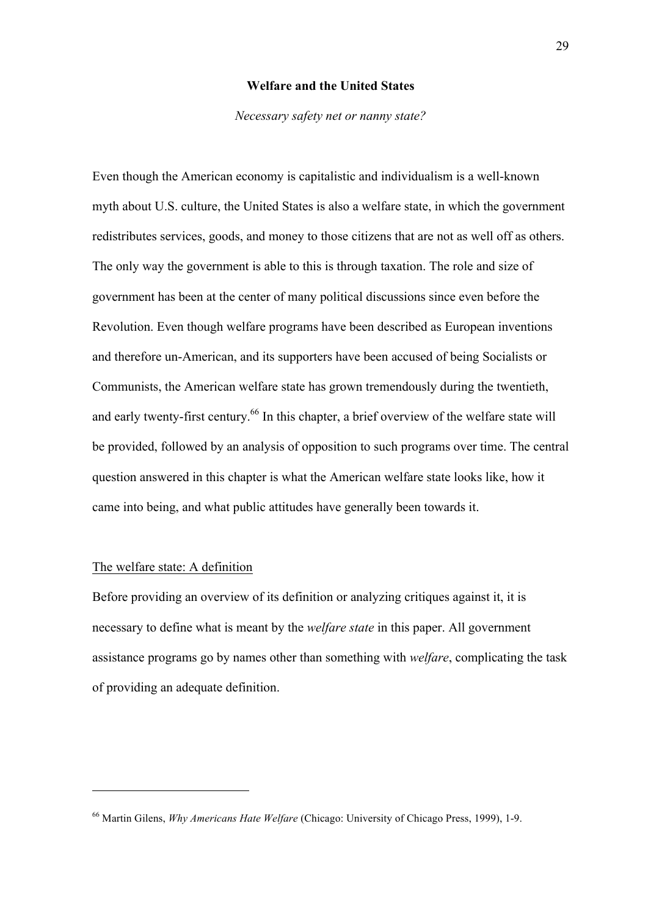## Welfare and the United States

*Necessary safety net or nanny state?*

Even though the American economy is capitalistic and individualism is a well-known myth about U.S. culture, the United States is also a welfare state, in which the government redistributes services, goods, and money to those citizens that are not as well off as others. The only way the government is able to this is through taxation. The role and size of government has been at the center of many political discussions since even before the Revolution. Even though welfare programs have been described as European inventions and therefore un-American, and its supporters have been accused of being Socialists or Communists, the American welfare state has grown tremendously during the twentieth, and early twenty-first century.[66] In this chapter, a brief overview of the welfare state will be provided, followed by an analysis of opposition to such programs over time. The central question answered in this chapter is what the American welfare state looks like, how it came into being, and what public attitudes have generally been towards it.

### The welfare state: A definition

Before providing an overview of its definition or analyzing critiques against it, it is necessary to define what is meant by the *welfare state* in this paper. All government assistance programs go by names other than something with *welfare*, complicating the task of providing an adequate definition.

---

[66] Martin Gilens, *Why Americans Hate Welfare* (Chicago: University of Chicago Press, 1999), 1-9.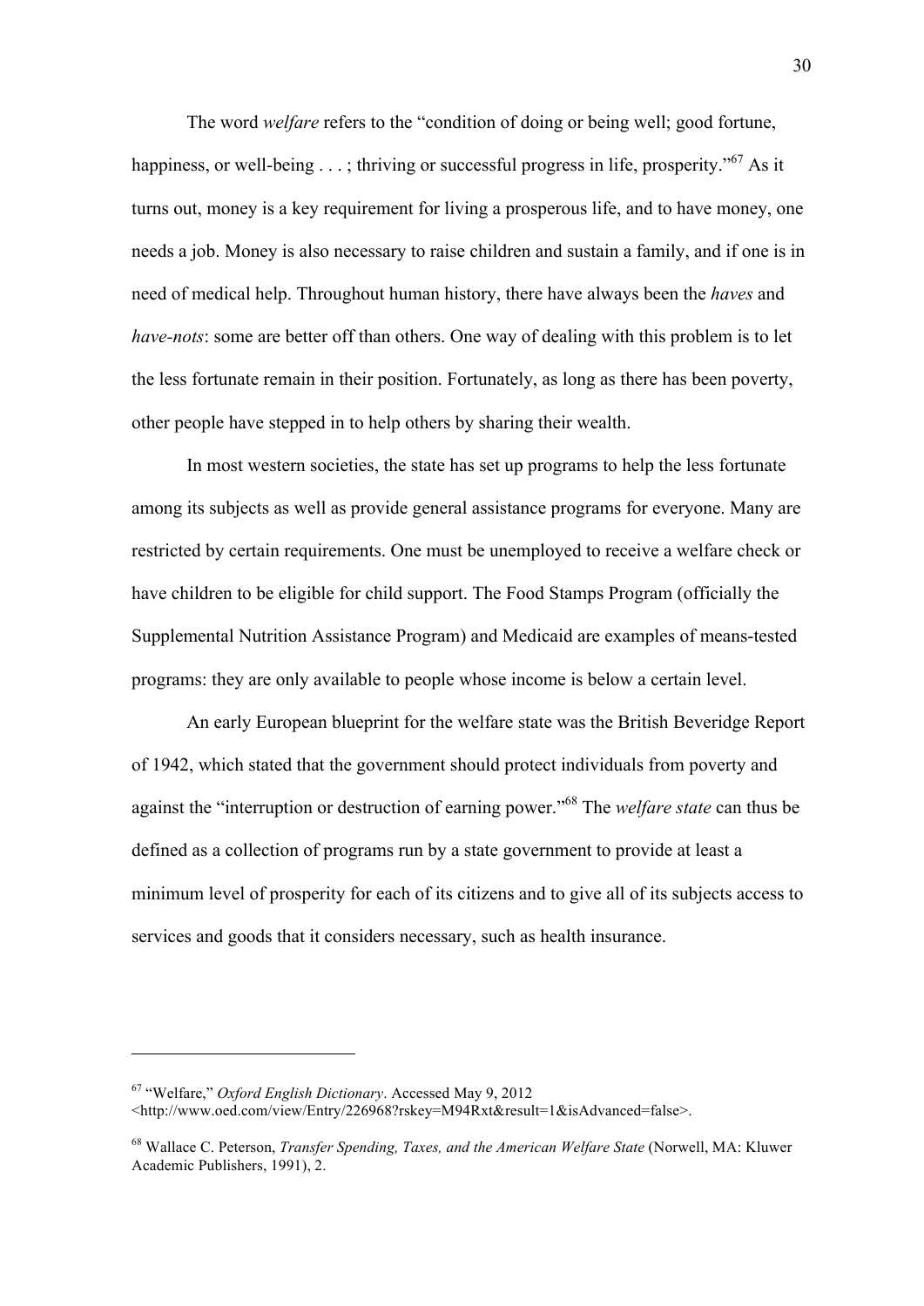The word *welfare* refers to the "condition of doing or being well; good fortune, happiness, or well-being . . . ; thriving or successful progress in life, prosperity."[67] As it turns out, money is a key requirement for living a prosperous life, and to have money, one needs a job. Money is also necessary to raise children and sustain a family, and if one is in need of medical help. Throughout human history, there have always been the *haves* and *have-nots*: some are better off than others. One way of dealing with this problem is to let the less fortunate remain in their position. Fortunately, as long as there has been poverty, other people have stepped in to help others by sharing their wealth.

In most western societies, the state has set up programs to help the less fortunate among its subjects as well as provide general assistance programs for everyone. Many are restricted by certain requirements. One must be unemployed to receive a welfare check or have children to be eligible for child support. The Food Stamps Program (officially the Supplemental Nutrition Assistance Program) and Medicaid are examples of means-tested programs: they are only available to people whose income is below a certain level.

An early European blueprint for the welfare state was the British Beveridge Report of 1942, which stated that the government should protect individuals from poverty and against the "interruption or destruction of earning power."[68] The *welfare state* can thus be defined as a collection of programs run by a state government to provide at least a minimum level of prosperity for each of its citizens and to give all of its subjects access to services and goods that it considers necessary, such as health insurance.

---

[67] "Welfare," *Oxford English Dictionary*. Accessed May 9, 2012 <http://www.oed.com/view/Entry/226968?rskey=M94Rxt&result=1&isAdvanced=false>.

[68] Wallace C. Peterson, *Transfer Spending, Taxes, and the American Welfare State* (Norwell, MA: Kluwer Academic Publishers, 1991), 2.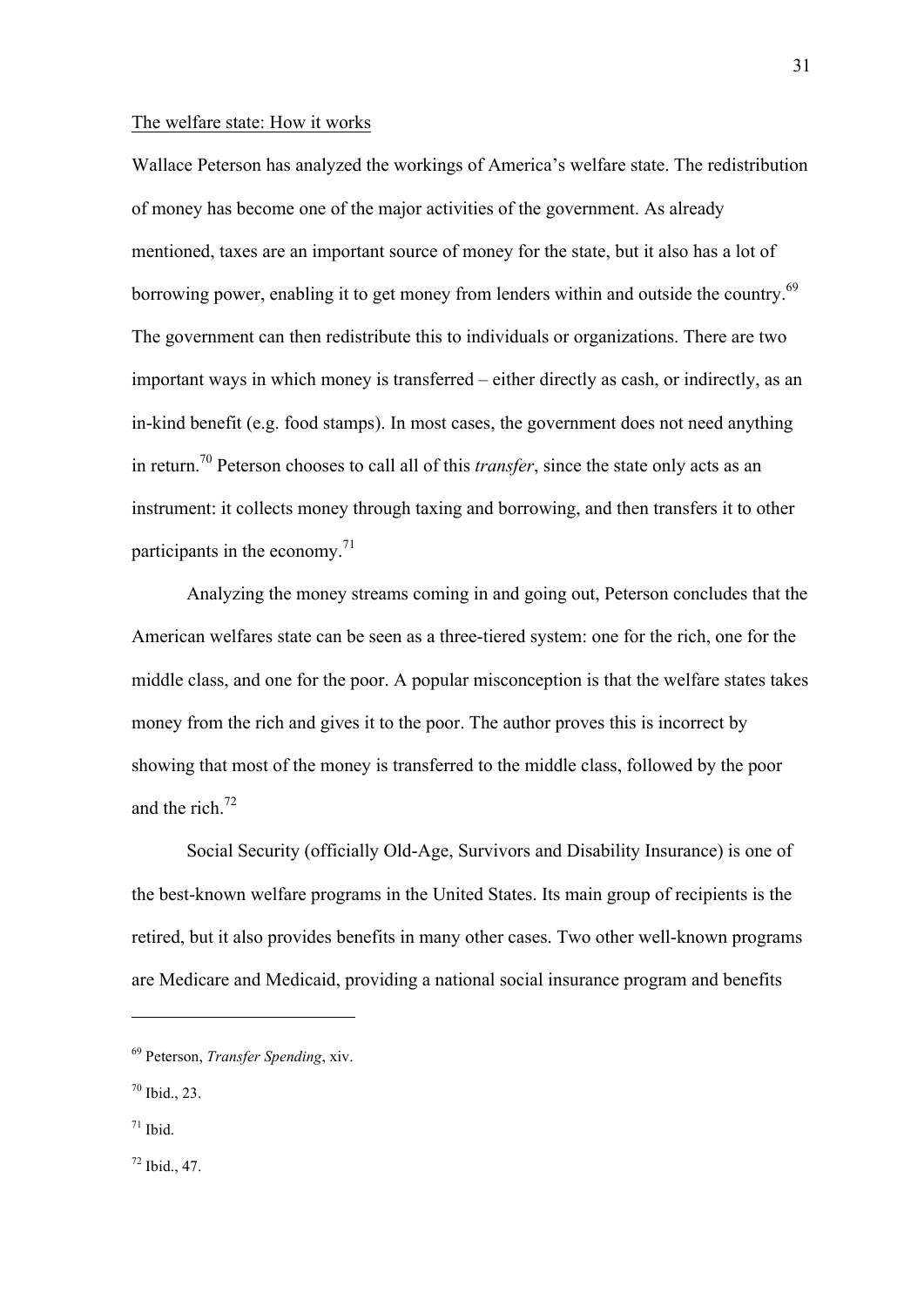The welfare state: How it works

Wallace Peterson has analyzed the workings of America's welfare state. The redistribution of money has become one of the major activities of the government. As already mentioned, taxes are an important source of money for the state, but it also has a lot of borrowing power, enabling it to get money from lenders within and outside the country.[69] The government can then redistribute this to individuals or organizations. There are two important ways in which money is transferred – either directly as cash, or indirectly, as an in-kind benefit (e.g. food stamps). In most cases, the government does not need anything in return.[70] Peterson chooses to call all of this *transfer*, since the state only acts as an instrument: it collects money through taxing and borrowing, and then transfers it to other participants in the economy.[71]

Analyzing the money streams coming in and going out, Peterson concludes that the American welfares state can be seen as a three-tiered system: one for the rich, one for the middle class, and one for the poor. A popular misconception is that the welfare states takes money from the rich and gives it to the poor. The author proves this is incorrect by showing that most of the money is transferred to the middle class, followed by the poor and the rich.[72]

Social Security (officially Old-Age, Survivors and Disability Insurance) is one of the best-known welfare programs in the United States. Its main group of recipients is the retired, but it also provides benefits in many other cases. Two other well-known programs are Medicare and Medicaid, providing a national social insurance program and benefits

---

[69] Peterson, *Transfer Spending*, xiv.

[70] Ibid., 23.

[71] Ibid.

[72] Ibid., 47.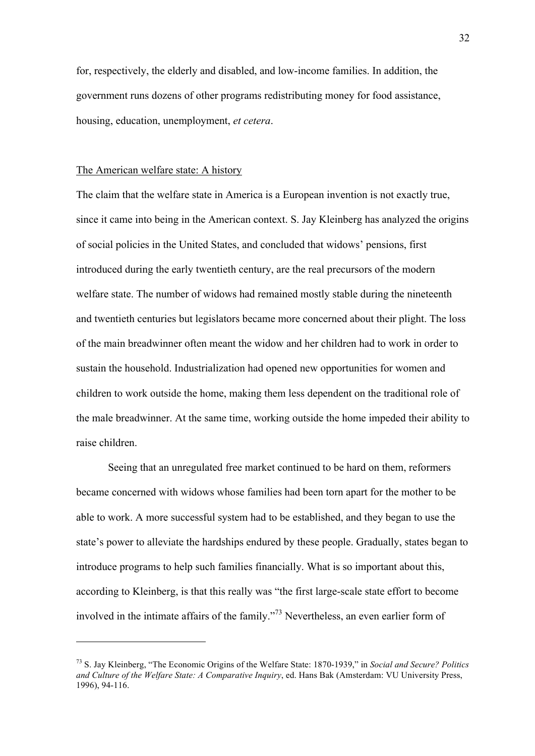for, respectively, the elderly and disabled, and low-income families. In addition, the government runs dozens of other programs redistributing money for food assistance, housing, education, unemployment, *et cetera*.

## The American welfare state: A history

The claim that the welfare state in America is a European invention is not exactly true, since it came into being in the American context. S. Jay Kleinberg has analyzed the origins of social policies in the United States, and concluded that widows' pensions, first introduced during the early twentieth century, are the real precursors of the modern welfare state. The number of widows had remained mostly stable during the nineteenth and twentieth centuries but legislators became more concerned about their plight. The loss of the main breadwinner often meant the widow and her children had to work in order to sustain the household. Industrialization had opened new opportunities for women and children to work outside the home, making them less dependent on the traditional role of the male breadwinner. At the same time, working outside the home impeded their ability to raise children.

Seeing that an unregulated free market continued to be hard on them, reformers became concerned with widows whose families had been torn apart for the mother to be able to work. A more successful system had to be established, and they began to use the state's power to alleviate the hardships endured by these people. Gradually, states began to introduce programs to help such families financially. What is so important about this, according to Kleinberg, is that this really was "the first large-scale state effort to become involved in the intimate affairs of the family."[73] Nevertheless, an even earlier form of

---

[73] S. Jay Kleinberg, "The Economic Origins of the Welfare State: 1870-1939," in *Social and Secure? Politics and Culture of the Welfare State: A Comparative Inquiry*, ed. Hans Bak (Amsterdam: VU University Press, 1996), 94-116.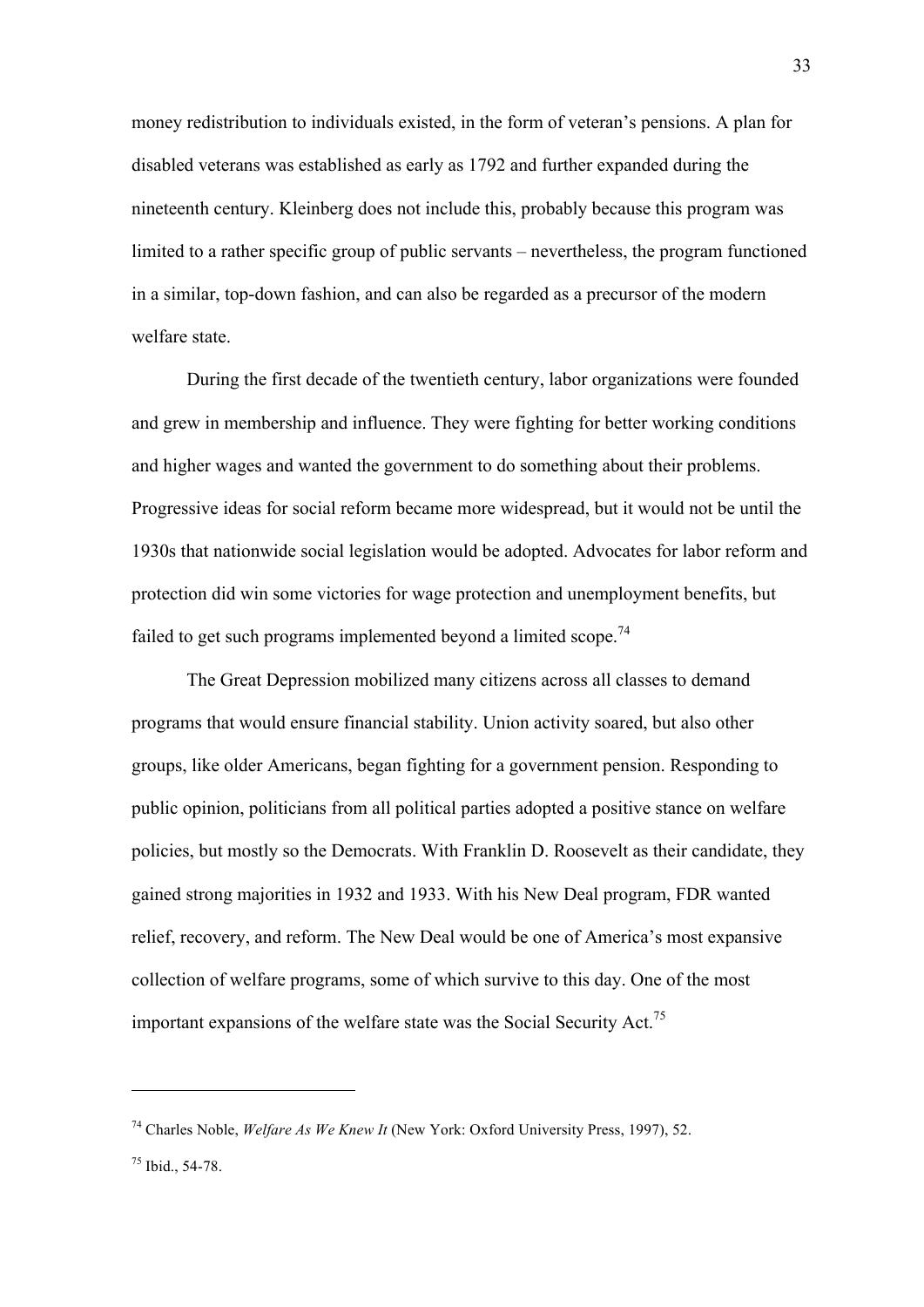money redistribution to individuals existed, in the form of veteran's pensions. A plan for disabled veterans was established as early as 1792 and further expanded during the nineteenth century. Kleinberg does not include this, probably because this program was limited to a rather specific group of public servants – nevertheless, the program functioned in a similar, top-down fashion, and can also be regarded as a precursor of the modern welfare state.

During the first decade of the twentieth century, labor organizations were founded and grew in membership and influence. They were fighting for better working conditions and higher wages and wanted the government to do something about their problems. Progressive ideas for social reform became more widespread, but it would not be until the 1930s that nationwide social legislation would be adopted. Advocates for labor reform and protection did win some victories for wage protection and unemployment benefits, but failed to get such programs implemented beyond a limited scope.[74]

The Great Depression mobilized many citizens across all classes to demand programs that would ensure financial stability. Union activity soared, but also other groups, like older Americans, began fighting for a government pension. Responding to public opinion, politicians from all political parties adopted a positive stance on welfare policies, but mostly so the Democrats. With Franklin D. Roosevelt as their candidate, they gained strong majorities in 1932 and 1933. With his New Deal program, FDR wanted relief, recovery, and reform. The New Deal would be one of America's most expansive collection of welfare programs, some of which survive to this day. One of the most important expansions of the welfare state was the Social Security Act.[75]

---

[74] Charles Noble, *Welfare As We Knew It* (New York: Oxford University Press, 1997), 52.

[75] Ibid., 54-78.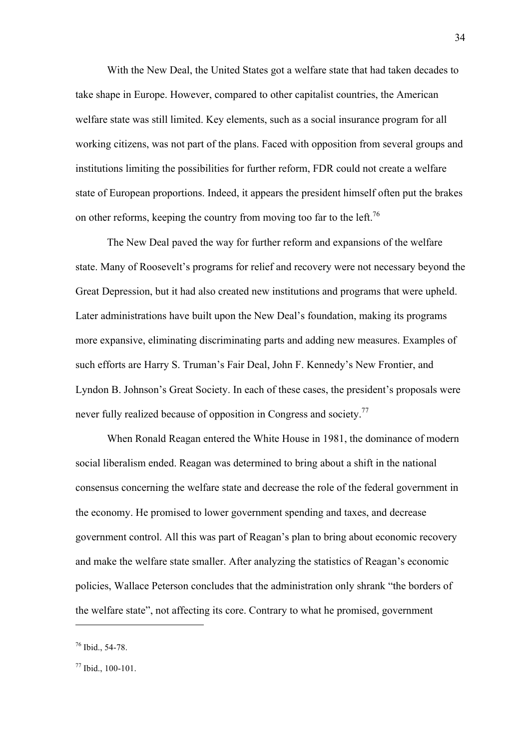With the New Deal, the United States got a welfare state that had taken decades to take shape in Europe. However, compared to other capitalist countries, the American welfare state was still limited. Key elements, such as a social insurance program for all working citizens, was not part of the plans. Faced with opposition from several groups and institutions limiting the possibilities for further reform, FDR could not create a welfare state of European proportions. Indeed, it appears the president himself often put the brakes on other reforms, keeping the country from moving too far to the left.[76]

The New Deal paved the way for further reform and expansions of the welfare state. Many of Roosevelt's programs for relief and recovery were not necessary beyond the Great Depression, but it had also created new institutions and programs that were upheld. Later administrations have built upon the New Deal's foundation, making its programs more expansive, eliminating discriminating parts and adding new measures. Examples of such efforts are Harry S. Truman's Fair Deal, John F. Kennedy's New Frontier, and Lyndon B. Johnson's Great Society. In each of these cases, the president's proposals were never fully realized because of opposition in Congress and society.[77]

When Ronald Reagan entered the White House in 1981, the dominance of modern social liberalism ended. Reagan was determined to bring about a shift in the national consensus concerning the welfare state and decrease the role of the federal government in the economy. He promised to lower government spending and taxes, and decrease government control. All this was part of Reagan's plan to bring about economic recovery and make the welfare state smaller. After analyzing the statistics of Reagan's economic policies, Wallace Peterson concludes that the administration only shrank "the borders of the welfare state", not affecting its core. Contrary to what he promised, government

---

[76] Ibid., 54-78.

[77] Ibid., 100-101.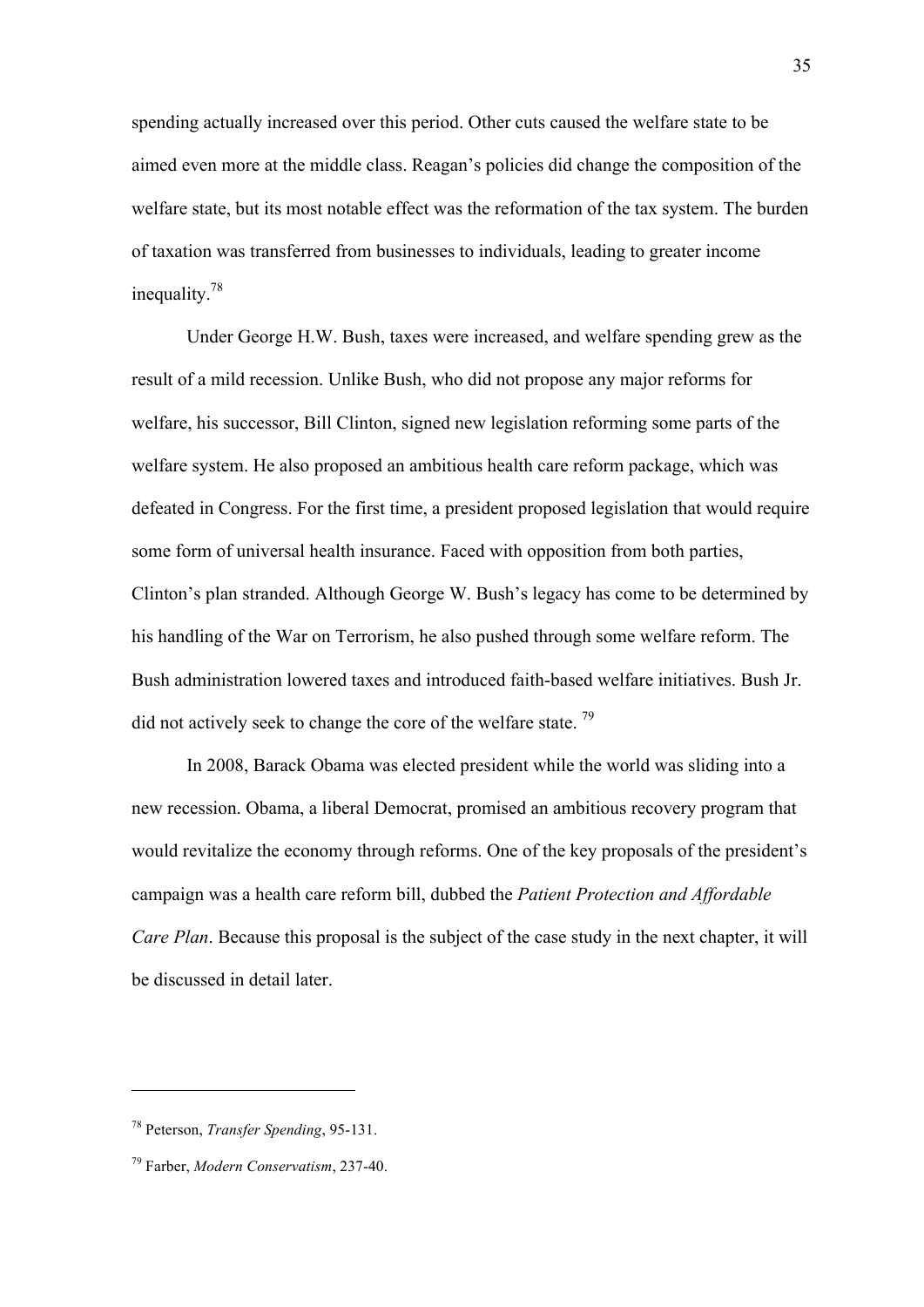spending actually increased over this period. Other cuts caused the welfare state to be aimed even more at the middle class. Reagan's policies did change the composition of the welfare state, but its most notable effect was the reformation of the tax system. The burden of taxation was transferred from businesses to individuals, leading to greater income inequality.[78]

Under George H.W. Bush, taxes were increased, and welfare spending grew as the result of a mild recession. Unlike Bush, who did not propose any major reforms for welfare, his successor, Bill Clinton, signed new legislation reforming some parts of the welfare system. He also proposed an ambitious health care reform package, which was defeated in Congress. For the first time, a president proposed legislation that would require some form of universal health insurance. Faced with opposition from both parties, Clinton's plan stranded. Although George W. Bush's legacy has come to be determined by his handling of the War on Terrorism, he also pushed through some welfare reform. The Bush administration lowered taxes and introduced faith-based welfare initiatives. Bush Jr. did not actively seek to change the core of the welfare state. [79]

In 2008, Barack Obama was elected president while the world was sliding into a new recession. Obama, a liberal Democrat, promised an ambitious recovery program that would revitalize the economy through reforms. One of the key proposals of the president's campaign was a health care reform bill, dubbed the *Patient Protection and Affordable Care Plan*. Because this proposal is the subject of the case study in the next chapter, it will be discussed in detail later.

---

[78] Peterson, *Transfer Spending*, 95-131.

[79] Farber, *Modern Conservatism*, 237-40.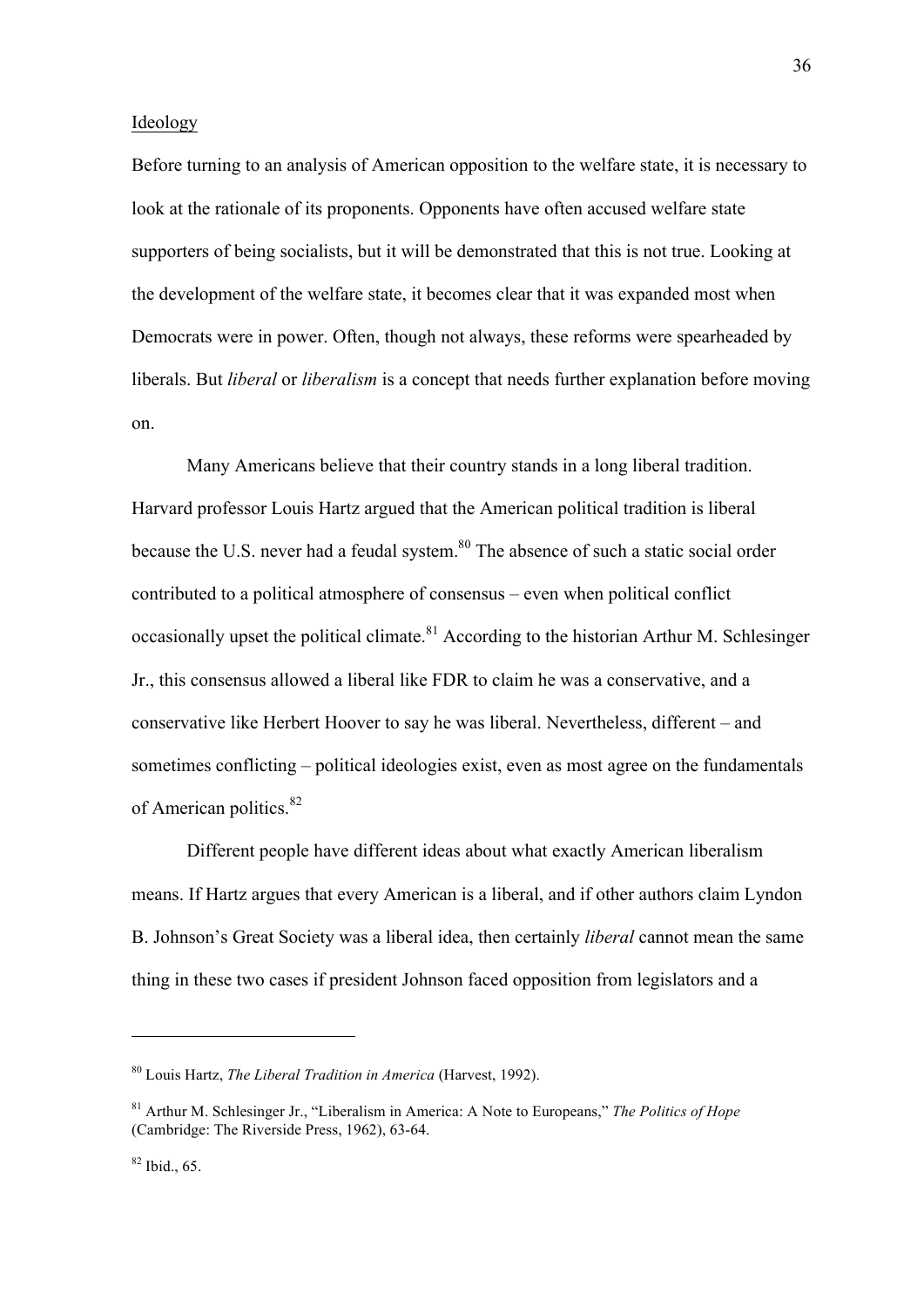Ideology

Before turning to an analysis of American opposition to the welfare state, it is necessary to look at the rationale of its proponents. Opponents have often accused welfare state supporters of being socialists, but it will be demonstrated that this is not true. Looking at the development of the welfare state, it becomes clear that it was expanded most when Democrats were in power. Often, though not always, these reforms were spearheaded by liberals. But *liberal* or *liberalism* is a concept that needs further explanation before moving on.

Many Americans believe that their country stands in a long liberal tradition. Harvard professor Louis Hartz argued that the American political tradition is liberal because the U.S. never had a feudal system.[80] The absence of such a static social order contributed to a political atmosphere of consensus – even when political conflict occasionally upset the political climate.[81] According to the historian Arthur M. Schlesinger Jr., this consensus allowed a liberal like FDR to claim he was a conservative, and a conservative like Herbert Hoover to say he was liberal. Nevertheless, different – and sometimes conflicting – political ideologies exist, even as most agree on the fundamentals of American politics.[82]

Different people have different ideas about what exactly American liberalism means. If Hartz argues that every American is a liberal, and if other authors claim Lyndon B. Johnson's Great Society was a liberal idea, then certainly *liberal* cannot mean the same thing in these two cases if president Johnson faced opposition from legislators and a

---

[80] Louis Hartz, *The Liberal Tradition in America* (Harvest, 1992).

[81] Arthur M. Schlesinger Jr., "Liberalism in America: A Note to Europeans," *The Politics of Hope* (Cambridge: The Riverside Press, 1962), 63-64.

[82] Ibid., 65.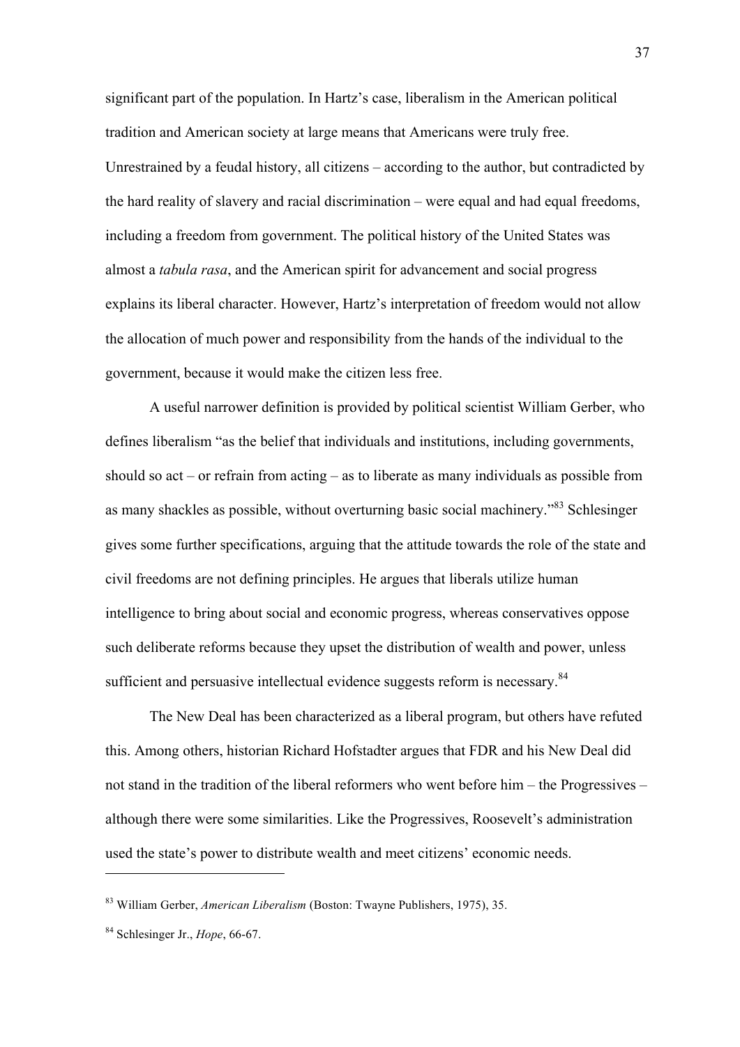significant part of the population. In Hartz's case, liberalism in the American political tradition and American society at large means that Americans were truly free. Unrestrained by a feudal history, all citizens – according to the author, but contradicted by the hard reality of slavery and racial discrimination – were equal and had equal freedoms, including a freedom from government. The political history of the United States was almost a *tabula rasa*, and the American spirit for advancement and social progress explains its liberal character. However, Hartz's interpretation of freedom would not allow the allocation of much power and responsibility from the hands of the individual to the government, because it would make the citizen less free.

A useful narrower definition is provided by political scientist William Gerber, who defines liberalism "as the belief that individuals and institutions, including governments, should so act – or refrain from acting – as to liberate as many individuals as possible from as many shackles as possible, without overturning basic social machinery."[83] Schlesinger gives some further specifications, arguing that the attitude towards the role of the state and civil freedoms are not defining principles. He argues that liberals utilize human intelligence to bring about social and economic progress, whereas conservatives oppose such deliberate reforms because they upset the distribution of wealth and power, unless sufficient and persuasive intellectual evidence suggests reform is necessary.[84]

The New Deal has been characterized as a liberal program, but others have refuted this. Among others, historian Richard Hofstadter argues that FDR and his New Deal did not stand in the tradition of the liberal reformers who went before him – the Progressives – although there were some similarities. Like the Progressives, Roosevelt's administration used the state's power to distribute wealth and meet citizens' economic needs.

---

[83] William Gerber, *American Liberalism* (Boston: Twayne Publishers, 1975), 35.

[84] Schlesinger Jr., *Hope*, 66-67.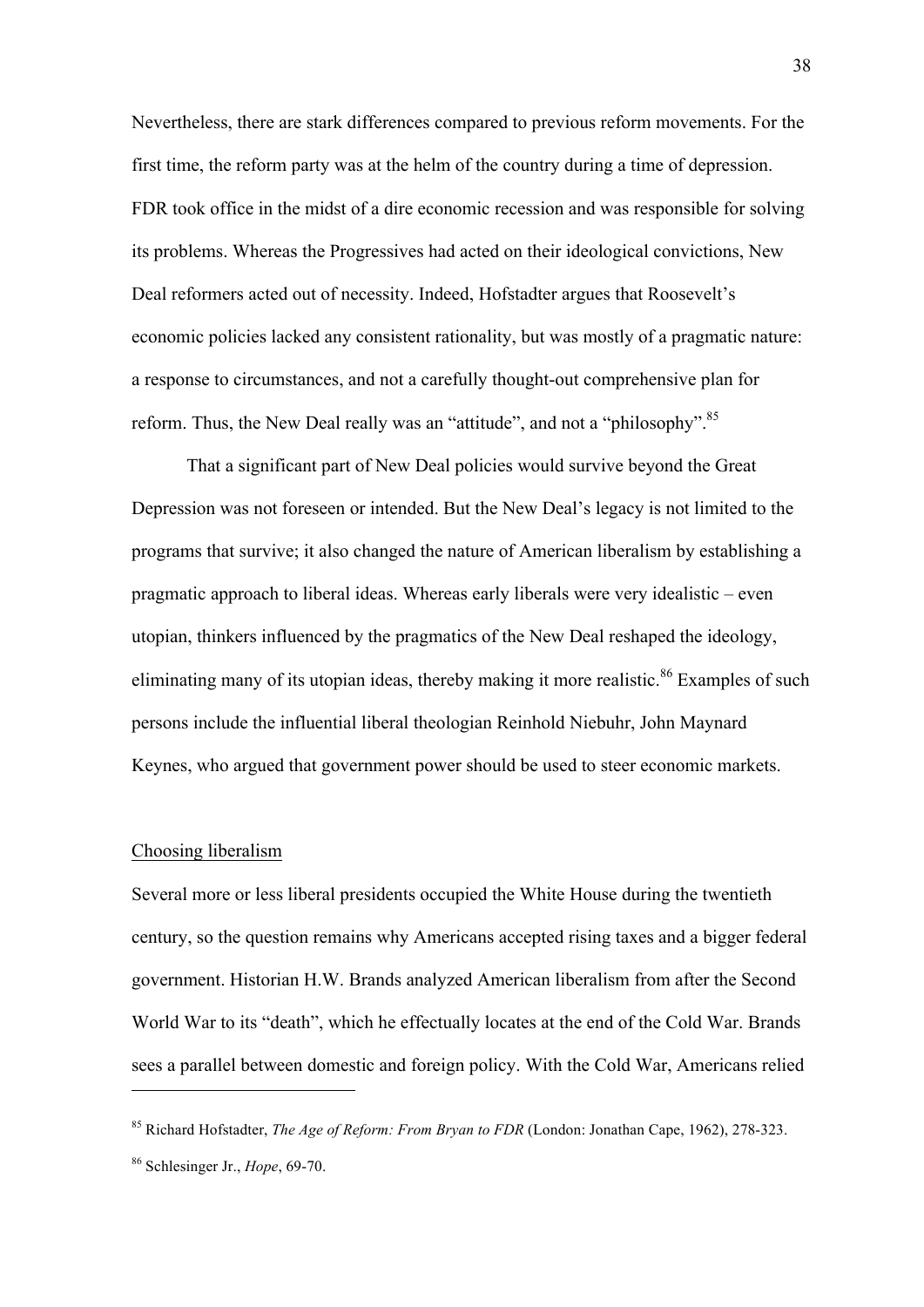Nevertheless, there are stark differences compared to previous reform movements. For the first time, the reform party was at the helm of the country during a time of depression. FDR took office in the midst of a dire economic recession and was responsible for solving its problems. Whereas the Progressives had acted on their ideological convictions, New Deal reformers acted out of necessity. Indeed, Hofstadter argues that Roosevelt's economic policies lacked any consistent rationality, but was mostly of a pragmatic nature: a response to circumstances, and not a carefully thought-out comprehensive plan for reform. Thus, the New Deal really was an "attitude", and not a "philosophy".[85]

That a significant part of New Deal policies would survive beyond the Great Depression was not foreseen or intended. But the New Deal's legacy is not limited to the programs that survive; it also changed the nature of American liberalism by establishing a pragmatic approach to liberal ideas. Whereas early liberals were very idealistic – even utopian, thinkers influenced by the pragmatics of the New Deal reshaped the ideology, eliminating many of its utopian ideas, thereby making it more realistic.[86] Examples of such persons include the influential liberal theologian Reinhold Niebuhr, John Maynard Keynes, who argued that government power should be used to steer economic markets.

## Choosing liberalism

Several more or less liberal presidents occupied the White House during the twentieth century, so the question remains why Americans accepted rising taxes and a bigger federal government. Historian H.W. Brands analyzed American liberalism from after the Second World War to its "death", which he effectually locates at the end of the Cold War. Brands sees a parallel between domestic and foreign policy. With the Cold War, Americans relied

---

[85] Richard Hofstadter, *The Age of Reform: From Bryan to FDR* (London: Jonathan Cape, 1962), 278-323.

[86] Schlesinger Jr., *Hope*, 69-70.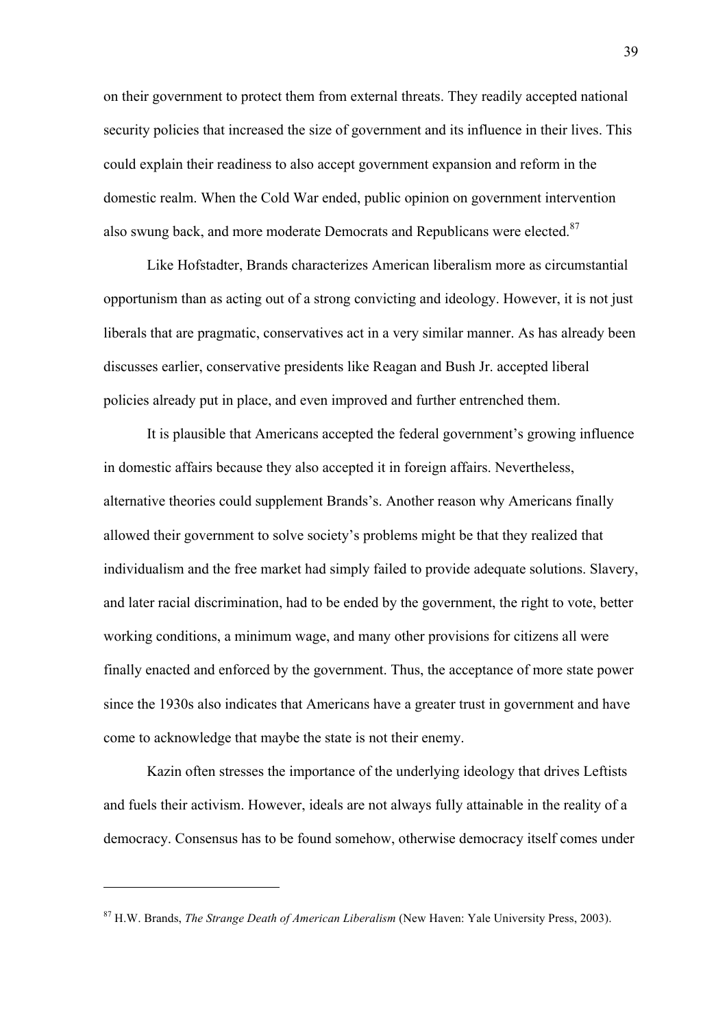on their government to protect them from external threats. They readily accepted national security policies that increased the size of government and its influence in their lives. This could explain their readiness to also accept government expansion and reform in the domestic realm. When the Cold War ended, public opinion on government intervention also swung back, and more moderate Democrats and Republicans were elected.[87]

Like Hofstadter, Brands characterizes American liberalism more as circumstantial opportunism than as acting out of a strong convicting and ideology. However, it is not just liberals that are pragmatic, conservatives act in a very similar manner. As has already been discusses earlier, conservative presidents like Reagan and Bush Jr. accepted liberal policies already put in place, and even improved and further entrenched them.

It is plausible that Americans accepted the federal government's growing influence in domestic affairs because they also accepted it in foreign affairs. Nevertheless, alternative theories could supplement Brands's. Another reason why Americans finally allowed their government to solve society's problems might be that they realized that individualism and the free market had simply failed to provide adequate solutions. Slavery, and later racial discrimination, had to be ended by the government, the right to vote, better working conditions, a minimum wage, and many other provisions for citizens all were finally enacted and enforced by the government. Thus, the acceptance of more state power since the 1930s also indicates that Americans have a greater trust in government and have come to acknowledge that maybe the state is not their enemy.

Kazin often stresses the importance of the underlying ideology that drives Leftists and fuels their activism. However, ideals are not always fully attainable in the reality of a democracy. Consensus has to be found somehow, otherwise democracy itself comes under

---

[87] H.W. Brands, *The Strange Death of American Liberalism* (New Haven: Yale University Press, 2003).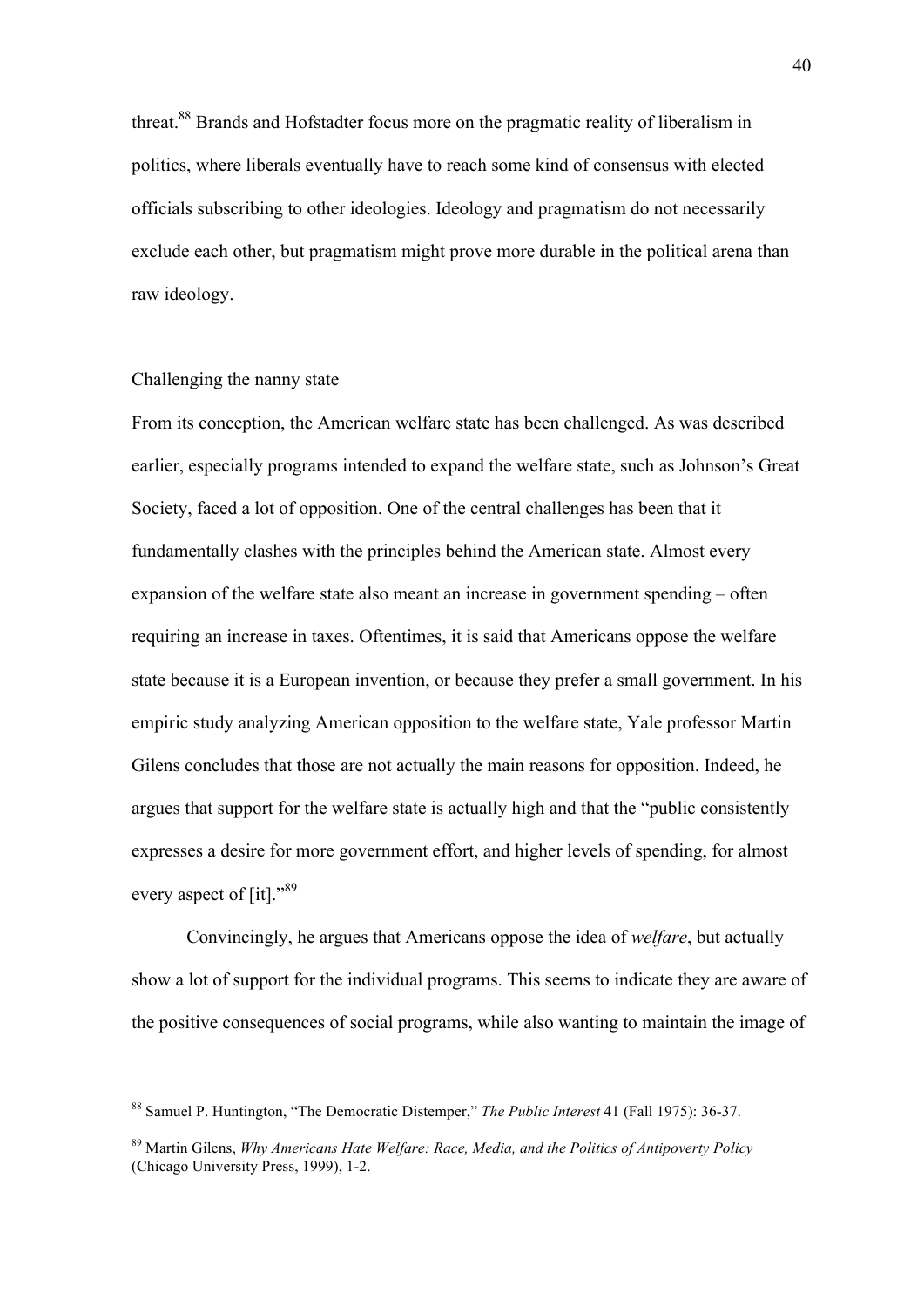threat.[88] Brands and Hofstadter focus more on the pragmatic reality of liberalism in politics, where liberals eventually have to reach some kind of consensus with elected officials subscribing to other ideologies. Ideology and pragmatism do not necessarily exclude each other, but pragmatism might prove more durable in the political arena than raw ideology.

## Challenging the nanny state

From its conception, the American welfare state has been challenged. As was described earlier, especially programs intended to expand the welfare state, such as Johnson's Great Society, faced a lot of opposition. One of the central challenges has been that it fundamentally clashes with the principles behind the American state. Almost every expansion of the welfare state also meant an increase in government spending – often requiring an increase in taxes. Oftentimes, it is said that Americans oppose the welfare state because it is a European invention, or because they prefer a small government. In his empiric study analyzing American opposition to the welfare state, Yale professor Martin Gilens concludes that those are not actually the main reasons for opposition. Indeed, he argues that support for the welfare state is actually high and that the "public consistently expresses a desire for more government effort, and higher levels of spending, for almost every aspect of [it]."[89]

Convincingly, he argues that Americans oppose the idea of *welfare*, but actually show a lot of support for the individual programs. This seems to indicate they are aware of the positive consequences of social programs, while also wanting to maintain the image of

---

[88] Samuel P. Huntington, "The Democratic Distemper," *The Public Interest* 41 (Fall 1975): 36-37.

[89] Martin Gilens, *Why Americans Hate Welfare: Race, Media, and the Politics of Antipoverty Policy* (Chicago University Press, 1999), 1-2.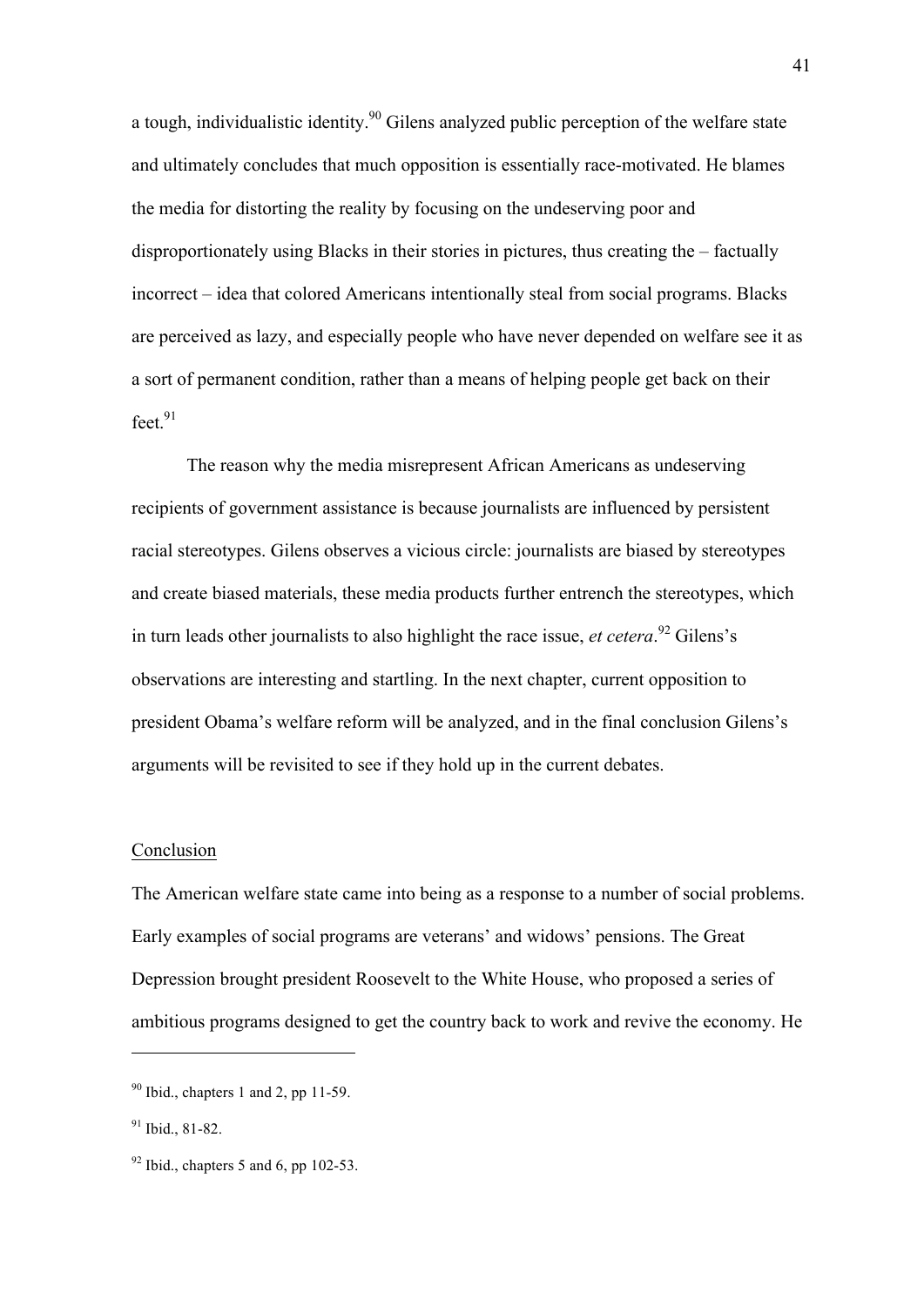a tough, individualistic identity.[90] Gilens analyzed public perception of the welfare state and ultimately concludes that much opposition is essentially race-motivated. He blames the media for distorting the reality by focusing on the undeserving poor and disproportionately using Blacks in their stories in pictures, thus creating the – factually incorrect – idea that colored Americans intentionally steal from social programs. Blacks are perceived as lazy, and especially people who have never depended on welfare see it as a sort of permanent condition, rather than a means of helping people get back on their feet.[91]

The reason why the media misrepresent African Americans as undeserving recipients of government assistance is because journalists are influenced by persistent racial stereotypes. Gilens observes a vicious circle: journalists are biased by stereotypes and create biased materials, these media products further entrench the stereotypes, which in turn leads other journalists to also highlight the race issue, *et cetera*.[92] Gilens's observations are interesting and startling. In the next chapter, current opposition to president Obama's welfare reform will be analyzed, and in the final conclusion Gilens's arguments will be revisited to see if they hold up in the current debates.

## Conclusion

The American welfare state came into being as a response to a number of social problems. Early examples of social programs are veterans' and widows' pensions. The Great Depression brought president Roosevelt to the White House, who proposed a series of ambitious programs designed to get the country back to work and revive the economy. He

---

[90] Ibid., chapters 1 and 2, pp 11-59.

[91] Ibid., 81-82.

[92] Ibid., chapters 5 and 6, pp 102-53.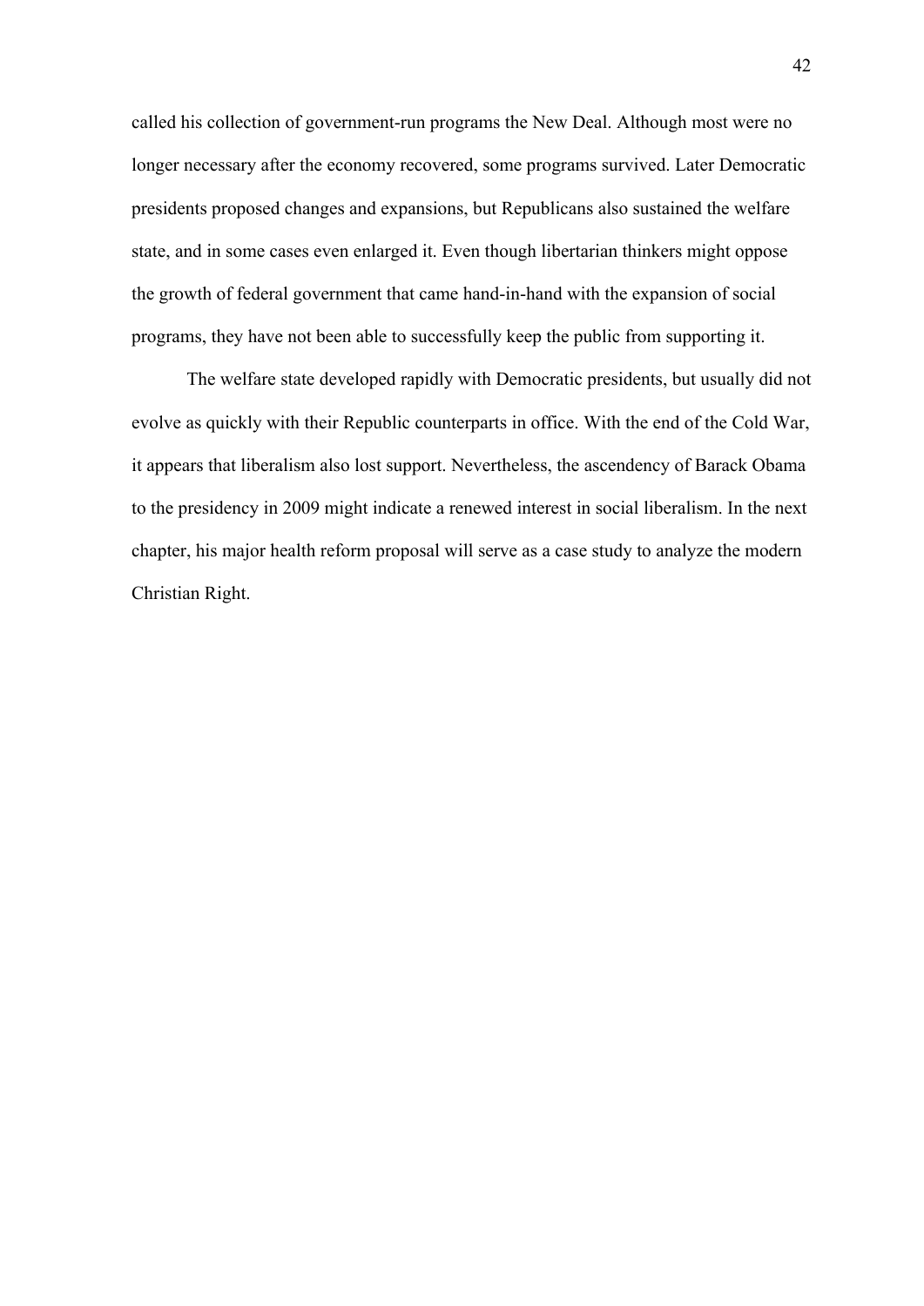called his collection of government-run programs the New Deal. Although most were no longer necessary after the economy recovered, some programs survived. Later Democratic presidents proposed changes and expansions, but Republicans also sustained the welfare state, and in some cases even enlarged it. Even though libertarian thinkers might oppose the growth of federal government that came hand-in-hand with the expansion of social programs, they have not been able to successfully keep the public from supporting it.

The welfare state developed rapidly with Democratic presidents, but usually did not evolve as quickly with their Republic counterparts in office. With the end of the Cold War, it appears that liberalism also lost support. Nevertheless, the ascendency of Barack Obama to the presidency in 2009 might indicate a renewed interest in social liberalism. In the next chapter, his major health reform proposal will serve as a case study to analyze the modern Christian Right.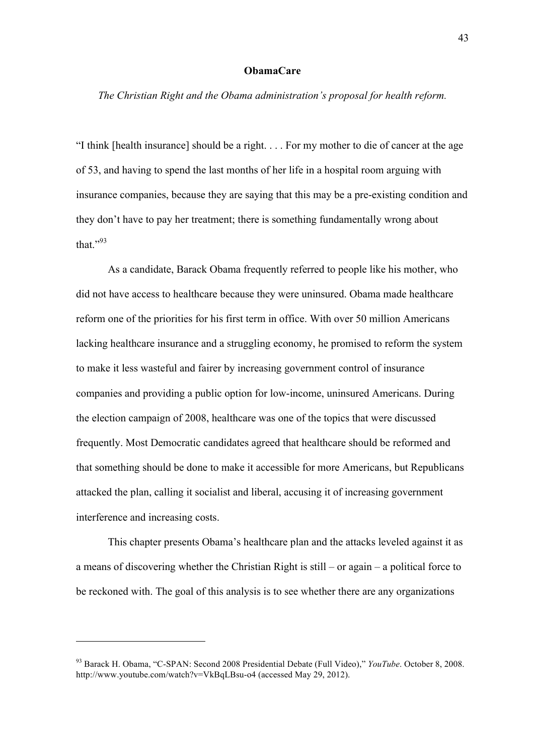## ObamaCare

*The Christian Right and the Obama administration's proposal for health reform.*

"I think [health insurance] should be a right. . . . For my mother to die of cancer at the age of 53, and having to spend the last months of her life in a hospital room arguing with insurance companies, because they are saying that this may be a pre-existing condition and they don't have to pay her treatment; there is something fundamentally wrong about that."[93]

As a candidate, Barack Obama frequently referred to people like his mother, who did not have access to healthcare because they were uninsured. Obama made healthcare reform one of the priorities for his first term in office. With over 50 million Americans lacking healthcare insurance and a struggling economy, he promised to reform the system to make it less wasteful and fairer by increasing government control of insurance companies and providing a public option for low-income, uninsured Americans. During the election campaign of 2008, healthcare was one of the topics that were discussed frequently. Most Democratic candidates agreed that healthcare should be reformed and that something should be done to make it accessible for more Americans, but Republicans attacked the plan, calling it socialist and liberal, accusing it of increasing government interference and increasing costs.

This chapter presents Obama's healthcare plan and the attacks leveled against it as a means of discovering whether the Christian Right is still – or again – a political force to be reckoned with. The goal of this analysis is to see whether there are any organizations

[93] Barack H. Obama, "C-SPAN: Second 2008 Presidential Debate (Full Video)," *YouTube*. October 8, 2008. http://www.youtube.com/watch?v=VkBqLBsu-o4 (accessed May 29, 2012).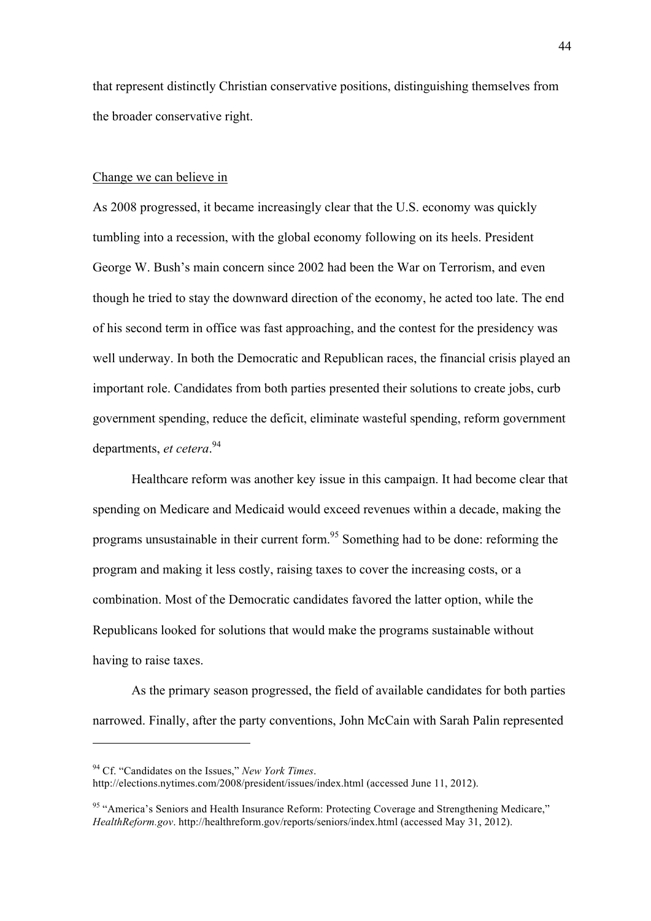that represent distinctly Christian conservative positions, distinguishing themselves from the broader conservative right.

## Change we can believe in

As 2008 progressed, it became increasingly clear that the U.S. economy was quickly tumbling into a recession, with the global economy following on its heels. President George W. Bush's main concern since 2002 had been the War on Terrorism, and even though he tried to stay the downward direction of the economy, he acted too late. The end of his second term in office was fast approaching, and the contest for the presidency was well underway. In both the Democratic and Republican races, the financial crisis played an important role. Candidates from both parties presented their solutions to create jobs, curb government spending, reduce the deficit, eliminate wasteful spending, reform government departments, *et cetera*.[94]

Healthcare reform was another key issue in this campaign. It had become clear that spending on Medicare and Medicaid would exceed revenues within a decade, making the programs unsustainable in their current form.[95] Something had to be done: reforming the program and making it less costly, raising taxes to cover the increasing costs, or a combination. Most of the Democratic candidates favored the latter option, while the Republicans looked for solutions that would make the programs sustainable without having to raise taxes.

As the primary season progressed, the field of available candidates for both parties narrowed. Finally, after the party conventions, John McCain with Sarah Palin represented

---

[94] Cf. "Candidates on the Issues," *New York Times*. http://elections.nytimes.com/2008/president/issues/index.html (accessed June 11, 2012).

[95] "America's Seniors and Health Insurance Reform: Protecting Coverage and Strengthening Medicare," *HealthReform.gov*. http://healthreform.gov/reports/seniors/index.html (accessed May 31, 2012).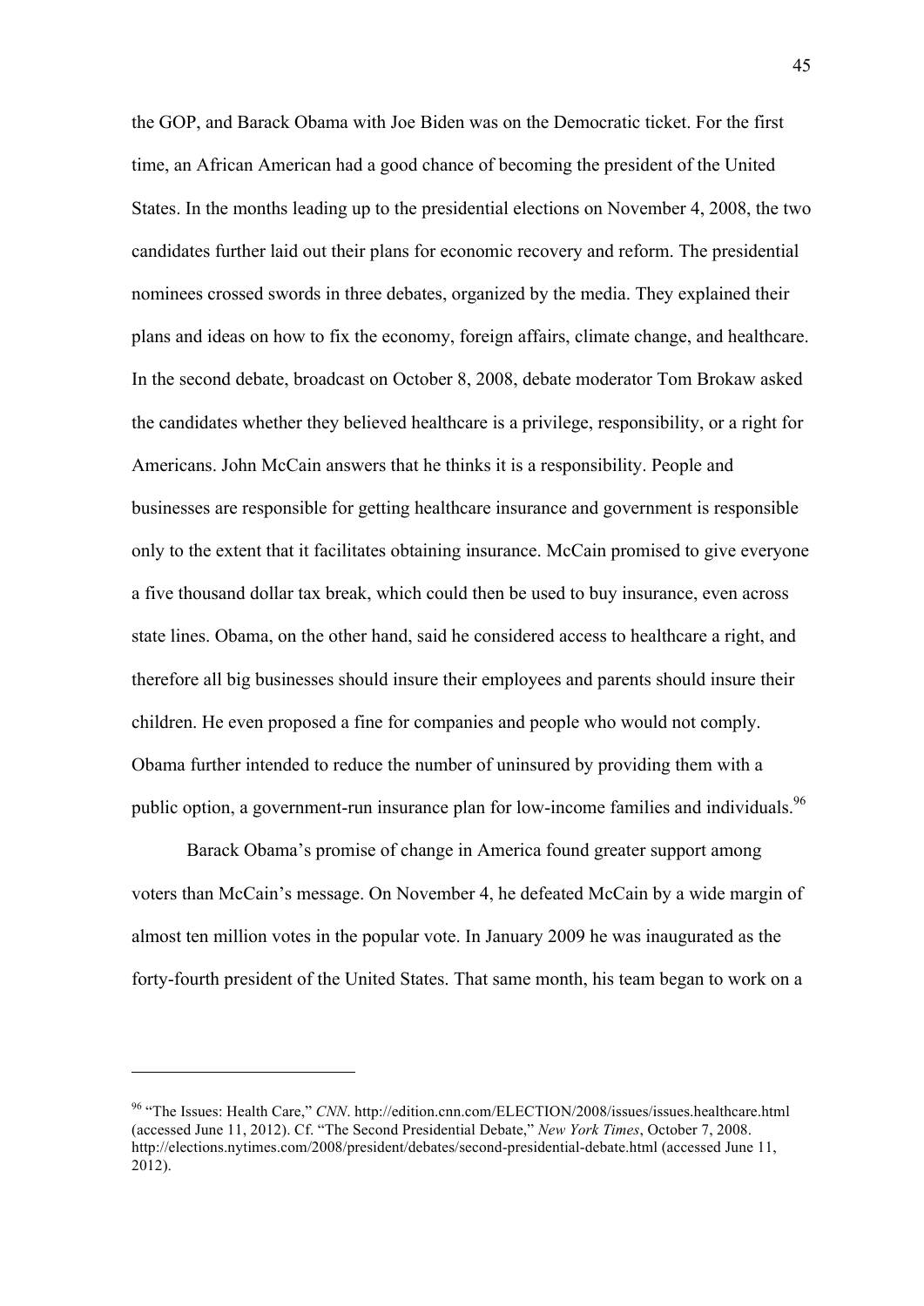the GOP, and Barack Obama with Joe Biden was on the Democratic ticket. For the first time, an African American had a good chance of becoming the president of the United States. In the months leading up to the presidential elections on November 4, 2008, the two candidates further laid out their plans for economic recovery and reform. The presidential nominees crossed swords in three debates, organized by the media. They explained their plans and ideas on how to fix the economy, foreign affairs, climate change, and healthcare. In the second debate, broadcast on October 8, 2008, debate moderator Tom Brokaw asked the candidates whether they believed healthcare is a privilege, responsibility, or a right for Americans. John McCain answers that he thinks it is a responsibility. People and businesses are responsible for getting healthcare insurance and government is responsible only to the extent that it facilitates obtaining insurance. McCain promised to give everyone a five thousand dollar tax break, which could then be used to buy insurance, even across state lines. Obama, on the other hand, said he considered access to healthcare a right, and therefore all big businesses should insure their employees and parents should insure their children. He even proposed a fine for companies and people who would not comply. Obama further intended to reduce the number of uninsured by providing them with a public option, a government-run insurance plan for low-income families and individuals.[96]

Barack Obama's promise of change in America found greater support among voters than McCain's message. On November 4, he defeated McCain by a wide margin of almost ten million votes in the popular vote. In January 2009 he was inaugurated as the forty-fourth president of the United States. That same month, his team began to work on a

---

[96] "The Issues: Health Care," *CNN*. http://edition.cnn.com/ELECTION/2008/issues/issues.healthcare.html (accessed June 11, 2012). Cf. "The Second Presidential Debate," *New York Times*, October 7, 2008. http://elections.nytimes.com/2008/president/debates/second-presidential-debate.html (accessed June 11, 2012).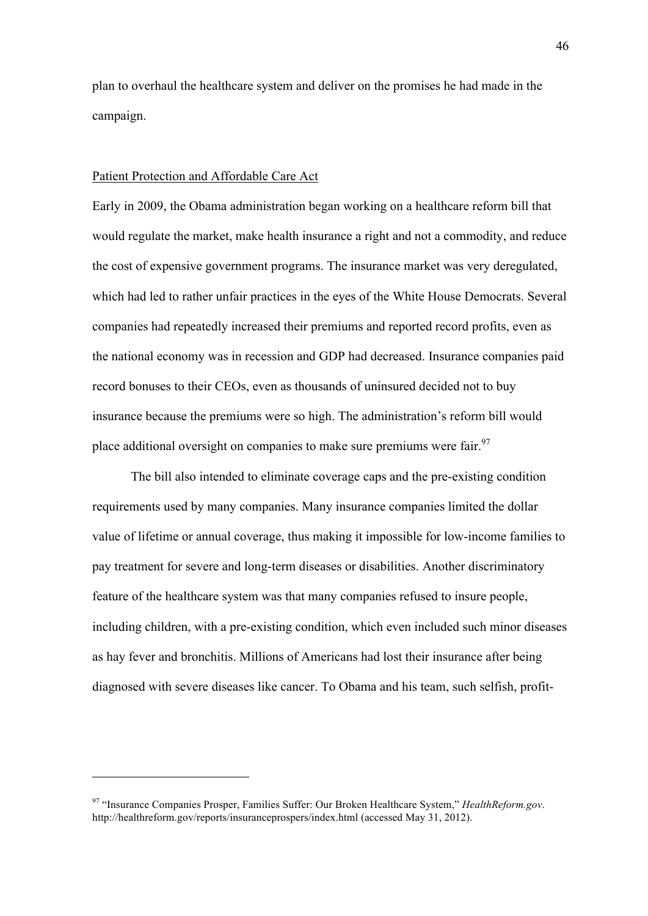plan to overhaul the healthcare system and deliver on the promises he had made in the campaign.

## Patient Protection and Affordable Care Act

Early in 2009, the Obama administration began working on a healthcare reform bill that would regulate the market, make health insurance a right and not a commodity, and reduce the cost of expensive government programs. The insurance market was very deregulated, which had led to rather unfair practices in the eyes of the White House Democrats. Several companies had repeatedly increased their premiums and reported record profits, even as the national economy was in recession and GDP had decreased. Insurance companies paid record bonuses to their CEOs, even as thousands of uninsured decided not to buy insurance because the premiums were so high. The administration's reform bill would place additional oversight on companies to make sure premiums were fair.[97]

The bill also intended to eliminate coverage caps and the pre-existing condition requirements used by many companies. Many insurance companies limited the dollar value of lifetime or annual coverage, thus making it impossible for low-income families to pay treatment for severe and long-term diseases or disabilities. Another discriminatory feature of the healthcare system was that many companies refused to insure people, including children, with a pre-existing condition, which even included such minor diseases as hay fever and bronchitis. Millions of Americans had lost their insurance after being diagnosed with severe diseases like cancer. To Obama and his team, such selfish, profit-

---

[97] "Insurance Companies Prosper, Families Suffer: Our Broken Healthcare System," *HealthReform.gov*. http://healthreform.gov/reports/insuranceprospers/index.html (accessed May 31, 2012).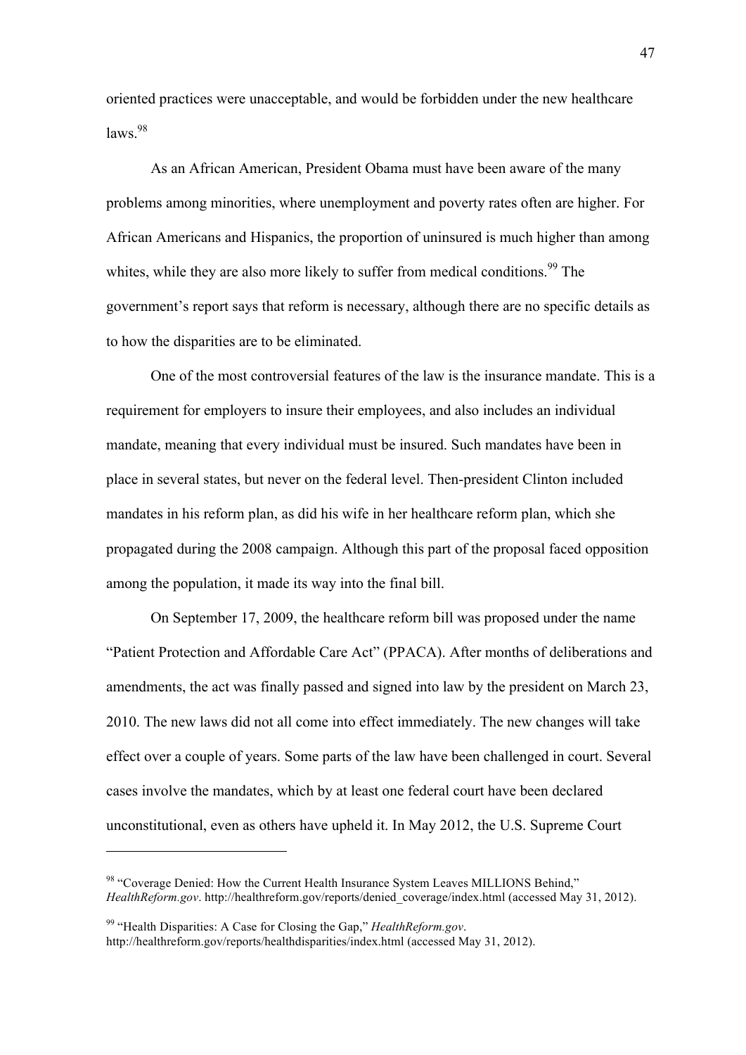oriented practices were unacceptable, and would be forbidden under the new healthcare laws.[98]

As an African American, President Obama must have been aware of the many problems among minorities, where unemployment and poverty rates often are higher. For African Americans and Hispanics, the proportion of uninsured is much higher than among whites, while they are also more likely to suffer from medical conditions.[99] The government's report says that reform is necessary, although there are no specific details as to how the disparities are to be eliminated.

One of the most controversial features of the law is the insurance mandate. This is a requirement for employers to insure their employees, and also includes an individual mandate, meaning that every individual must be insured. Such mandates have been in place in several states, but never on the federal level. Then-president Clinton included mandates in his reform plan, as did his wife in her healthcare reform plan, which she propagated during the 2008 campaign. Although this part of the proposal faced opposition among the population, it made its way into the final bill.

On September 17, 2009, the healthcare reform bill was proposed under the name "Patient Protection and Affordable Care Act" (PPACA). After months of deliberations and amendments, the act was finally passed and signed into law by the president on March 23, 2010. The new laws did not all come into effect immediately. The new changes will take effect over a couple of years. Some parts of the law have been challenged in court. Several cases involve the mandates, which by at least one federal court have been declared unconstitutional, even as others have upheld it. In May 2012, the U.S. Supreme Court

---

[98] "Coverage Denied: How the Current Health Insurance System Leaves MILLIONS Behind," *HealthReform.gov*. http://healthreform.gov/reports/denied_coverage/index.html (accessed May 31, 2012).

[99] "Health Disparities: A Case for Closing the Gap," *HealthReform.gov*. http://healthreform.gov/reports/healthdisparities/index.html (accessed May 31, 2012).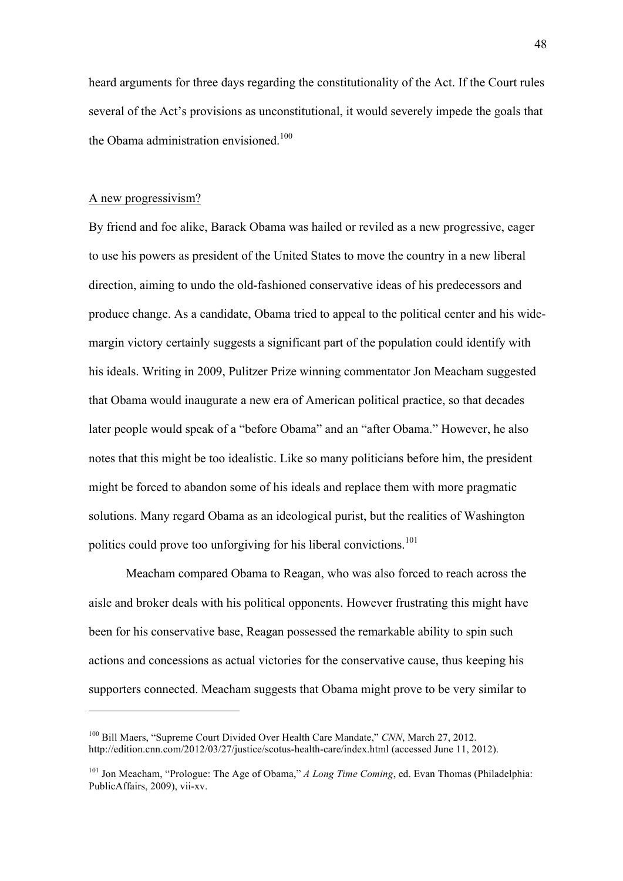heard arguments for three days regarding the constitutionality of the Act. If the Court rules several of the Act's provisions as unconstitutional, it would severely impede the goals that the Obama administration envisioned.[100]

## A new progressivism?

By friend and foe alike, Barack Obama was hailed or reviled as a new progressive, eager to use his powers as president of the United States to move the country in a new liberal direction, aiming to undo the old-fashioned conservative ideas of his predecessors and produce change. As a candidate, Obama tried to appeal to the political center and his wide-margin victory certainly suggests a significant part of the population could identify with his ideals. Writing in 2009, Pulitzer Prize winning commentator Jon Meacham suggested that Obama would inaugurate a new era of American political practice, so that decades later people would speak of a "before Obama" and an "after Obama." However, he also notes that this might be too idealistic. Like so many politicians before him, the president might be forced to abandon some of his ideals and replace them with more pragmatic solutions. Many regard Obama as an ideological purist, but the realities of Washington politics could prove too unforgiving for his liberal convictions.[101]

Meacham compared Obama to Reagan, who was also forced to reach across the aisle and broker deals with his political opponents. However frustrating this might have been for his conservative base, Reagan possessed the remarkable ability to spin such actions and concessions as actual victories for the conservative cause, thus keeping his supporters connected. Meacham suggests that Obama might prove to be very similar to

---

[100] Bill Maers, "Supreme Court Divided Over Health Care Mandate," *CNN*, March 27, 2012. http://edition.cnn.com/2012/03/27/justice/scotus-health-care/index.html (accessed June 11, 2012).

[101] Jon Meacham, "Prologue: The Age of Obama," *A Long Time Coming*, ed. Evan Thomas (Philadelphia: PublicAffairs, 2009), vii-xv.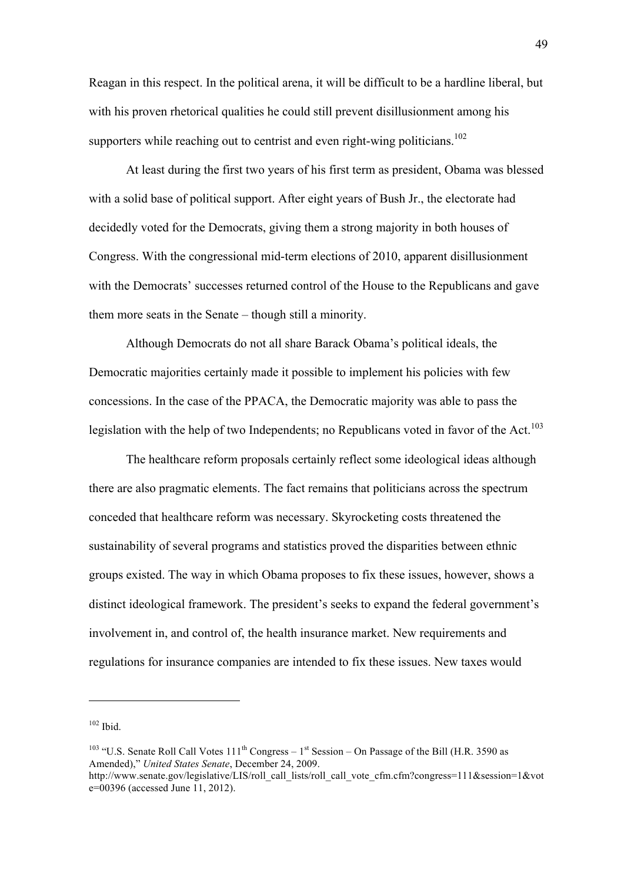Reagan in this respect. In the political arena, it will be difficult to be a hardline liberal, but with his proven rhetorical qualities he could still prevent disillusionment among his supporters while reaching out to centrist and even right-wing politicians.[102]

At least during the first two years of his first term as president, Obama was blessed with a solid base of political support. After eight years of Bush Jr., the electorate had decidedly voted for the Democrats, giving them a strong majority in both houses of Congress. With the congressional mid-term elections of 2010, apparent disillusionment with the Democrats' successes returned control of the House to the Republicans and gave them more seats in the Senate – though still a minority.

Although Democrats do not all share Barack Obama's political ideals, the Democratic majorities certainly made it possible to implement his policies with few concessions. In the case of the PPACA, the Democratic majority was able to pass the legislation with the help of two Independents; no Republicans voted in favor of the Act.[103]

The healthcare reform proposals certainly reflect some ideological ideas although there are also pragmatic elements. The fact remains that politicians across the spectrum conceded that healthcare reform was necessary. Skyrocketing costs threatened the sustainability of several programs and statistics proved the disparities between ethnic groups existed. The way in which Obama proposes to fix these issues, however, shows a distinct ideological framework. The president's seeks to expand the federal government's involvement in, and control of, the health insurance market. New requirements and regulations for insurance companies are intended to fix these issues. New taxes would

---

[102] Ibid.

[103] "U.S. Senate Roll Call Votes 111th Congress – 1st Session – On Passage of the Bill (H.R. 3590 as Amended)," *United States Senate*, December 24, 2009. http://www.senate.gov/legislative/LIS/roll_call_lists/roll_call_vote_cfm.cfm?congress=111&session=1&vote=00396 (accessed June 11, 2012).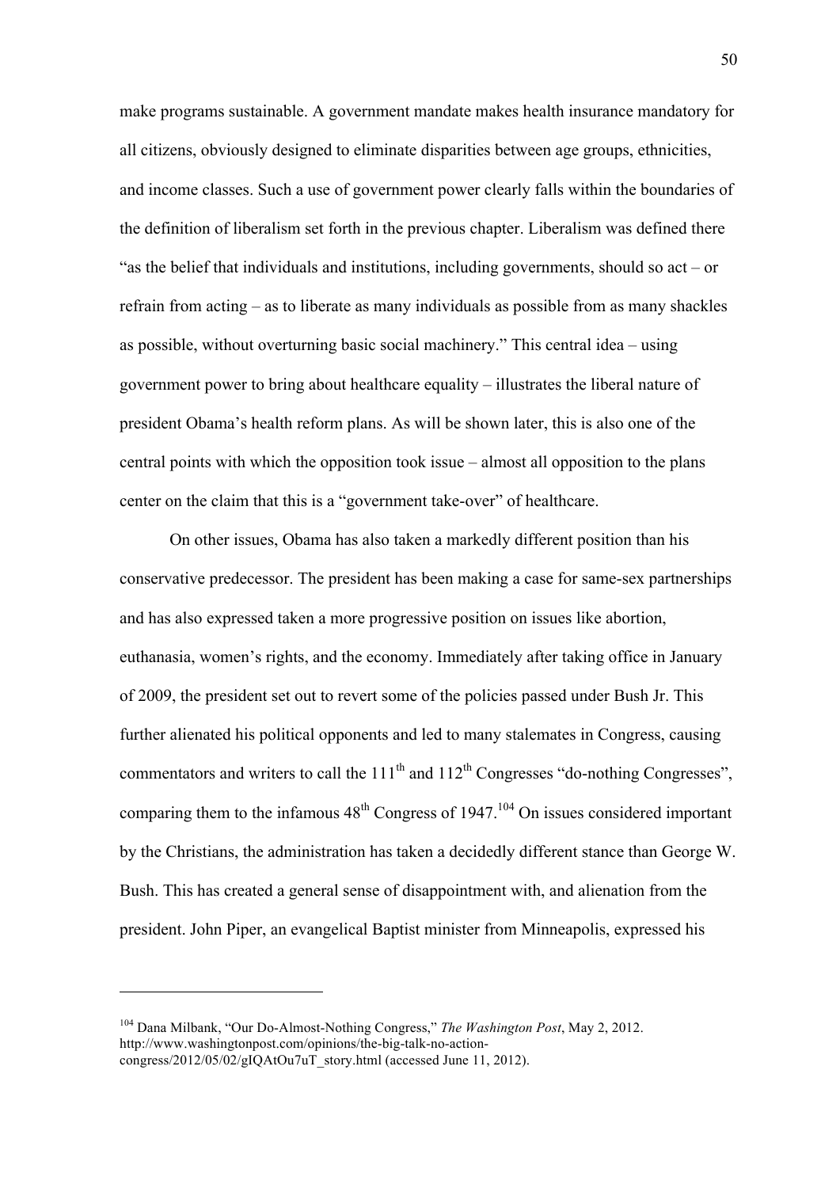make programs sustainable. A government mandate makes health insurance mandatory for all citizens, obviously designed to eliminate disparities between age groups, ethnicities, and income classes. Such a use of government power clearly falls within the boundaries of the definition of liberalism set forth in the previous chapter. Liberalism was defined there "as the belief that individuals and institutions, including governments, should so act – or refrain from acting – as to liberate as many individuals as possible from as many shackles as possible, without overturning basic social machinery." This central idea – using government power to bring about healthcare equality – illustrates the liberal nature of president Obama's health reform plans. As will be shown later, this is also one of the central points with which the opposition took issue – almost all opposition to the plans center on the claim that this is a "government take-over" of healthcare.

On other issues, Obama has also taken a markedly different position than his conservative predecessor. The president has been making a case for same-sex partnerships and has also expressed taken a more progressive position on issues like abortion, euthanasia, women's rights, and the economy. Immediately after taking office in January of 2009, the president set out to revert some of the policies passed under Bush Jr. This further alienated his political opponents and led to many stalemates in Congress, causing commentators and writers to call the 111th and 112th Congresses "do-nothing Congresses", comparing them to the infamous 48th Congress of 1947.[104] On issues considered important by the Christians, the administration has taken a decidedly different stance than George W. Bush. This has created a general sense of disappointment with, and alienation from the president. John Piper, an evangelical Baptist minister from Minneapolis, expressed his

---

[104] Dana Milbank, "Our Do-Almost-Nothing Congress," *The Washington Post*, May 2, 2012. http://www.washingtonpost.com/opinions/the-big-talk-no-action-congress/2012/05/02/gIQAtOu7uT_story.html (accessed June 11, 2012).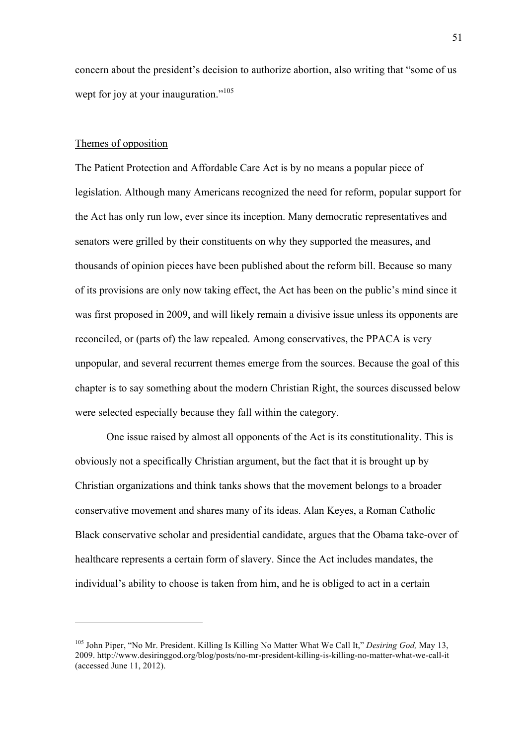concern about the president's decision to authorize abortion, also writing that "some of us wept for joy at your inauguration."[105]

## Themes of opposition

The Patient Protection and Affordable Care Act is by no means a popular piece of legislation. Although many Americans recognized the need for reform, popular support for the Act has only run low, ever since its inception. Many democratic representatives and senators were grilled by their constituents on why they supported the measures, and thousands of opinion pieces have been published about the reform bill. Because so many of its provisions are only now taking effect, the Act has been on the public's mind since it was first proposed in 2009, and will likely remain a divisive issue unless its opponents are reconciled, or (parts of) the law repealed. Among conservatives, the PPACA is very unpopular, and several recurrent themes emerge from the sources. Because the goal of this chapter is to say something about the modern Christian Right, the sources discussed below were selected especially because they fall within the category.

One issue raised by almost all opponents of the Act is its constitutionality. This is obviously not a specifically Christian argument, but the fact that it is brought up by Christian organizations and think tanks shows that the movement belongs to a broader conservative movement and shares many of its ideas. Alan Keyes, a Roman Catholic Black conservative scholar and presidential candidate, argues that the Obama take-over of healthcare represents a certain form of slavery. Since the Act includes mandates, the individual's ability to choose is taken from him, and he is obliged to act in a certain

---

[105] John Piper, "No Mr. President. Killing Is Killing No Matter What We Call It," *Desiring God,* May 13, 2009. http://www.desiringgod.org/blog/posts/no-mr-president-killing-is-killing-no-matter-what-we-call-it (accessed June 11, 2012).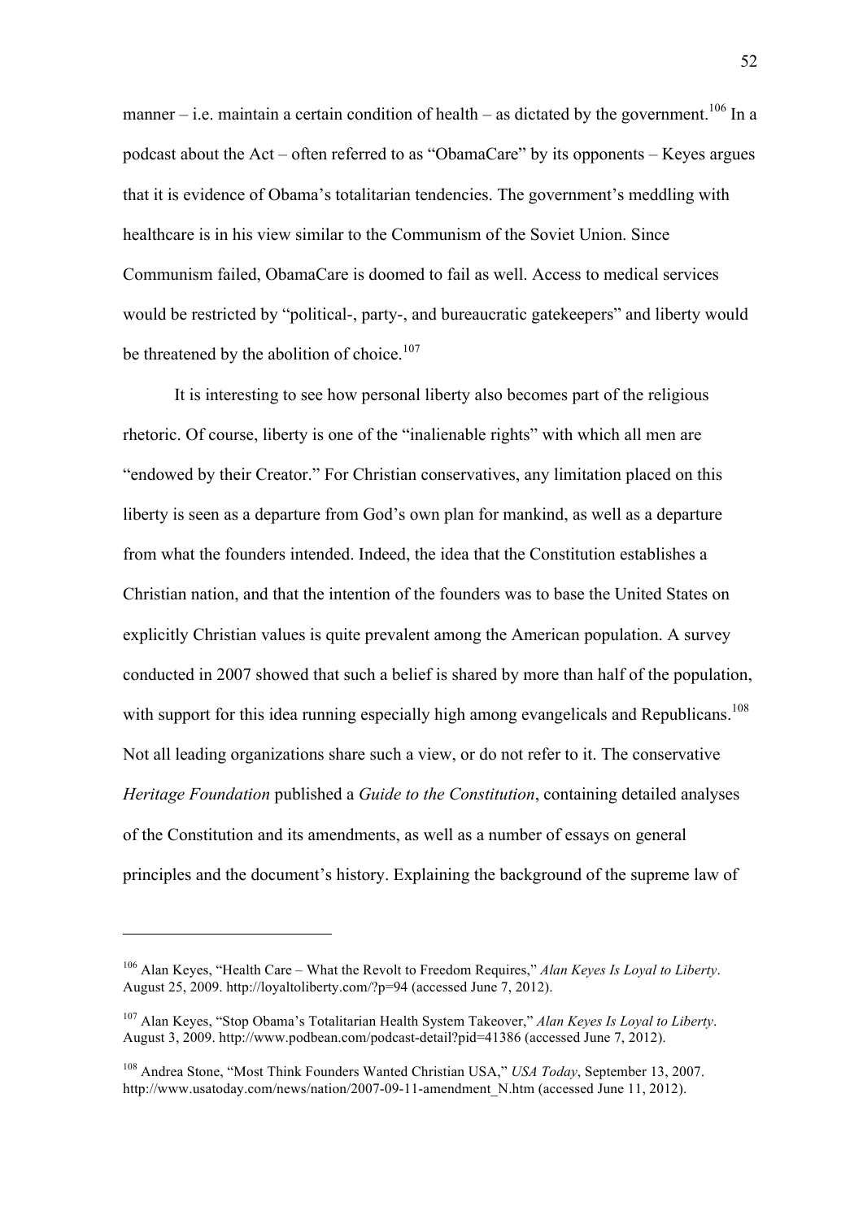manner – i.e. maintain a certain condition of health – as dictated by the government.[106] In a podcast about the Act – often referred to as "ObamaCare" by its opponents – Keyes argues that it is evidence of Obama's totalitarian tendencies. The government's meddling with healthcare is in his view similar to the Communism of the Soviet Union. Since Communism failed, ObamaCare is doomed to fail as well. Access to medical services would be restricted by "political-, party-, and bureaucratic gatekeepers" and liberty would be threatened by the abolition of choice.[107]

It is interesting to see how personal liberty also becomes part of the religious rhetoric. Of course, liberty is one of the "inalienable rights" with which all men are "endowed by their Creator." For Christian conservatives, any limitation placed on this liberty is seen as a departure from God's own plan for mankind, as well as a departure from what the founders intended. Indeed, the idea that the Constitution establishes a Christian nation, and that the intention of the founders was to base the United States on explicitly Christian values is quite prevalent among the American population. A survey conducted in 2007 showed that such a belief is shared by more than half of the population, with support for this idea running especially high among evangelicals and Republicans.[108] Not all leading organizations share such a view, or do not refer to it. The conservative *Heritage Foundation* published a *Guide to the Constitution*, containing detailed analyses of the Constitution and its amendments, as well as a number of essays on general principles and the document's history. Explaining the background of the supreme law of

---

[106] Alan Keyes, "Health Care – What the Revolt to Freedom Requires," *Alan Keyes Is Loyal to Liberty*. August 25, 2009. http://loyaltoliberty.com/?p=94 (accessed June 7, 2012).

[107] Alan Keyes, "Stop Obama's Totalitarian Health System Takeover," *Alan Keyes Is Loyal to Liberty*. August 3, 2009. http://www.podbean.com/podcast-detail?pid=41386 (accessed June 7, 2012).

[108] Andrea Stone, "Most Think Founders Wanted Christian USA," *USA Today*, September 13, 2007. http://www.usatoday.com/news/nation/2007-09-11-amendment_N.htm (accessed June 11, 2012).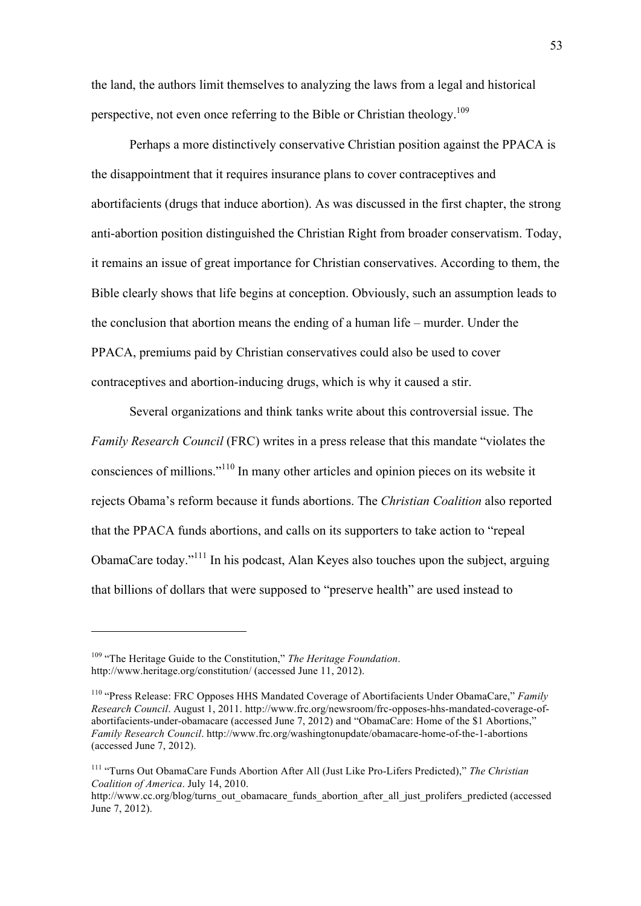the land, the authors limit themselves to analyzing the laws from a legal and historical perspective, not even once referring to the Bible or Christian theology.[109]

Perhaps a more distinctively conservative Christian position against the PPACA is the disappointment that it requires insurance plans to cover contraceptives and abortifacients (drugs that induce abortion). As was discussed in the first chapter, the strong anti-abortion position distinguished the Christian Right from broader conservatism. Today, it remains an issue of great importance for Christian conservatives. According to them, the Bible clearly shows that life begins at conception. Obviously, such an assumption leads to the conclusion that abortion means the ending of a human life – murder. Under the PPACA, premiums paid by Christian conservatives could also be used to cover contraceptives and abortion-inducing drugs, which is why it caused a stir.

Several organizations and think tanks write about this controversial issue. The *Family Research Council* (FRC) writes in a press release that this mandate "violates the consciences of millions."[110] In many other articles and opinion pieces on its website it rejects Obama's reform because it funds abortions. The *Christian Coalition* also reported that the PPACA funds abortions, and calls on its supporters to take action to "repeal ObamaCare today."[111] In his podcast, Alan Keyes also touches upon the subject, arguing that billions of dollars that were supposed to "preserve health" are used instead to

---

[109] "The Heritage Guide to the Constitution," *The Heritage Foundation*. http://www.heritage.org/constitution/ (accessed June 11, 2012).

[110] "Press Release: FRC Opposes HHS Mandated Coverage of Abortifacients Under ObamaCare," *Family Research Council*. August 1, 2011. http://www.frc.org/newsroom/frc-opposes-hhs-mandated-coverage-of-abortifacients-under-obamacare (accessed June 7, 2012) and "ObamaCare: Home of the $1 Abortions," *Family Research Council*. http://www.frc.org/washingtonupdate/obamacare-home-of-the-1-abortions (accessed June 7, 2012).

[111] "Turns Out ObamaCare Funds Abortion After All (Just Like Pro-Lifers Predicted)," *The Christian Coalition of America*. July 14, 2010. http://www.cc.org/blog/turns_out_obamacare_funds_abortion_after_all_just_prolifers_predicted (accessed June 7, 2012).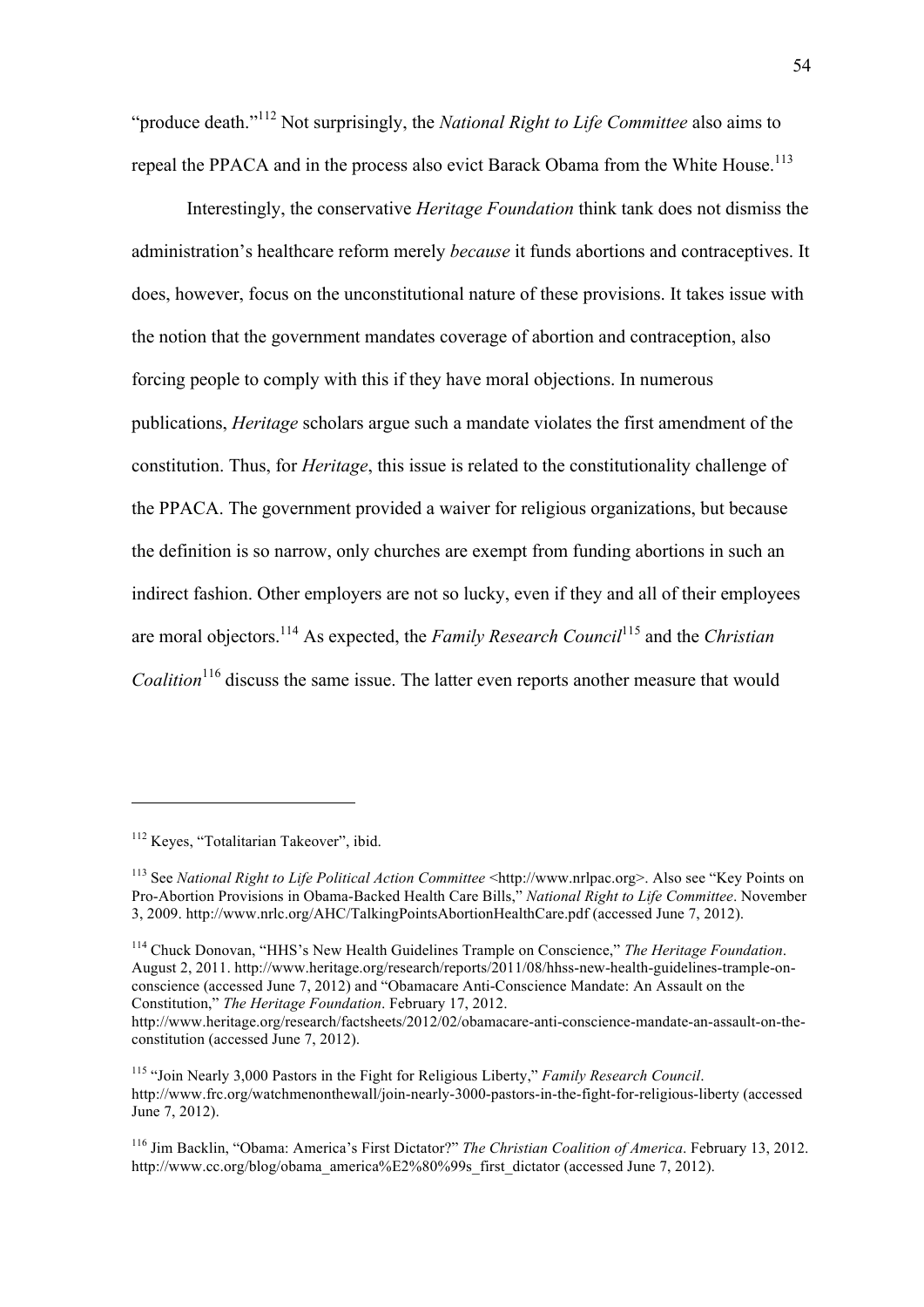"produce death."[112] Not surprisingly, the *National Right to Life Committee* also aims to repeal the PPACA and in the process also evict Barack Obama from the White House.[113]

Interestingly, the conservative *Heritage Foundation* think tank does not dismiss the administration's healthcare reform merely *because* it funds abortions and contraceptives. It does, however, focus on the unconstitutional nature of these provisions. It takes issue with the notion that the government mandates coverage of abortion and contraception, also forcing people to comply with this if they have moral objections. In numerous publications, *Heritage* scholars argue such a mandate violates the first amendment of the constitution. Thus, for *Heritage*, this issue is related to the constitutionality challenge of the PPACA. The government provided a waiver for religious organizations, but because the definition is so narrow, only churches are exempt from funding abortions in such an indirect fashion. Other employers are not so lucky, even if they and all of their employees are moral objectors.[114] As expected, the *Family Research Council*[115] and the *Christian Coalition*[116] discuss the same issue. The latter even reports another measure that would

---

[112] Keyes, "Totalitarian Takeover", ibid.

[113] See *National Right to Life Political Action Committee* <http://www.nrlpac.org>. Also see "Key Points on Pro-Abortion Provisions in Obama-Backed Health Care Bills," *National Right to Life Committee*. November 3, 2009. http://www.nrlc.org/AHC/TalkingPointsAbortionHealthCare.pdf (accessed June 7, 2012).

[114] Chuck Donovan, "HHS's New Health Guidelines Trample on Conscience," *The Heritage Foundation*. August 2, 2011. http://www.heritage.org/research/reports/2011/08/hhss-new-health-guidelines-trample-on-conscience (accessed June 7, 2012) and "Obamacare Anti-Conscience Mandate: An Assault on the Constitution," *The Heritage Foundation*. February 17, 2012. http://www.heritage.org/research/factsheets/2012/02/obamacare-anti-conscience-mandate-an-assault-on-the-constitution (accessed June 7, 2012).

[115] "Join Nearly 3,000 Pastors in the Fight for Religious Liberty," *Family Research Council*. http://www.frc.org/watchmenonthewall/join-nearly-3000-pastors-in-the-fight-for-religious-liberty (accessed June 7, 2012).

[116] Jim Backlin, "Obama: America's First Dictator?" *The Christian Coalition of America*. February 13, 2012. http://www.cc.org/blog/obama_america%E2%80%99s_first_dictator (accessed June 7, 2012).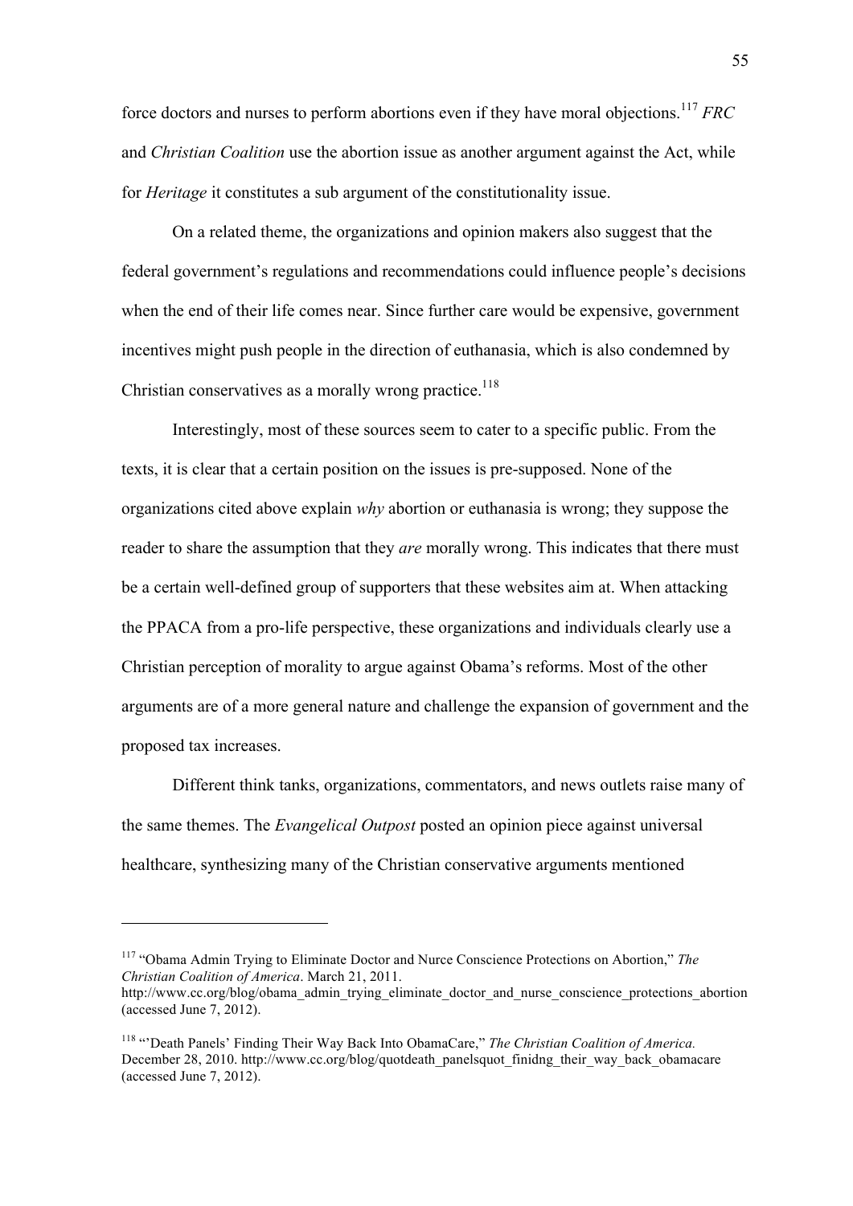force doctors and nurses to perform abortions even if they have moral objections.[117] *FRC* and *Christian Coalition* use the abortion issue as another argument against the Act, while for *Heritage* it constitutes a sub argument of the constitutionality issue.

On a related theme, the organizations and opinion makers also suggest that the federal government's regulations and recommendations could influence people's decisions when the end of their life comes near. Since further care would be expensive, government incentives might push people in the direction of euthanasia, which is also condemned by Christian conservatives as a morally wrong practice.[118]

Interestingly, most of these sources seem to cater to a specific public. From the texts, it is clear that a certain position on the issues is pre-supposed. None of the organizations cited above explain *why* abortion or euthanasia is wrong; they suppose the reader to share the assumption that they *are* morally wrong. This indicates that there must be a certain well-defined group of supporters that these websites aim at. When attacking the PPACA from a pro-life perspective, these organizations and individuals clearly use a Christian perception of morality to argue against Obama's reforms. Most of the other arguments are of a more general nature and challenge the expansion of government and the proposed tax increases.

Different think tanks, organizations, commentators, and news outlets raise many of the same themes. The *Evangelical Outpost* posted an opinion piece against universal healthcare, synthesizing many of the Christian conservative arguments mentioned

---

[117] "Obama Admin Trying to Eliminate Doctor and Nurce Conscience Protections on Abortion," *The Christian Coalition of America*. March 21, 2011. http://www.cc.org/blog/obama_admin_trying_eliminate_doctor_and_nurse_conscience_protections_abortion (accessed June 7, 2012).

[118] "'Death Panels' Finding Their Way Back Into ObamaCare," *The Christian Coalition of America.* December 28, 2010. http://www.cc.org/blog/quotdeath_panelsquot_finidng_their_way_back_obamacare (accessed June 7, 2012).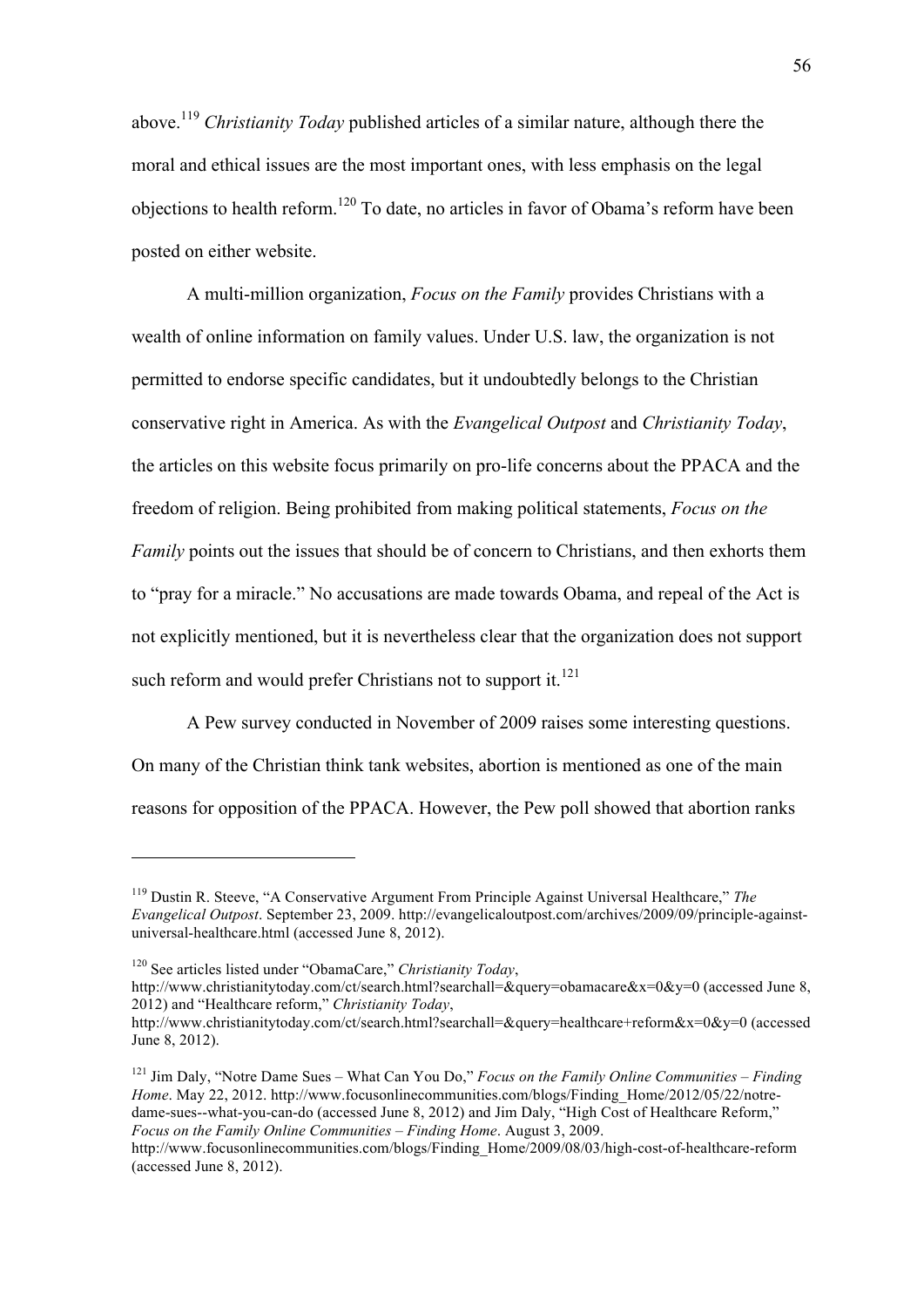above.[119] *Christianity Today* published articles of a similar nature, although there the moral and ethical issues are the most important ones, with less emphasis on the legal objections to health reform.[120] To date, no articles in favor of Obama's reform have been posted on either website.

A multi-million organization, *Focus on the Family* provides Christians with a wealth of online information on family values. Under U.S. law, the organization is not permitted to endorse specific candidates, but it undoubtedly belongs to the Christian conservative right in America. As with the *Evangelical Outpost* and *Christianity Today*, the articles on this website focus primarily on pro-life concerns about the PPACA and the freedom of religion. Being prohibited from making political statements, *Focus on the Family* points out the issues that should be of concern to Christians, and then exhorts them to "pray for a miracle." No accusations are made towards Obama, and repeal of the Act is not explicitly mentioned, but it is nevertheless clear that the organization does not support such reform and would prefer Christians not to support it.[121]

A Pew survey conducted in November of 2009 raises some interesting questions. On many of the Christian think tank websites, abortion is mentioned as one of the main reasons for opposition of the PPACA. However, the Pew poll showed that abortion ranks

---

[119] Dustin R. Steeve, "A Conservative Argument From Principle Against Universal Healthcare," *The Evangelical Outpost*. September 23, 2009. http://evangelicaloutpost.com/archives/2009/09/principle-against-universal-healthcare.html (accessed June 8, 2012).

[120] See articles listed under "ObamaCare," *Christianity Today*, http://www.christianitytoday.com/ct/search.html?searchall=&query=obamacare&x=0&y=0 (accessed June 8, 2012) and "Healthcare reform," *Christianity Today*, http://www.christianitytoday.com/ct/search.html?searchall=&query=healthcare+reform&x=0&y=0 (accessed June 8, 2012).

[121] Jim Daly, "Notre Dame Sues – What Can You Do," *Focus on the Family Online Communities – Finding Home*. May 22, 2012. http://www.focusonlinecommunities.com/blogs/Finding_Home/2012/05/22/notre-dame-sues--what-you-can-do (accessed June 8, 2012) and Jim Daly, "High Cost of Healthcare Reform," *Focus on the Family Online Communities – Finding Home*. August 3, 2009. http://www.focusonlinecommunities.com/blogs/Finding_Home/2009/08/03/high-cost-of-healthcare-reform (accessed June 8, 2012).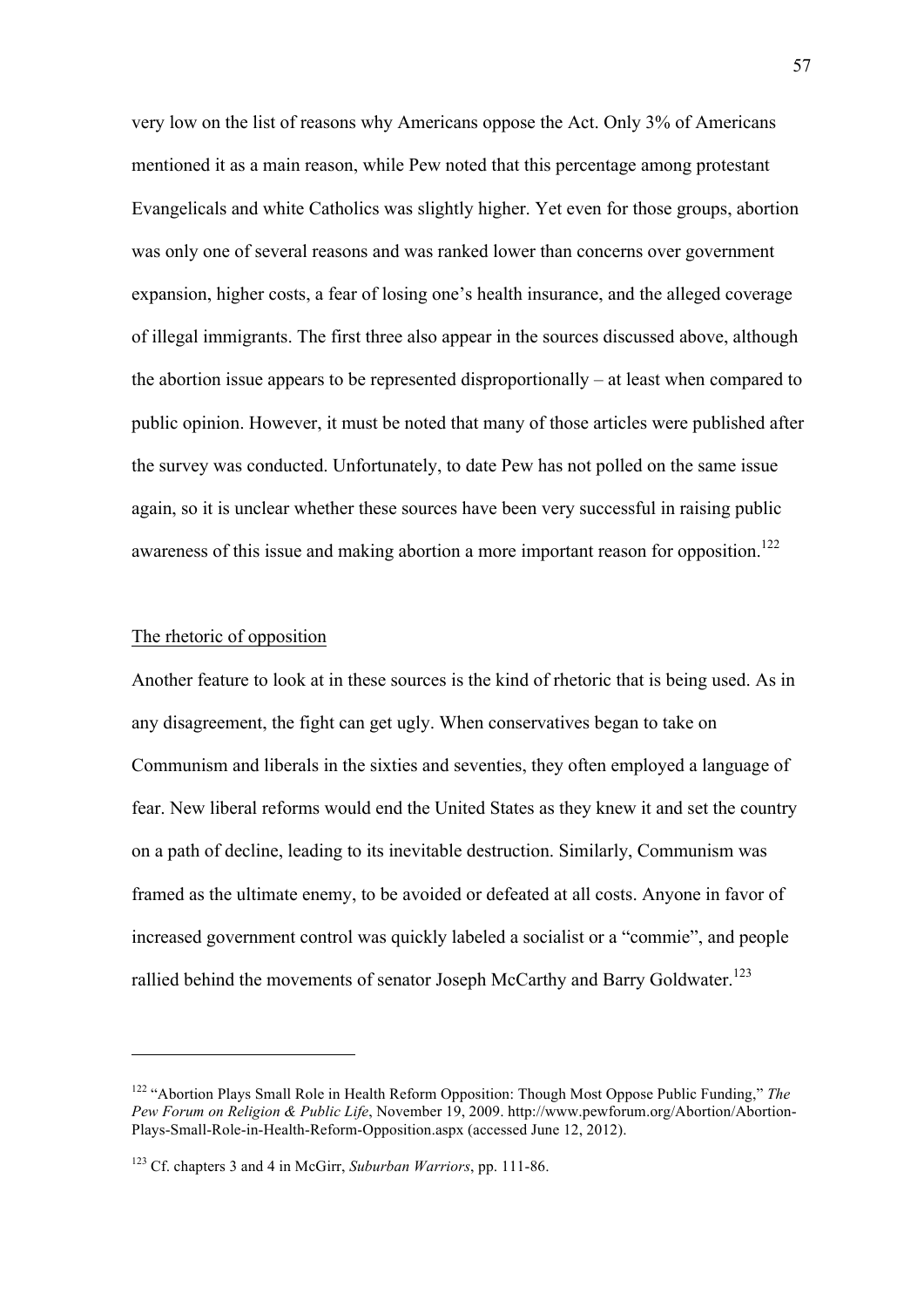very low on the list of reasons why Americans oppose the Act. Only 3% of Americans mentioned it as a main reason, while Pew noted that this percentage among protestant Evangelicals and white Catholics was slightly higher. Yet even for those groups, abortion was only one of several reasons and was ranked lower than concerns over government expansion, higher costs, a fear of losing one's health insurance, and the alleged coverage of illegal immigrants. The first three also appear in the sources discussed above, although the abortion issue appears to be represented disproportionally – at least when compared to public opinion. However, it must be noted that many of those articles were published after the survey was conducted. Unfortunately, to date Pew has not polled on the same issue again, so it is unclear whether these sources have been very successful in raising public awareness of this issue and making abortion a more important reason for opposition.[122]

## The rhetoric of opposition

Another feature to look at in these sources is the kind of rhetoric that is being used. As in any disagreement, the fight can get ugly. When conservatives began to take on Communism and liberals in the sixties and seventies, they often employed a language of fear. New liberal reforms would end the United States as they knew it and set the country on a path of decline, leading to its inevitable destruction. Similarly, Communism was framed as the ultimate enemy, to be avoided or defeated at all costs. Anyone in favor of increased government control was quickly labeled a socialist or a "commie", and people rallied behind the movements of senator Joseph McCarthy and Barry Goldwater.[123]

---

[122] "Abortion Plays Small Role in Health Reform Opposition: Though Most Oppose Public Funding," *The Pew Forum on Religion & Public Life*, November 19, 2009. http://www.pewforum.org/Abortion/Abortion-Plays-Small-Role-in-Health-Reform-Opposition.aspx (accessed June 12, 2012).

[123] Cf. chapters 3 and 4 in McGirr, *Suburban Warriors*, pp. 111-86.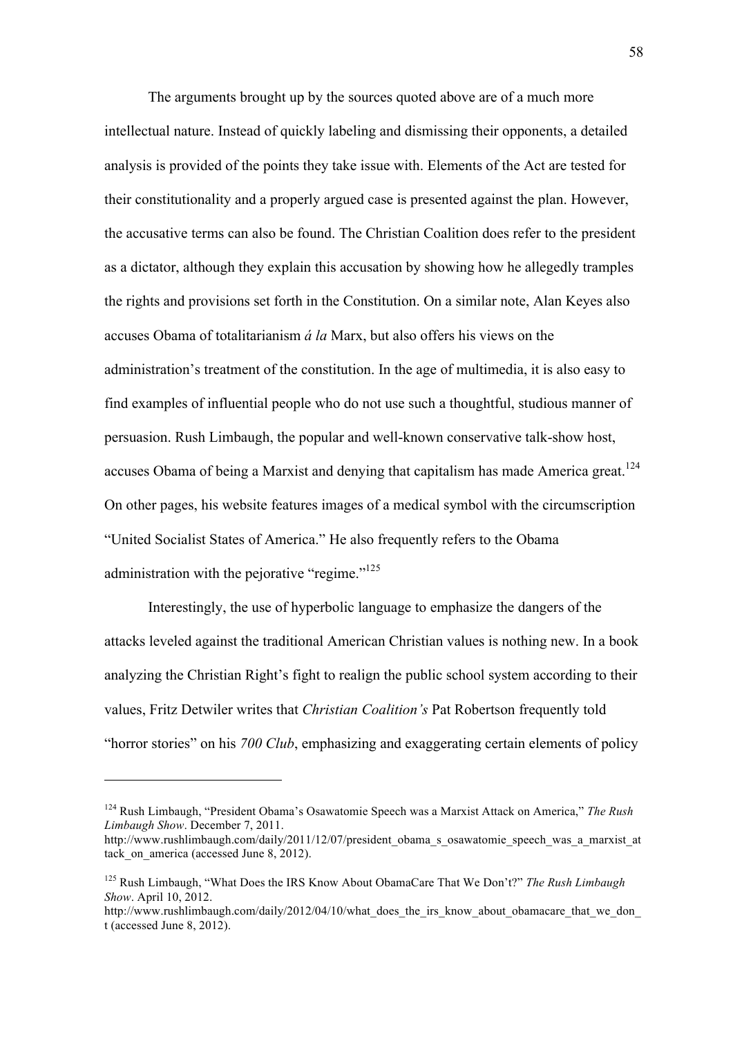The arguments brought up by the sources quoted above are of a much more intellectual nature. Instead of quickly labeling and dismissing their opponents, a detailed analysis is provided of the points they take issue with. Elements of the Act are tested for their constitutionality and a properly argued case is presented against the plan. However, the accusative terms can also be found. The Christian Coalition does refer to the president as a dictator, although they explain this accusation by showing how he allegedly tramples the rights and provisions set forth in the Constitution. On a similar note, Alan Keyes also accuses Obama of totalitarianism *á la* Marx, but also offers his views on the administration's treatment of the constitution. In the age of multimedia, it is also easy to find examples of influential people who do not use such a thoughtful, studious manner of persuasion. Rush Limbaugh, the popular and well-known conservative talk-show host, accuses Obama of being a Marxist and denying that capitalism has made America great.[124] On other pages, his website features images of a medical symbol with the circumscription "United Socialist States of America." He also frequently refers to the Obama administration with the pejorative "regime."[125]

Interestingly, the use of hyperbolic language to emphasize the dangers of the attacks leveled against the traditional American Christian values is nothing new. In a book analyzing the Christian Right's fight to realign the public school system according to their values, Fritz Detwiler writes that *Christian Coalition's* Pat Robertson frequently told "horror stories" on his *700 Club*, emphasizing and exaggerating certain elements of policy

---

[124] Rush Limbaugh, "President Obama's Osawatomie Speech was a Marxist Attack on America," *The Rush Limbaugh Show*. December 7, 2011. http://www.rushlimbaugh.com/daily/2011/12/07/president_obama_s_osawatomie_speech_was_a_marxist_attack_on_america (accessed June 8, 2012).

[125] Rush Limbaugh, "What Does the IRS Know About ObamaCare That We Don't?" *The Rush Limbaugh Show*. April 10, 2012. http://www.rushlimbaugh.com/daily/2012/04/10/what_does_the_irs_know_about_obamacare_that_we_don_t (accessed June 8, 2012).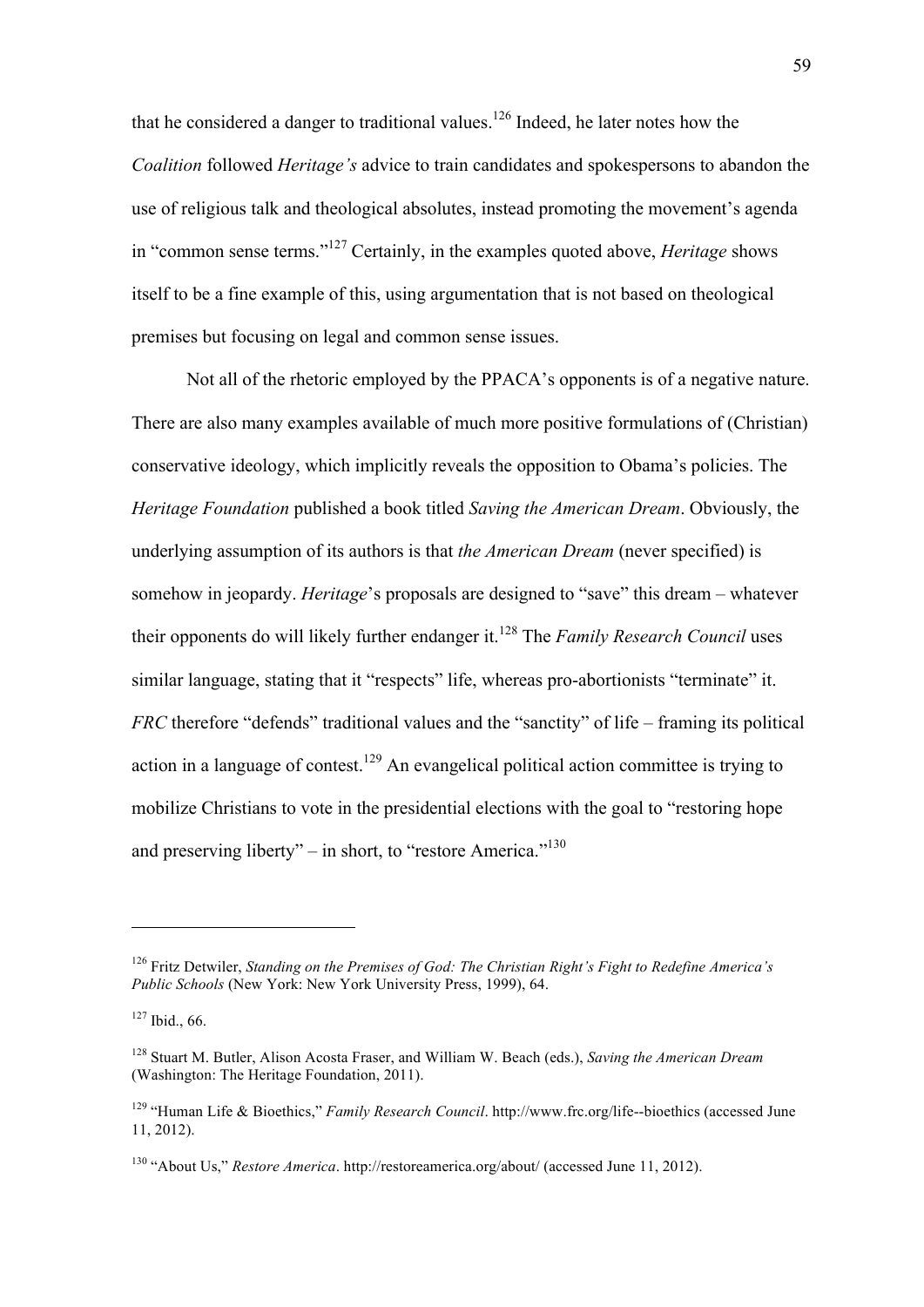that he considered a danger to traditional values.[126] Indeed, he later notes how the *Coalition* followed *Heritage's* advice to train candidates and spokespersons to abandon the use of religious talk and theological absolutes, instead promoting the movement's agenda in "common sense terms."[127] Certainly, in the examples quoted above, *Heritage* shows itself to be a fine example of this, using argumentation that is not based on theological premises but focusing on legal and common sense issues.

Not all of the rhetoric employed by the PPACA's opponents is of a negative nature. There are also many examples available of much more positive formulations of (Christian) conservative ideology, which implicitly reveals the opposition to Obama's policies. The *Heritage Foundation* published a book titled *Saving the American Dream*. Obviously, the underlying assumption of its authors is that *the American Dream* (never specified) is somehow in jeopardy. *Heritage*'s proposals are designed to "save" this dream – whatever their opponents do will likely further endanger it.[128] The *Family Research Council* uses similar language, stating that it "respects" life, whereas pro-abortionists "terminate" it. *FRC* therefore "defends" traditional values and the "sanctity" of life – framing its political action in a language of contest.[129] An evangelical political action committee is trying to mobilize Christians to vote in the presidential elections with the goal to "restoring hope and preserving liberty" – in short, to "restore America."[130]

---

[126] Fritz Detwiler, *Standing on the Premises of God: The Christian Right's Fight to Redefine America's Public Schools* (New York: New York University Press, 1999), 64.

[127] Ibid., 66.

[128] Stuart M. Butler, Alison Acosta Fraser, and William W. Beach (eds.), *Saving the American Dream* (Washington: The Heritage Foundation, 2011).

[129] "Human Life & Bioethics," *Family Research Council*. http://www.frc.org/life--bioethics (accessed June 11, 2012).

[130] "About Us," *Restore America*. http://restoreamerica.org/about/ (accessed June 11, 2012).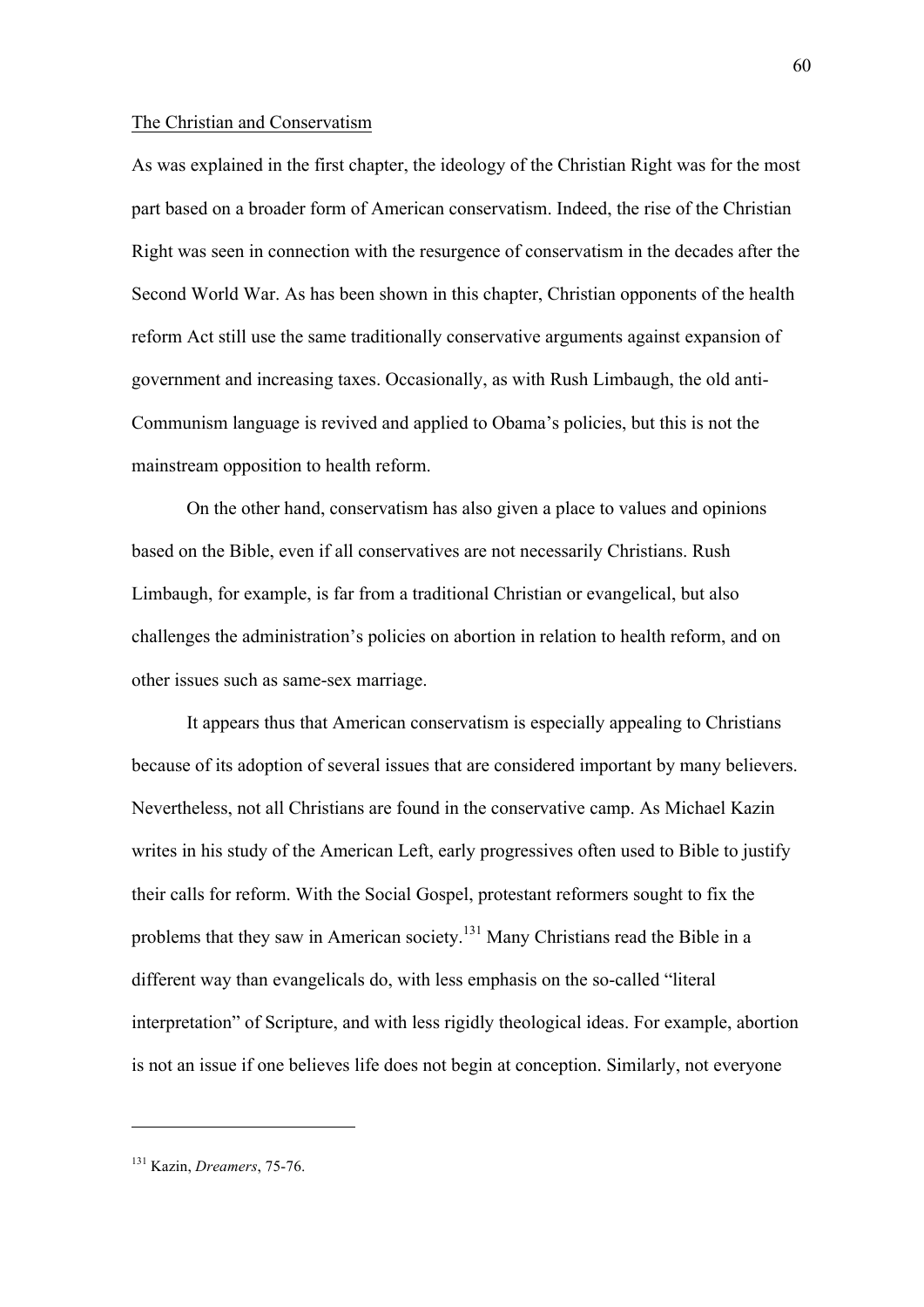## The Christian and Conservatism

As was explained in the first chapter, the ideology of the Christian Right was for the most part based on a broader form of American conservatism. Indeed, the rise of the Christian Right was seen in connection with the resurgence of conservatism in the decades after the Second World War. As has been shown in this chapter, Christian opponents of the health reform Act still use the same traditionally conservative arguments against expansion of government and increasing taxes. Occasionally, as with Rush Limbaugh, the old anti-Communism language is revived and applied to Obama's policies, but this is not the mainstream opposition to health reform.

On the other hand, conservatism has also given a place to values and opinions based on the Bible, even if all conservatives are not necessarily Christians. Rush Limbaugh, for example, is far from a traditional Christian or evangelical, but also challenges the administration's policies on abortion in relation to health reform, and on other issues such as same-sex marriage.

It appears thus that American conservatism is especially appealing to Christians because of its adoption of several issues that are considered important by many believers. Nevertheless, not all Christians are found in the conservative camp. As Michael Kazin writes in his study of the American Left, early progressives often used to Bible to justify their calls for reform. With the Social Gospel, protestant reformers sought to fix the problems that they saw in American society.[131] Many Christians read the Bible in a different way than evangelicals do, with less emphasis on the so-called "literal interpretation" of Scripture, and with less rigidly theological ideas. For example, abortion is not an issue if one believes life does not begin at conception. Similarly, not everyone

---

[131] Kazin, *Dreamers*, 75-76.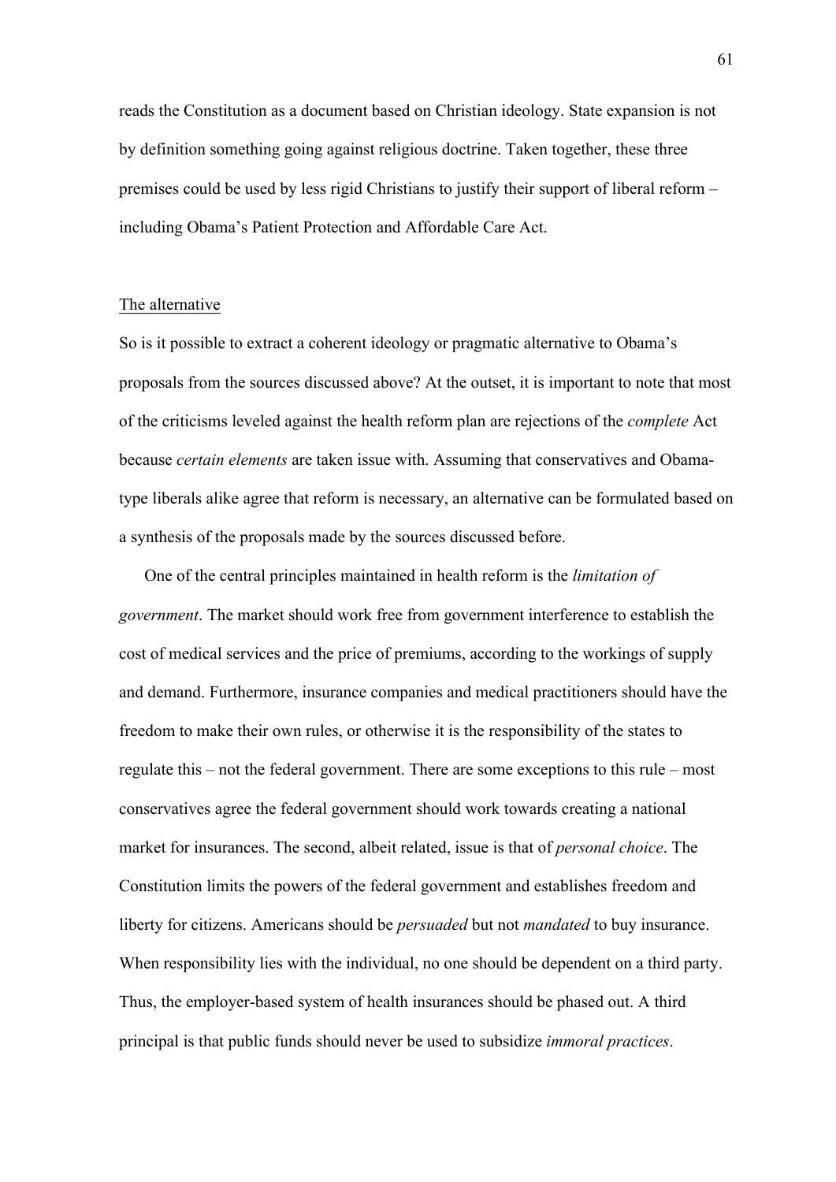reads the Constitution as a document based on Christian ideology. State expansion is not by definition something going against religious doctrine. Taken together, these three premises could be used by less rigid Christians to justify their support of liberal reform – including Obama's Patient Protection and Affordable Care Act.

## <u>The alternative</u>

So is it possible to extract a coherent ideology or pragmatic alternative to Obama's proposals from the sources discussed above? At the outset, it is important to note that most of the criticisms leveled against the health reform plan are rejections of the *complete* Act because *certain elements* are taken issue with. Assuming that conservatives and Obama-type liberals alike agree that reform is necessary, an alternative can be formulated based on a synthesis of the proposals made by the sources discussed before.

One of the central principles maintained in health reform is the *limitation of government*. The market should work free from government interference to establish the cost of medical services and the price of premiums, according to the workings of supply and demand. Furthermore, insurance companies and medical practitioners should have the freedom to make their own rules, or otherwise it is the responsibility of the states to regulate this – not the federal government. There are some exceptions to this rule – most conservatives agree the federal government should work towards creating a national market for insurances. The second, albeit related, issue is that of *personal choice*. The Constitution limits the powers of the federal government and establishes freedom and liberty for citizens. Americans should be *persuaded* but not *mandated* to buy insurance. When responsibility lies with the individual, no one should be dependent on a third party. Thus, the employer-based system of health insurances should be phased out. A third principal is that public funds should never be used to subsidize *immoral practices*.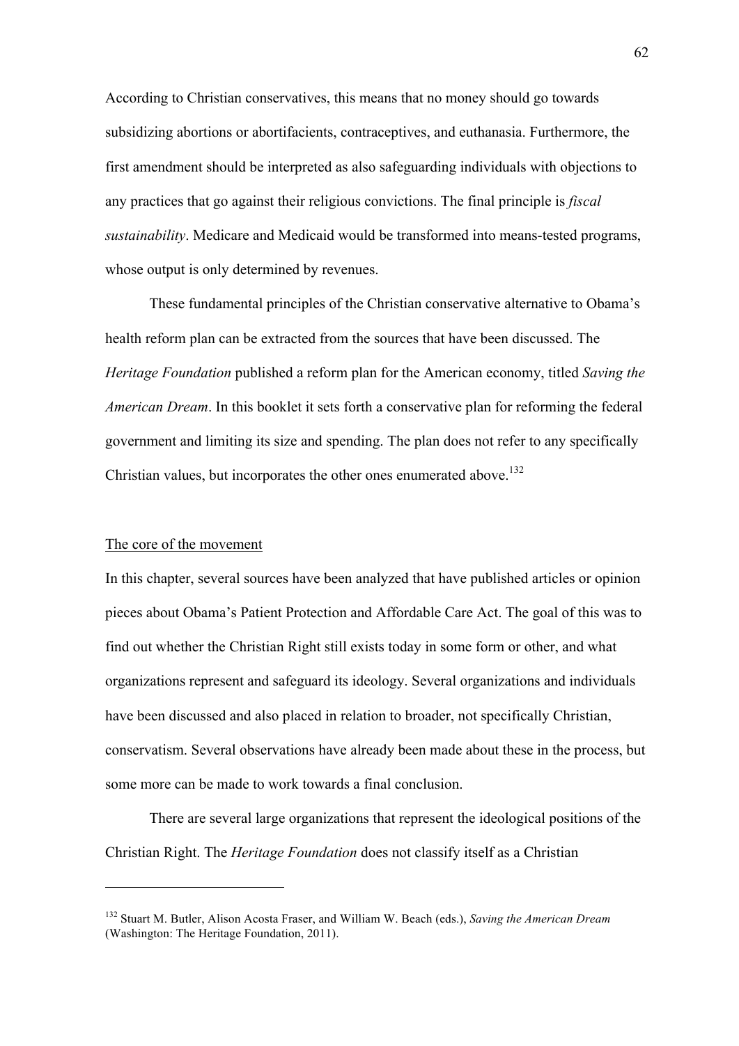According to Christian conservatives, this means that no money should go towards subsidizing abortions or abortifacients, contraceptives, and euthanasia. Furthermore, the first amendment should be interpreted as also safeguarding individuals with objections to any practices that go against their religious convictions. The final principle is *fiscal sustainability*. Medicare and Medicaid would be transformed into means-tested programs, whose output is only determined by revenues.

These fundamental principles of the Christian conservative alternative to Obama's health reform plan can be extracted from the sources that have been discussed. The *Heritage Foundation* published a reform plan for the American economy, titled *Saving the American Dream*. In this booklet it sets forth a conservative plan for reforming the federal government and limiting its size and spending. The plan does not refer to any specifically Christian values, but incorporates the other ones enumerated above.[132]

## The core of the movement

In this chapter, several sources have been analyzed that have published articles or opinion pieces about Obama's Patient Protection and Affordable Care Act. The goal of this was to find out whether the Christian Right still exists today in some form or other, and what organizations represent and safeguard its ideology. Several organizations and individuals have been discussed and also placed in relation to broader, not specifically Christian, conservatism. Several observations have already been made about these in the process, but some more can be made to work towards a final conclusion.

There are several large organizations that represent the ideological positions of the Christian Right. The *Heritage Foundation* does not classify itself as a Christian

---

[132] Stuart M. Butler, Alison Acosta Fraser, and William W. Beach (eds.), *Saving the American Dream* (Washington: The Heritage Foundation, 2011).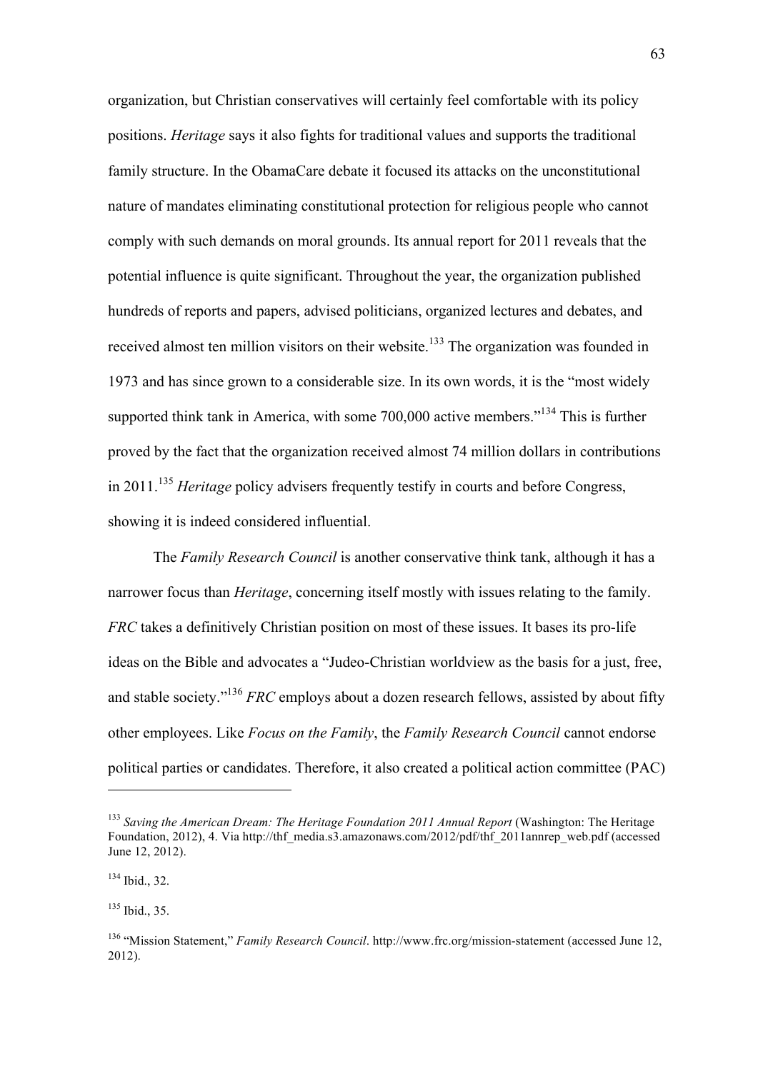organization, but Christian conservatives will certainly feel comfortable with its policy positions. *Heritage* says it also fights for traditional values and supports the traditional family structure. In the ObamaCare debate it focused its attacks on the unconstitutional nature of mandates eliminating constitutional protection for religious people who cannot comply with such demands on moral grounds. Its annual report for 2011 reveals that the potential influence is quite significant. Throughout the year, the organization published hundreds of reports and papers, advised politicians, organized lectures and debates, and received almost ten million visitors on their website.[133] The organization was founded in 1973 and has since grown to a considerable size. In its own words, it is the "most widely supported think tank in America, with some 700,000 active members."[134] This is further proved by the fact that the organization received almost 74 million dollars in contributions in 2011.[135] *Heritage* policy advisers frequently testify in courts and before Congress, showing it is indeed considered influential.

The *Family Research Council* is another conservative think tank, although it has a narrower focus than *Heritage*, concerning itself mostly with issues relating to the family. *FRC* takes a definitively Christian position on most of these issues. It bases its pro-life ideas on the Bible and advocates a "Judeo-Christian worldview as the basis for a just, free, and stable society."[136] *FRC* employs about a dozen research fellows, assisted by about fifty other employees. Like *Focus on the Family*, the *Family Research Council* cannot endorse political parties or candidates. Therefore, it also created a political action committee (PAC)

---

[133] *Saving the American Dream: The Heritage Foundation 2011 Annual Report* (Washington: The Heritage Foundation, 2012), 4. Via http://thf_media.s3.amazonaws.com/2012/pdf/thf_2011annrep_web.pdf (accessed June 12, 2012).

[134] Ibid., 32.

[135] Ibid., 35.

[136] "Mission Statement," *Family Research Council*. http://www.frc.org/mission-statement (accessed June 12, 2012).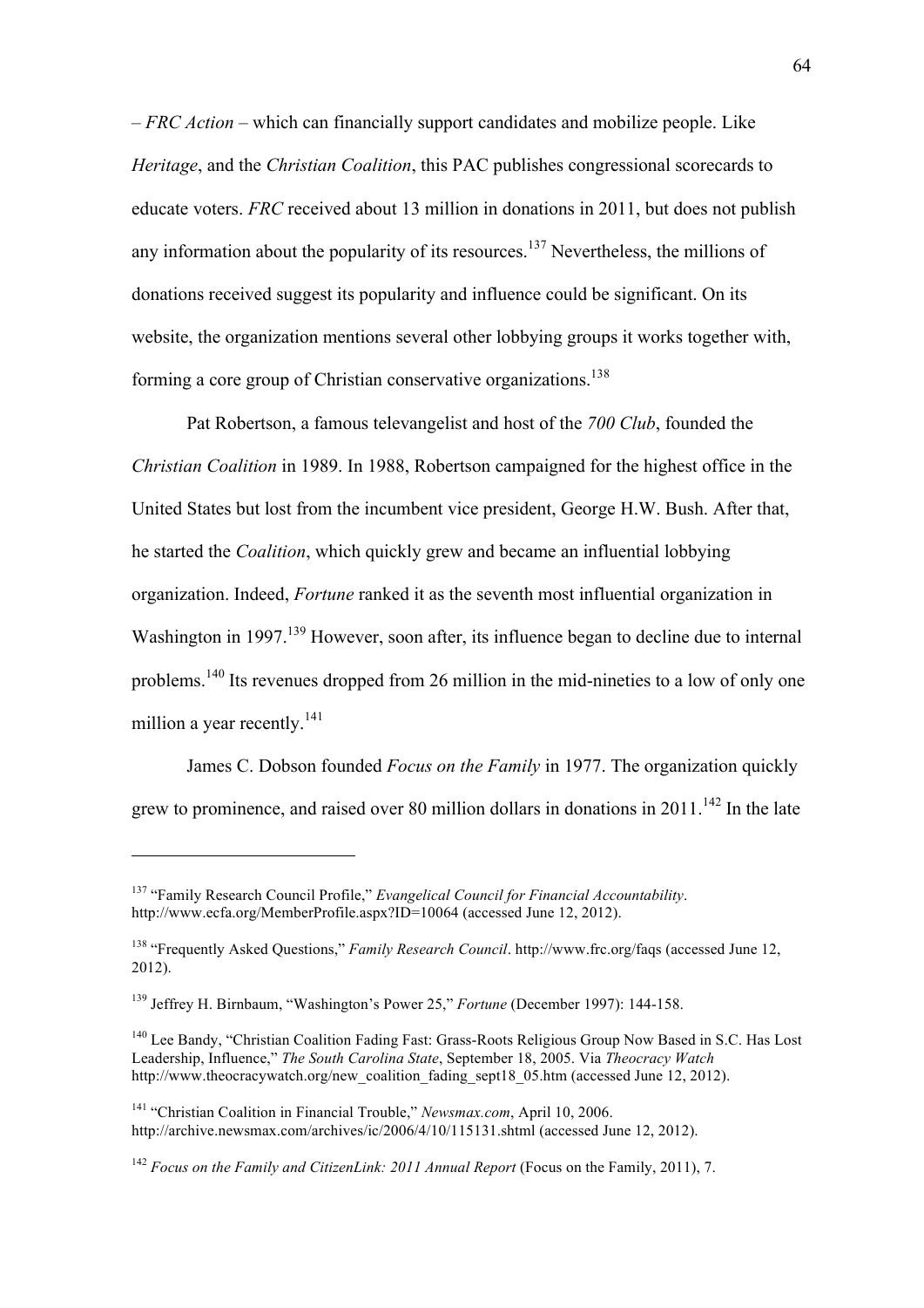– *FRC Action* – which can financially support candidates and mobilize people. Like *Heritage*, and the *Christian Coalition*, this PAC publishes congressional scorecards to educate voters. *FRC* received about 13 million in donations in 2011, but does not publish any information about the popularity of its resources.[137] Nevertheless, the millions of donations received suggest its popularity and influence could be significant. On its website, the organization mentions several other lobbying groups it works together with, forming a core group of Christian conservative organizations.[138]

Pat Robertson, a famous televangelist and host of the *700 Club*, founded the *Christian Coalition* in 1989. In 1988, Robertson campaigned for the highest office in the United States but lost from the incumbent vice president, George H.W. Bush. After that, he started the *Coalition*, which quickly grew and became an influential lobbying organization. Indeed, *Fortune* ranked it as the seventh most influential organization in Washington in 1997.[139] However, soon after, its influence began to decline due to internal problems.[140] Its revenues dropped from 26 million in the mid-nineties to a low of only one million a year recently.[141]

James C. Dobson founded *Focus on the Family* in 1977. The organization quickly grew to prominence, and raised over 80 million dollars in donations in 2011.[142] In the late

---

[137] "Family Research Council Profile," *Evangelical Council for Financial Accountability*. http://www.ecfa.org/MemberProfile.aspx?ID=10064 (accessed June 12, 2012).

[138] "Frequently Asked Questions," *Family Research Council*. http://www.frc.org/faqs (accessed June 12, 2012).

[139] Jeffrey H. Birnbaum, "Washington's Power 25," *Fortune* (December 1997): 144-158.

[140] Lee Bandy, "Christian Coalition Fading Fast: Grass-Roots Religious Group Now Based in S.C. Has Lost Leadership, Influence," *The South Carolina State*, September 18, 2005. Via *Theocracy Watch* http://www.theocracywatch.org/new_coalition_fading_sept18_05.htm (accessed June 12, 2012).

[141] "Christian Coalition in Financial Trouble," *Newsmax.com*, April 10, 2006. http://archive.newsmax.com/archives/ic/2006/4/10/115131.shtml (accessed June 12, 2012).

[142] *Focus on the Family and CitizenLink: 2011 Annual Report* (Focus on the Family, 2011), 7.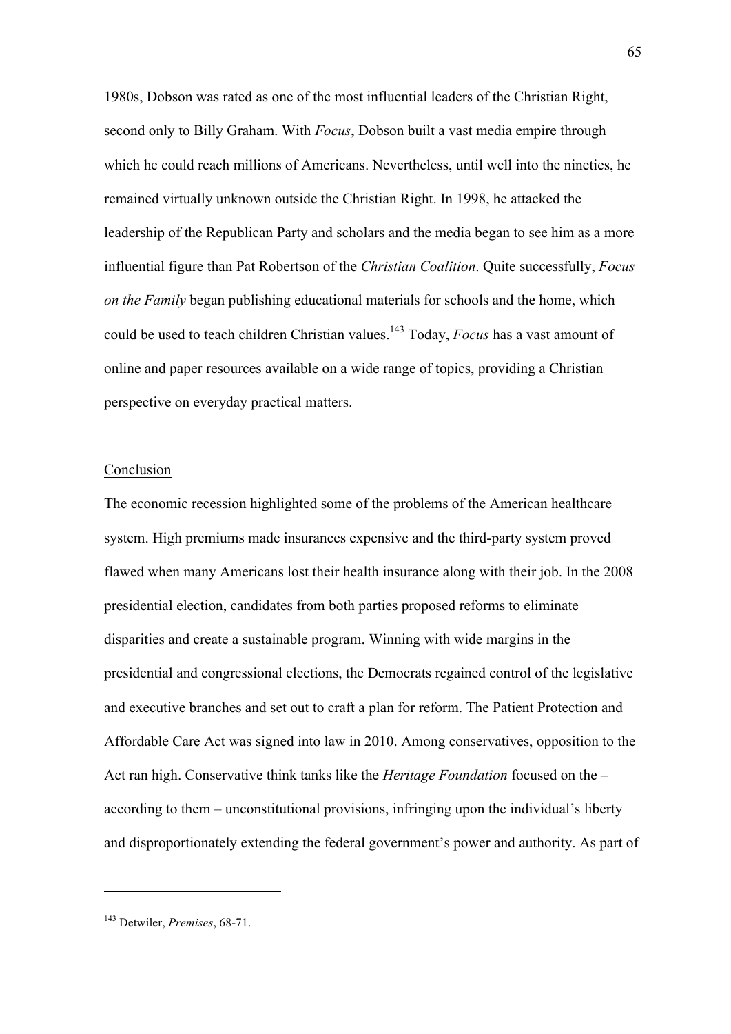1980s, Dobson was rated as one of the most influential leaders of the Christian Right, second only to Billy Graham. With *Focus*, Dobson built a vast media empire through which he could reach millions of Americans. Nevertheless, until well into the nineties, he remained virtually unknown outside the Christian Right. In 1998, he attacked the leadership of the Republican Party and scholars and the media began to see him as a more influential figure than Pat Robertson of the *Christian Coalition*. Quite successfully, *Focus on the Family* began publishing educational materials for schools and the home, which could be used to teach children Christian values.[143] Today, *Focus* has a vast amount of online and paper resources available on a wide range of topics, providing a Christian perspective on everyday practical matters.

## Conclusion

The economic recession highlighted some of the problems of the American healthcare system. High premiums made insurances expensive and the third-party system proved flawed when many Americans lost their health insurance along with their job. In the 2008 presidential election, candidates from both parties proposed reforms to eliminate disparities and create a sustainable program. Winning with wide margins in the presidential and congressional elections, the Democrats regained control of the legislative and executive branches and set out to craft a plan for reform. The Patient Protection and Affordable Care Act was signed into law in 2010. Among conservatives, opposition to the Act ran high. Conservative think tanks like the *Heritage Foundation* focused on the – according to them – unconstitutional provisions, infringing upon the individual's liberty and disproportionately extending the federal government's power and authority. As part of

---

[143] Detwiler, *Premises*, 68-71.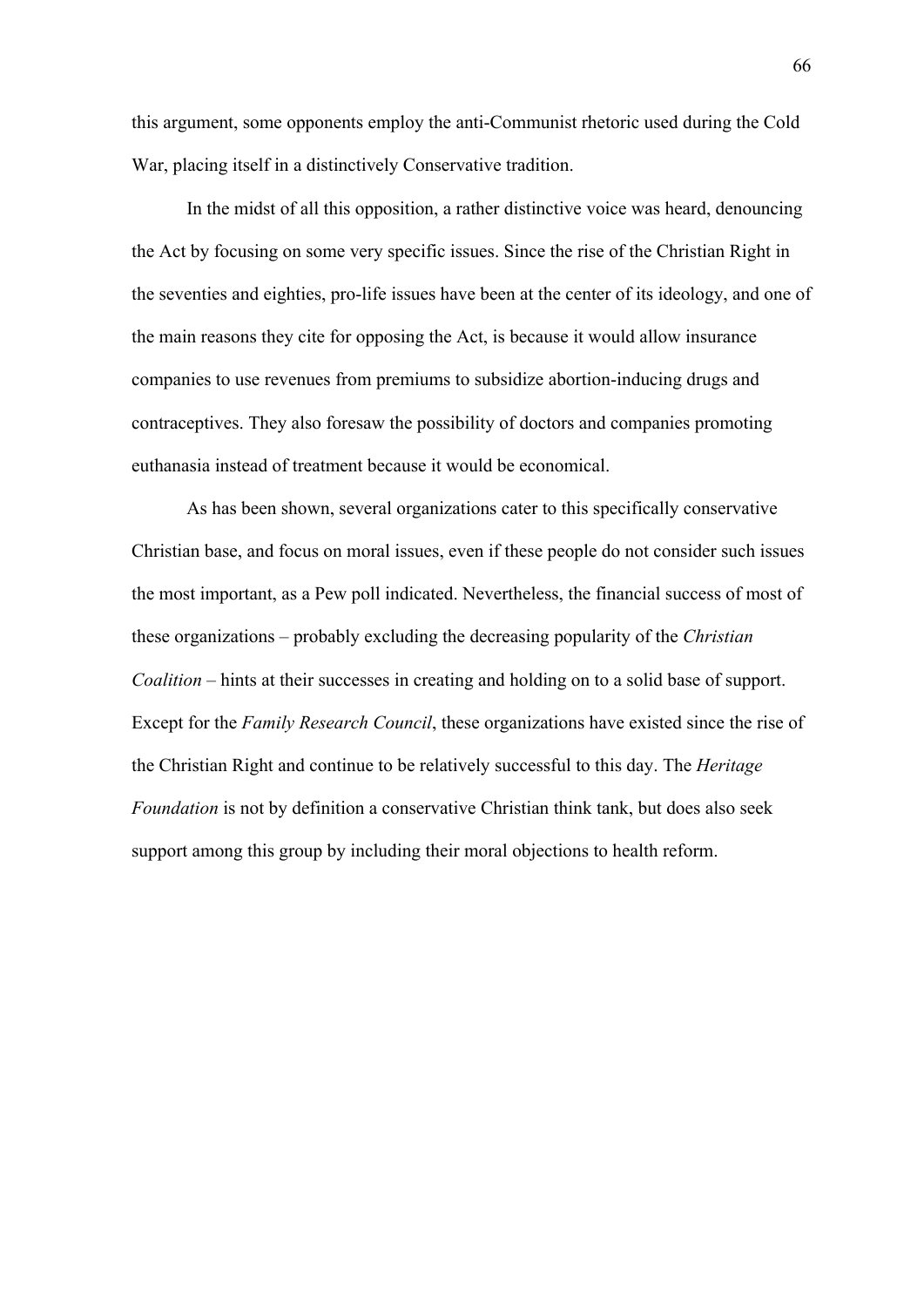this argument, some opponents employ the anti-Communist rhetoric used during the Cold War, placing itself in a distinctively Conservative tradition.

In the midst of all this opposition, a rather distinctive voice was heard, denouncing the Act by focusing on some very specific issues. Since the rise of the Christian Right in the seventies and eighties, pro-life issues have been at the center of its ideology, and one of the main reasons they cite for opposing the Act, is because it would allow insurance companies to use revenues from premiums to subsidize abortion-inducing drugs and contraceptives. They also foresaw the possibility of doctors and companies promoting euthanasia instead of treatment because it would be economical.

As has been shown, several organizations cater to this specifically conservative Christian base, and focus on moral issues, even if these people do not consider such issues the most important, as a Pew poll indicated. Nevertheless, the financial success of most of these organizations – probably excluding the decreasing popularity of the *Christian Coalition* – hints at their successes in creating and holding on to a solid base of support. Except for the *Family Research Council*, these organizations have existed since the rise of the Christian Right and continue to be relatively successful to this day. The *Heritage Foundation* is not by definition a conservative Christian think tank, but does also seek support among this group by including their moral objections to health reform.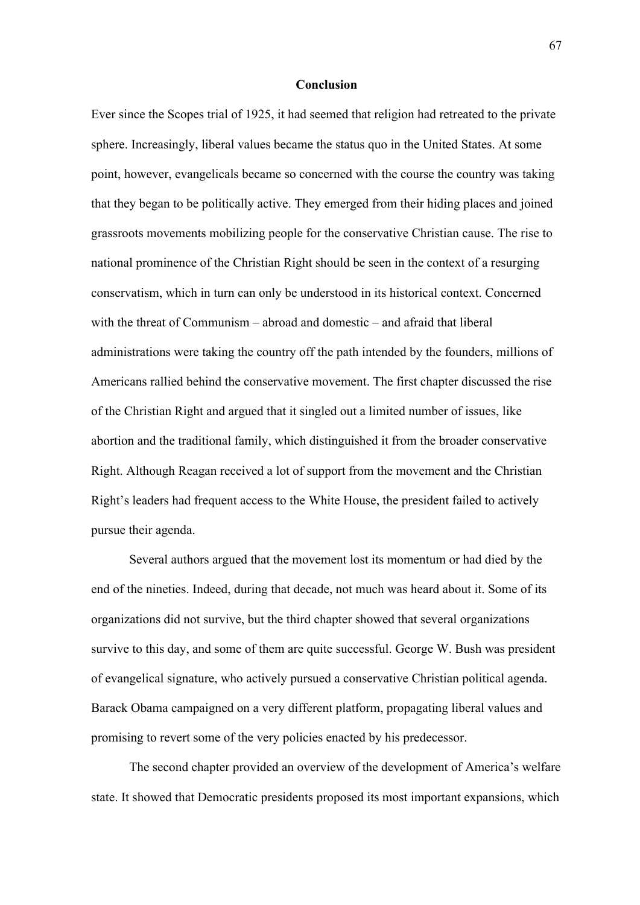## Conclusion

Ever since the Scopes trial of 1925, it had seemed that religion had retreated to the private sphere. Increasingly, liberal values became the status quo in the United States. At some point, however, evangelicals became so concerned with the course the country was taking that they began to be politically active. They emerged from their hiding places and joined grassroots movements mobilizing people for the conservative Christian cause. The rise to national prominence of the Christian Right should be seen in the context of a resurging conservatism, which in turn can only be understood in its historical context. Concerned with the threat of Communism – abroad and domestic – and afraid that liberal administrations were taking the country off the path intended by the founders, millions of Americans rallied behind the conservative movement. The first chapter discussed the rise of the Christian Right and argued that it singled out a limited number of issues, like abortion and the traditional family, which distinguished it from the broader conservative Right. Although Reagan received a lot of support from the movement and the Christian Right's leaders had frequent access to the White House, the president failed to actively pursue their agenda.

Several authors argued that the movement lost its momentum or had died by the end of the nineties. Indeed, during that decade, not much was heard about it. Some of its organizations did not survive, but the third chapter showed that several organizations survive to this day, and some of them are quite successful. George W. Bush was president of evangelical signature, who actively pursued a conservative Christian political agenda. Barack Obama campaigned on a very different platform, propagating liberal values and promising to revert some of the very policies enacted by his predecessor.

The second chapter provided an overview of the development of America's welfare state. It showed that Democratic presidents proposed its most important expansions, which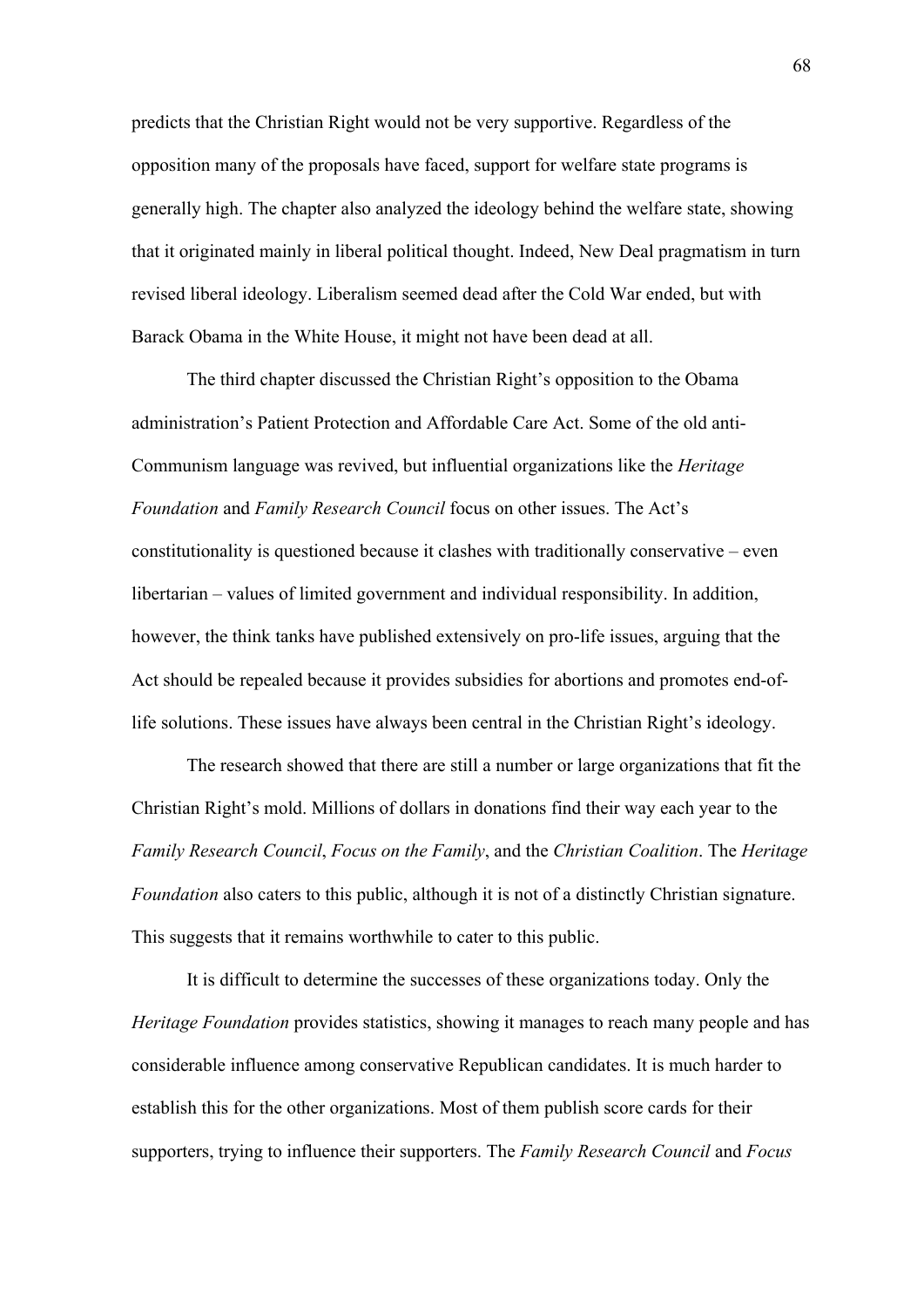predicts that the Christian Right would not be very supportive. Regardless of the opposition many of the proposals have faced, support for welfare state programs is generally high. The chapter also analyzed the ideology behind the welfare state, showing that it originated mainly in liberal political thought. Indeed, New Deal pragmatism in turn revised liberal ideology. Liberalism seemed dead after the Cold War ended, but with Barack Obama in the White House, it might not have been dead at all.

The third chapter discussed the Christian Right's opposition to the Obama administration's Patient Protection and Affordable Care Act. Some of the old anti-Communism language was revived, but influential organizations like the *Heritage Foundation* and *Family Research Council* focus on other issues. The Act's constitutionality is questioned because it clashes with traditionally conservative – even libertarian – values of limited government and individual responsibility. In addition, however, the think tanks have published extensively on pro-life issues, arguing that the Act should be repealed because it provides subsidies for abortions and promotes end-of-life solutions. These issues have always been central in the Christian Right's ideology.

The research showed that there are still a number or large organizations that fit the Christian Right's mold. Millions of dollars in donations find their way each year to the *Family Research Council*, *Focus on the Family*, and the *Christian Coalition*. The *Heritage Foundation* also caters to this public, although it is not of a distinctly Christian signature. This suggests that it remains worthwhile to cater to this public.

It is difficult to determine the successes of these organizations today. Only the *Heritage Foundation* provides statistics, showing it manages to reach many people and has considerable influence among conservative Republican candidates. It is much harder to establish this for the other organizations. Most of them publish score cards for their supporters, trying to influence their supporters. The *Family Research Council* and *Focus*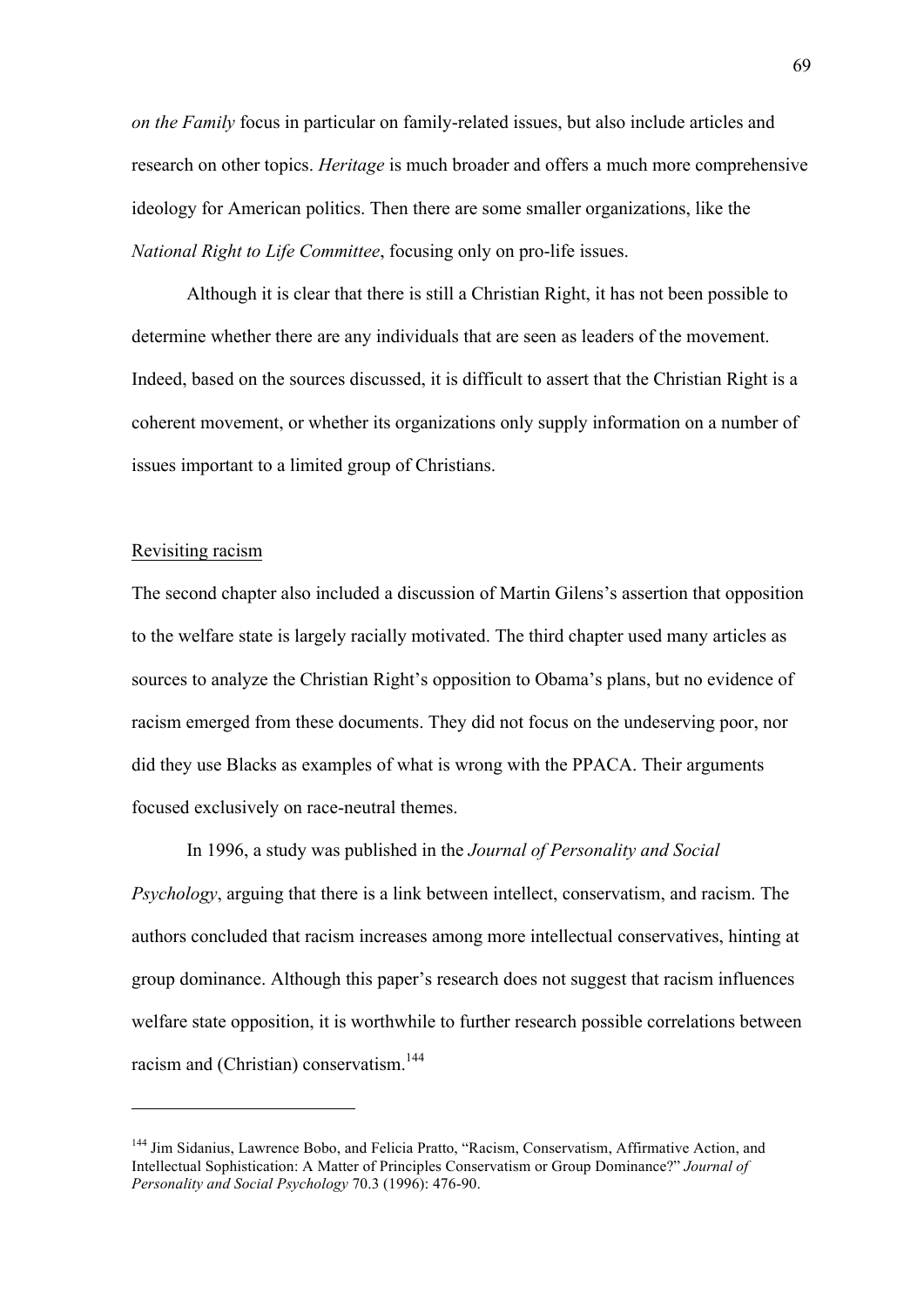*on the Family* focus in particular on family-related issues, but also include articles and research on other topics. *Heritage* is much broader and offers a much more comprehensive ideology for American politics. Then there are some smaller organizations, like the *National Right to Life Committee*, focusing only on pro-life issues.

Although it is clear that there is still a Christian Right, it has not been possible to determine whether there are any individuals that are seen as leaders of the movement. Indeed, based on the sources discussed, it is difficult to assert that the Christian Right is a coherent movement, or whether its organizations only supply information on a number of issues important to a limited group of Christians.

## Revisiting racism

The second chapter also included a discussion of Martin Gilens's assertion that opposition to the welfare state is largely racially motivated. The third chapter used many articles as sources to analyze the Christian Right's opposition to Obama's plans, but no evidence of racism emerged from these documents. They did not focus on the undeserving poor, nor did they use Blacks as examples of what is wrong with the PPACA. Their arguments focused exclusively on race-neutral themes.

In 1996, a study was published in the *Journal of Personality and Social Psychology*, arguing that there is a link between intellect, conservatism, and racism. The authors concluded that racism increases among more intellectual conservatives, hinting at group dominance. Although this paper's research does not suggest that racism influences welfare state opposition, it is worthwhile to further research possible correlations between racism and (Christian) conservatism.[144]

---

[144] Jim Sidanius, Lawrence Bobo, and Felicia Pratto, "Racism, Conservatism, Affirmative Action, and Intellectual Sophistication: A Matter of Principles Conservatism or Group Dominance?" *Journal of Personality and Social Psychology* 70.3 (1996): 476-90.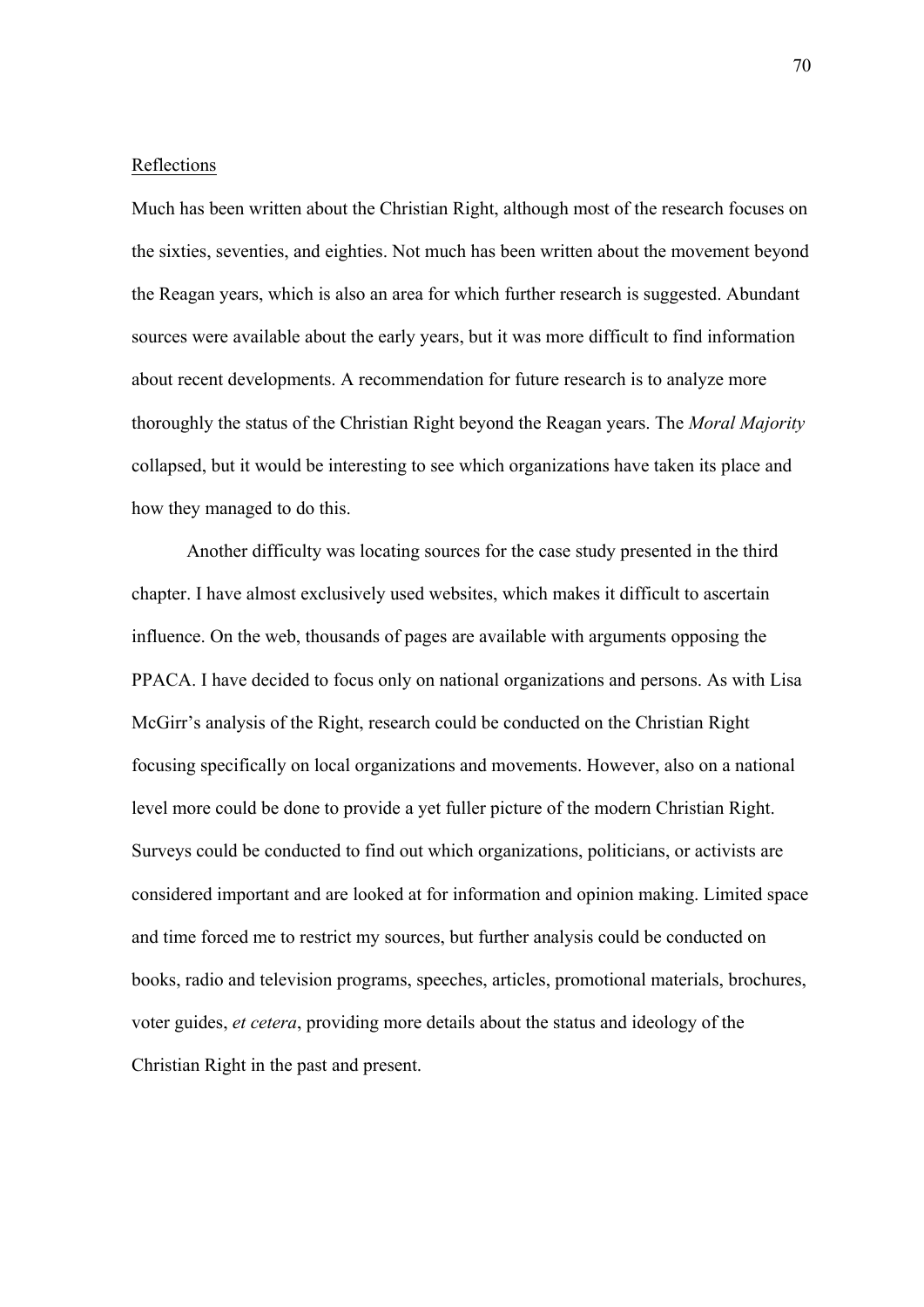## Reflections

Much has been written about the Christian Right, although most of the research focuses on the sixties, seventies, and eighties. Not much has been written about the movement beyond the Reagan years, which is also an area for which further research is suggested. Abundant sources were available about the early years, but it was more difficult to find information about recent developments. A recommendation for future research is to analyze more thoroughly the status of the Christian Right beyond the Reagan years. The *Moral Majority* collapsed, but it would be interesting to see which organizations have taken its place and how they managed to do this.

Another difficulty was locating sources for the case study presented in the third chapter. I have almost exclusively used websites, which makes it difficult to ascertain influence. On the web, thousands of pages are available with arguments opposing the PPACA. I have decided to focus only on national organizations and persons. As with Lisa McGirr's analysis of the Right, research could be conducted on the Christian Right focusing specifically on local organizations and movements. However, also on a national level more could be done to provide a yet fuller picture of the modern Christian Right. Surveys could be conducted to find out which organizations, politicians, or activists are considered important and are looked at for information and opinion making. Limited space and time forced me to restrict my sources, but further analysis could be conducted on books, radio and television programs, speeches, articles, promotional materials, brochures, voter guides, *et cetera*, providing more details about the status and ideology of the Christian Right in the past and present.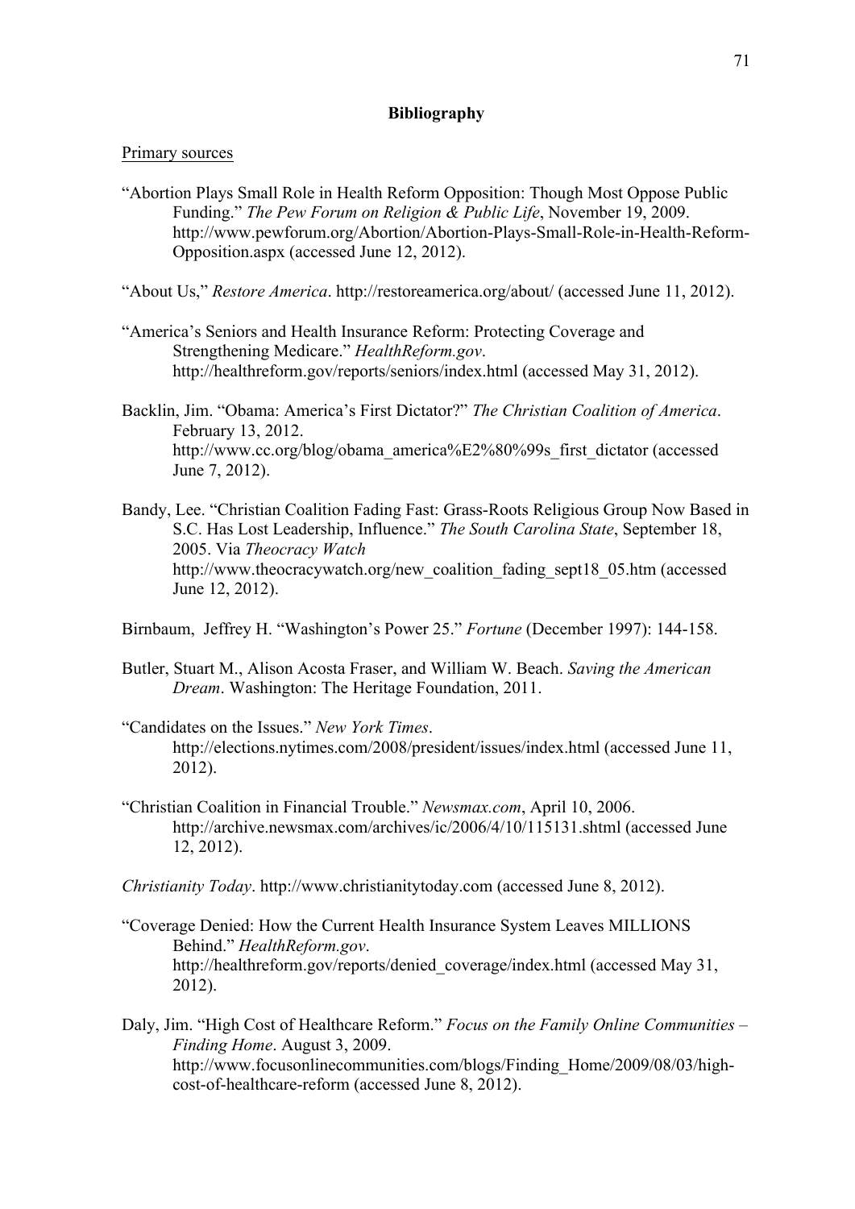## Bibliography

Primary sources

"Abortion Plays Small Role in Health Reform Opposition: Though Most Oppose Public Funding." *The Pew Forum on Religion & Public Life*, November 19, 2009. http://www.pewforum.org/Abortion/Abortion-Plays-Small-Role-in-Health-Reform-Opposition.aspx (accessed June 12, 2012).

"About Us," *Restore America*. http://restoreamerica.org/about/ (accessed June 11, 2012).

"America's Seniors and Health Insurance Reform: Protecting Coverage and Strengthening Medicare." *HealthReform.gov*. http://healthreform.gov/reports/seniors/index.html (accessed May 31, 2012).

Backlin, Jim. "Obama: America's First Dictator?" *The Christian Coalition of America*. February 13, 2012. http://www.cc.org/blog/obama_america%E2%80%99s_first_dictator (accessed June 7, 2012).

Bandy, Lee. "Christian Coalition Fading Fast: Grass-Roots Religious Group Now Based in S.C. Has Lost Leadership, Influence." *The South Carolina State*, September 18, 2005. Via *Theocracy Watch* http://www.theocracywatch.org/new_coalition_fading_sept18_05.htm (accessed June 12, 2012).

Birnbaum, Jeffrey H. "Washington's Power 25." *Fortune* (December 1997): 144-158.

Butler, Stuart M., Alison Acosta Fraser, and William W. Beach. *Saving the American Dream*. Washington: The Heritage Foundation, 2011.

"Candidates on the Issues." *New York Times*. http://elections.nytimes.com/2008/president/issues/index.html (accessed June 11, 2012).

"Christian Coalition in Financial Trouble." *Newsmax.com*, April 10, 2006. http://archive.newsmax.com/archives/ic/2006/4/10/115131.shtml (accessed June 12, 2012).

*Christianity Today*. http://www.christianitytoday.com (accessed June 8, 2012).

"Coverage Denied: How the Current Health Insurance System Leaves MILLIONS Behind." *HealthReform.gov*. http://healthreform.gov/reports/denied_coverage/index.html (accessed May 31, 2012).

Daly, Jim. "High Cost of Healthcare Reform." *Focus on the Family Online Communities – Finding Home*. August 3, 2009. http://www.focusonlinecommunities.com/blogs/Finding_Home/2009/08/03/high-cost-of-healthcare-reform (accessed June 8, 2012).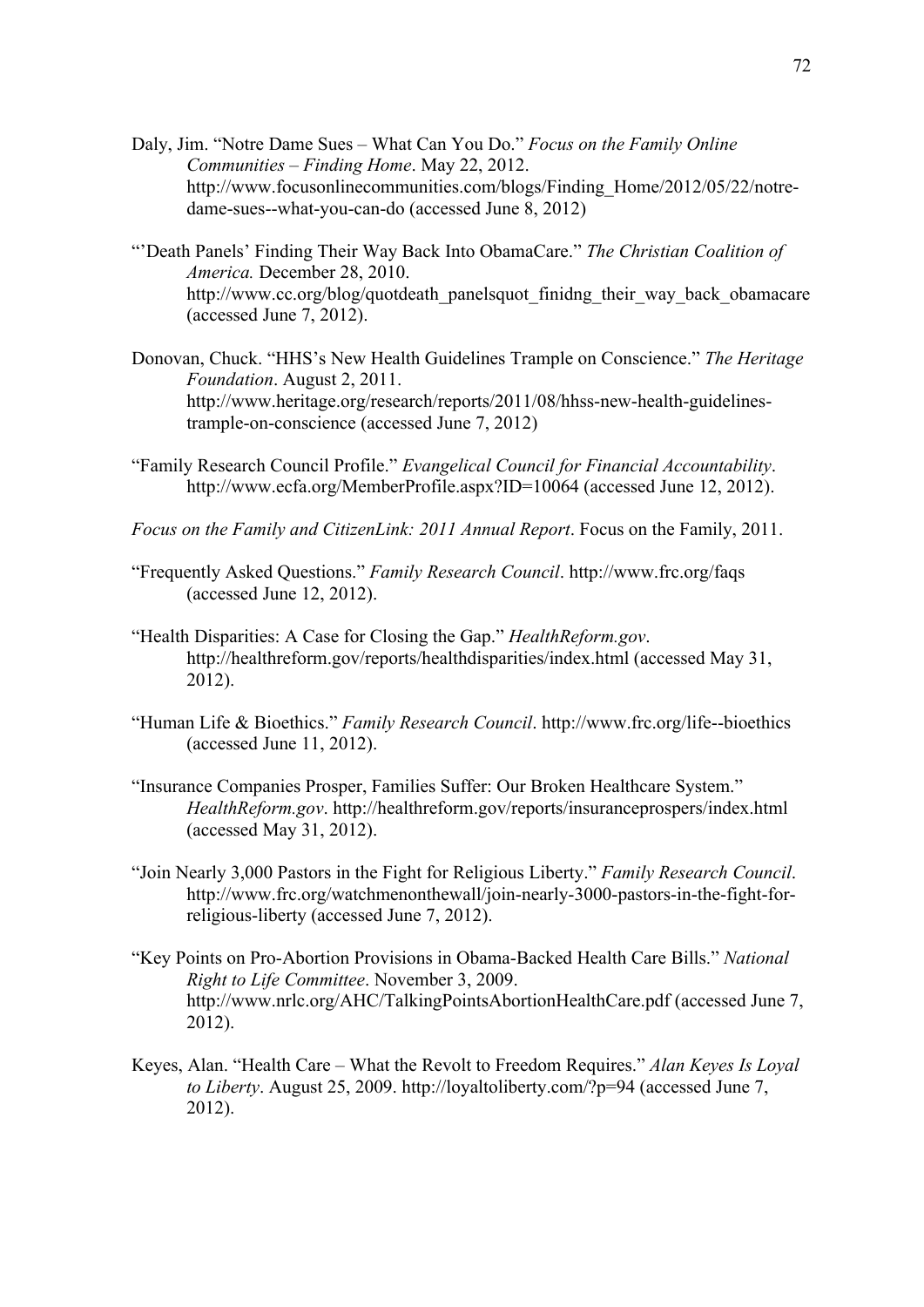Daly, Jim. "Notre Dame Sues – What Can You Do." *Focus on the Family Online Communities – Finding Home*. May 22, 2012. http://www.focusonlinecommunities.com/blogs/Finding_Home/2012/05/22/notre-dame-sues--what-you-can-do (accessed June 8, 2012)

"'Death Panels' Finding Their Way Back Into ObamaCare." *The Christian Coalition of America.* December 28, 2010. http://www.cc.org/blog/quotdeath_panelsquot_finidng_their_way_back_obamacare (accessed June 7, 2012).

Donovan, Chuck. "HHS's New Health Guidelines Trample on Conscience." *The Heritage Foundation*. August 2, 2011. http://www.heritage.org/research/reports/2011/08/hhss-new-health-guidelines-trample-on-conscience (accessed June 7, 2012)

"Family Research Council Profile." *Evangelical Council for Financial Accountability*. http://www.ecfa.org/MemberProfile.aspx?ID=10064 (accessed June 12, 2012).

*Focus on the Family and CitizenLink: 2011 Annual Report*. Focus on the Family, 2011.

"Frequently Asked Questions." *Family Research Council*. http://www.frc.org/faqs (accessed June 12, 2012).

"Health Disparities: A Case for Closing the Gap." *HealthReform.gov*. http://healthreform.gov/reports/healthdisparities/index.html (accessed May 31, 2012).

"Human Life & Bioethics." *Family Research Council*. http://www.frc.org/life--bioethics (accessed June 11, 2012).

"Insurance Companies Prosper, Families Suffer: Our Broken Healthcare System." *HealthReform.gov*. http://healthreform.gov/reports/insuranceprospers/index.html (accessed May 31, 2012).

"Join Nearly 3,000 Pastors in the Fight for Religious Liberty." *Family Research Council*. http://www.frc.org/watchmenonthewall/join-nearly-3000-pastors-in-the-fight-for-religious-liberty (accessed June 7, 2012).

"Key Points on Pro-Abortion Provisions in Obama-Backed Health Care Bills." *National Right to Life Committee*. November 3, 2009. http://www.nrlc.org/AHC/TalkingPointsAbortionHealthCare.pdf (accessed June 7, 2012).

Keyes, Alan. "Health Care – What the Revolt to Freedom Requires." *Alan Keyes Is Loyal to Liberty*. August 25, 2009. http://loyaltoliberty.com/?p=94 (accessed June 7, 2012).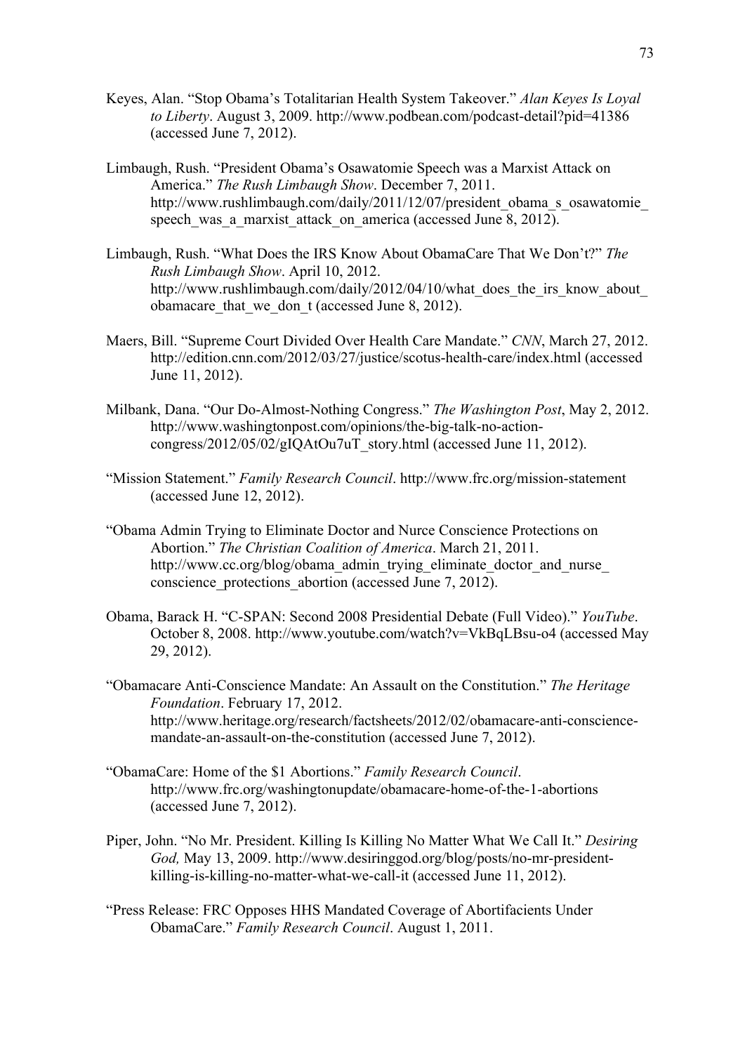Keyes, Alan. "Stop Obama's Totalitarian Health System Takeover." *Alan Keyes Is Loyal to Liberty*. August 3, 2009. http://www.podbean.com/podcast-detail?pid=41386 (accessed June 7, 2012).

Limbaugh, Rush. "President Obama's Osawatomie Speech was a Marxist Attack on America." *The Rush Limbaugh Show*. December 7, 2011. http://www.rushlimbaugh.com/daily/2011/12/07/president_obama_s_osawatomie_speech_was_a_marxist_attack_on_america (accessed June 8, 2012).

Limbaugh, Rush. "What Does the IRS Know About ObamaCare That We Don't?" *The Rush Limbaugh Show*. April 10, 2012. http://www.rushlimbaugh.com/daily/2012/04/10/what_does_the_irs_know_about_obamacare_that_we_don_t (accessed June 8, 2012).

Maers, Bill. "Supreme Court Divided Over Health Care Mandate." *CNN*, March 27, 2012. http://edition.cnn.com/2012/03/27/justice/scotus-health-care/index.html (accessed June 11, 2012).

Milbank, Dana. "Our Do-Almost-Nothing Congress." *The Washington Post*, May 2, 2012. http://www.washingtonpost.com/opinions/the-big-talk-no-action-congress/2012/05/02/gIQAtOu7uT_story.html (accessed June 11, 2012).

"Mission Statement." *Family Research Council*. http://www.frc.org/mission-statement (accessed June 12, 2012).

"Obama Admin Trying to Eliminate Doctor and Nurce Conscience Protections on Abortion." *The Christian Coalition of America*. March 21, 2011. http://www.cc.org/blog/obama_admin_trying_eliminate_doctor_and_nurse_conscience_protections_abortion (accessed June 7, 2012).

Obama, Barack H. "C-SPAN: Second 2008 Presidential Debate (Full Video)." *YouTube*. October 8, 2008. http://www.youtube.com/watch?v=VkBqLBsu-o4 (accessed May 29, 2012).

"Obamacare Anti-Conscience Mandate: An Assault on the Constitution." *The Heritage Foundation*. February 17, 2012. http://www.heritage.org/research/factsheets/2012/02/obamacare-anti-conscience-mandate-an-assault-on-the-constitution (accessed June 7, 2012).

"ObamaCare: Home of the $1 Abortions." *Family Research Council*. http://www.frc.org/washingtonupdate/obamacare-home-of-the-1-abortions (accessed June 7, 2012).

Piper, John. "No Mr. President. Killing Is Killing No Matter What We Call It." *Desiring God,* May 13, 2009. http://www.desiringgod.org/blog/posts/no-mr-president-killing-is-killing-no-matter-what-we-call-it (accessed June 11, 2012).

"Press Release: FRC Opposes HHS Mandated Coverage of Abortifacients Under ObamaCare." *Family Research Council*. August 1, 2011.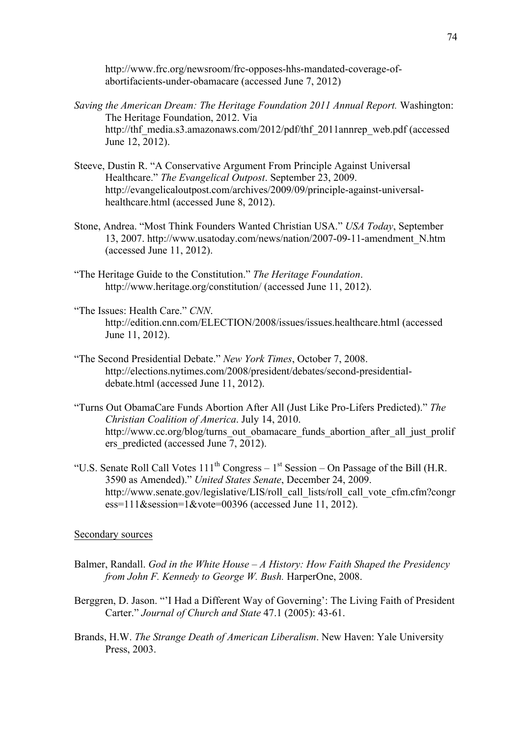http://www.frc.org/newsroom/frc-opposes-hhs-mandated-coverage-of-abortifacients-under-obamacare (accessed June 7, 2012)

*Saving the American Dream: The Heritage Foundation 2011 Annual Report.* Washington: The Heritage Foundation, 2012. Via http://thf_media.s3.amazonaws.com/2012/pdf/thf_2011annrep_web.pdf (accessed June 12, 2012).

Steeve, Dustin R. "A Conservative Argument From Principle Against Universal Healthcare." *The Evangelical Outpost*. September 23, 2009. http://evangelicaloutpost.com/archives/2009/09/principle-against-universal-healthcare.html (accessed June 8, 2012).

Stone, Andrea. "Most Think Founders Wanted Christian USA." *USA Today*, September 13, 2007. http://www.usatoday.com/news/nation/2007-09-11-amendment_N.htm (accessed June 11, 2012).

"The Heritage Guide to the Constitution." *The Heritage Foundation*. http://www.heritage.org/constitution/ (accessed June 11, 2012).

"The Issues: Health Care." *CNN*. http://edition.cnn.com/ELECTION/2008/issues/issues.healthcare.html (accessed June 11, 2012).

"The Second Presidential Debate." *New York Times*, October 7, 2008. http://elections.nytimes.com/2008/president/debates/second-presidential-debate.html (accessed June 11, 2012).

"Turns Out ObamaCare Funds Abortion After All (Just Like Pro-Lifers Predicted)." *The Christian Coalition of America*. July 14, 2010. http://www.cc.org/blog/turns_out_obamacare_funds_abortion_after_all_just_prolifers_predicted (accessed June 7, 2012).

"U.S. Senate Roll Call Votes 111th Congress – 1st Session – On Passage of the Bill (H.R. 3590 as Amended)." *United States Senate*, December 24, 2009. http://www.senate.gov/legislative/LIS/roll_call_lists/roll_call_vote_cfm.cfm?congress=111&session=1&vote=00396 (accessed June 11, 2012).

Secondary sources

Balmer, Randall. *God in the White House – A History: How Faith Shaped the Presidency from John F. Kennedy to George W. Bush.* HarperOne, 2008.

Berggren, D. Jason. "'I Had a Different Way of Governing': The Living Faith of President Carter." *Journal of Church and State* 47.1 (2005): 43-61.

Brands, H.W. *The Strange Death of American Liberalism*. New Haven: Yale University Press, 2003.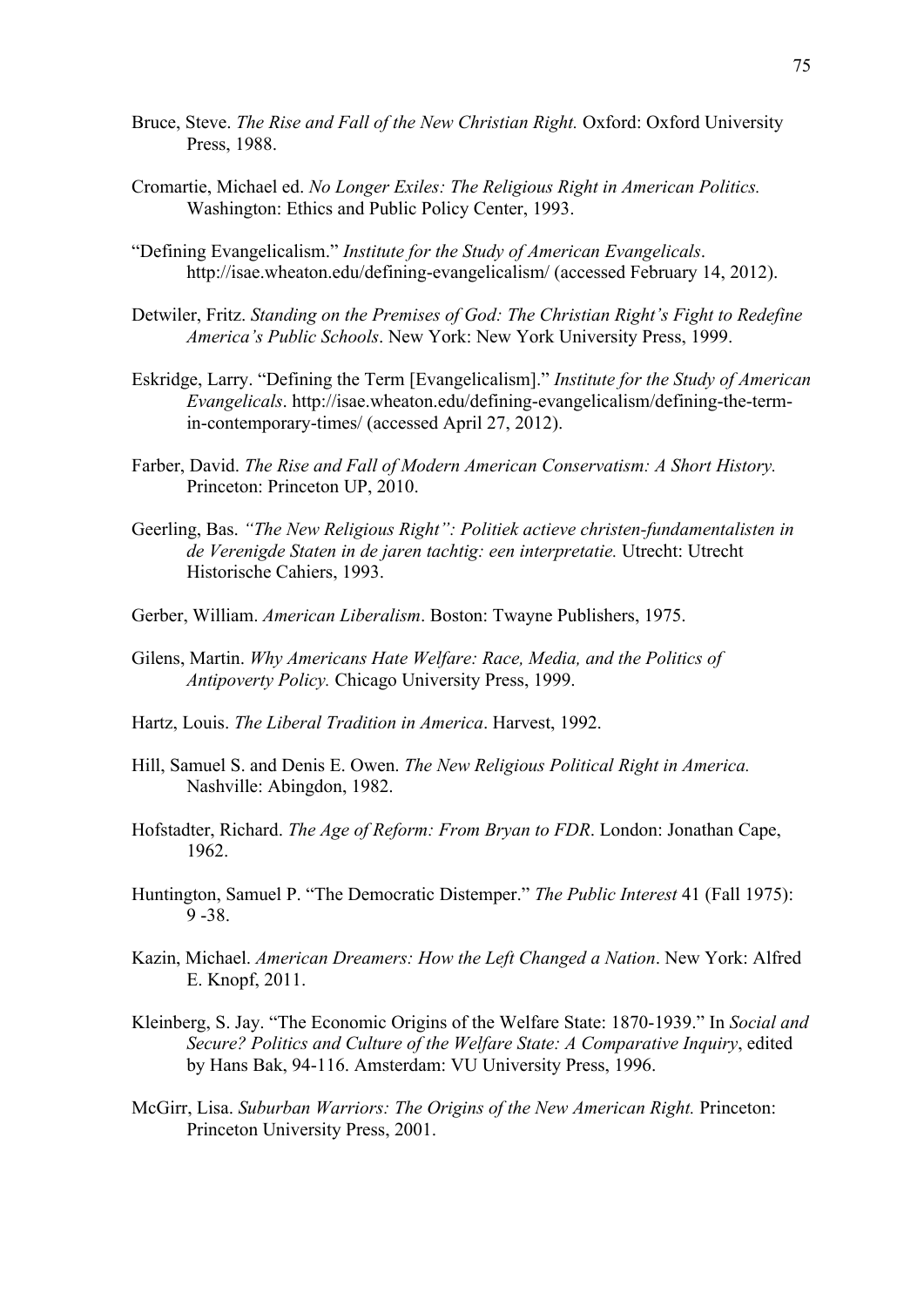Bruce, Steve. *The Rise and Fall of the New Christian Right.* Oxford: Oxford University Press, 1988.

Cromartie, Michael ed. *No Longer Exiles: The Religious Right in American Politics.* Washington: Ethics and Public Policy Center, 1993.

"Defining Evangelicalism." *Institute for the Study of American Evangelicals*. http://isae.wheaton.edu/defining-evangelicalism/ (accessed February 14, 2012).

Detwiler, Fritz. *Standing on the Premises of God: The Christian Right's Fight to Redefine America's Public Schools*. New York: New York University Press, 1999.

Eskridge, Larry. "Defining the Term [Evangelicalism]." *Institute for the Study of American Evangelicals*. http://isae.wheaton.edu/defining-evangelicalism/defining-the-term-in-contemporary-times/ (accessed April 27, 2012).

Farber, David. *The Rise and Fall of Modern American Conservatism: A Short History.* Princeton: Princeton UP, 2010.

Geerling, Bas. *"The New Religious Right": Politiek actieve christen-fundamentalisten in de Verenigde Staten in de jaren tachtig: een interpretatie.* Utrecht: Utrecht Historische Cahiers, 1993.

Gerber, William. *American Liberalism*. Boston: Twayne Publishers, 1975.

Gilens, Martin. *Why Americans Hate Welfare: Race, Media, and the Politics of Antipoverty Policy.* Chicago University Press, 1999.

Hartz, Louis. *The Liberal Tradition in America*. Harvest, 1992.

Hill, Samuel S. and Denis E. Owen. *The New Religious Political Right in America.* Nashville: Abingdon, 1982.

Hofstadter, Richard. *The Age of Reform: From Bryan to FDR*. London: Jonathan Cape, 1962.

Huntington, Samuel P. "The Democratic Distemper." *The Public Interest* 41 (Fall 1975): 9 -38.

Kazin, Michael. *American Dreamers: How the Left Changed a Nation*. New York: Alfred E. Knopf, 2011.

Kleinberg, S. Jay. "The Economic Origins of the Welfare State: 1870-1939." In *Social and Secure? Politics and Culture of the Welfare State: A Comparative Inquiry*, edited by Hans Bak, 94-116. Amsterdam: VU University Press, 1996.

McGirr, Lisa. *Suburban Warriors: The Origins of the New American Right.* Princeton: Princeton University Press, 2001.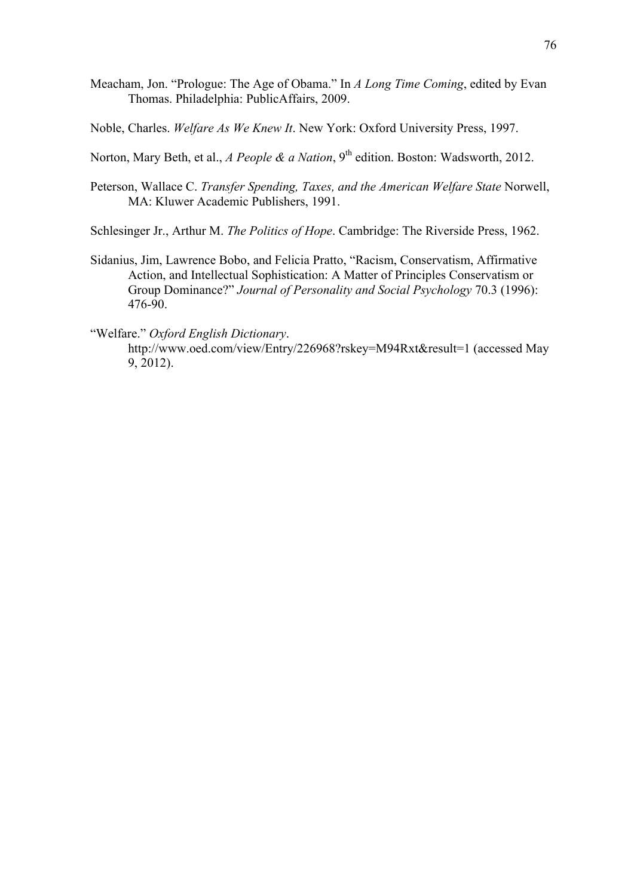Meacham, Jon. "Prologue: The Age of Obama." In *A Long Time Coming*, edited by Evan Thomas. Philadelphia: PublicAffairs, 2009.

Noble, Charles. *Welfare As We Knew It*. New York: Oxford University Press, 1997.

Norton, Mary Beth, et al., *A People & a Nation*, 9th edition. Boston: Wadsworth, 2012.

Peterson, Wallace C. *Transfer Spending, Taxes, and the American Welfare State* Norwell, MA: Kluwer Academic Publishers, 1991.

Schlesinger Jr., Arthur M. *The Politics of Hope*. Cambridge: The Riverside Press, 1962.

Sidanius, Jim, Lawrence Bobo, and Felicia Pratto, "Racism, Conservatism, Affirmative Action, and Intellectual Sophistication: A Matter of Principles Conservatism or Group Dominance?" *Journal of Personality and Social Psychology* 70.3 (1996): 476-90.

"Welfare." *Oxford English Dictionary*. http://www.oed.com/view/Entry/226968?rskey=M94Rxt&result=1 (accessed May 9, 2012).